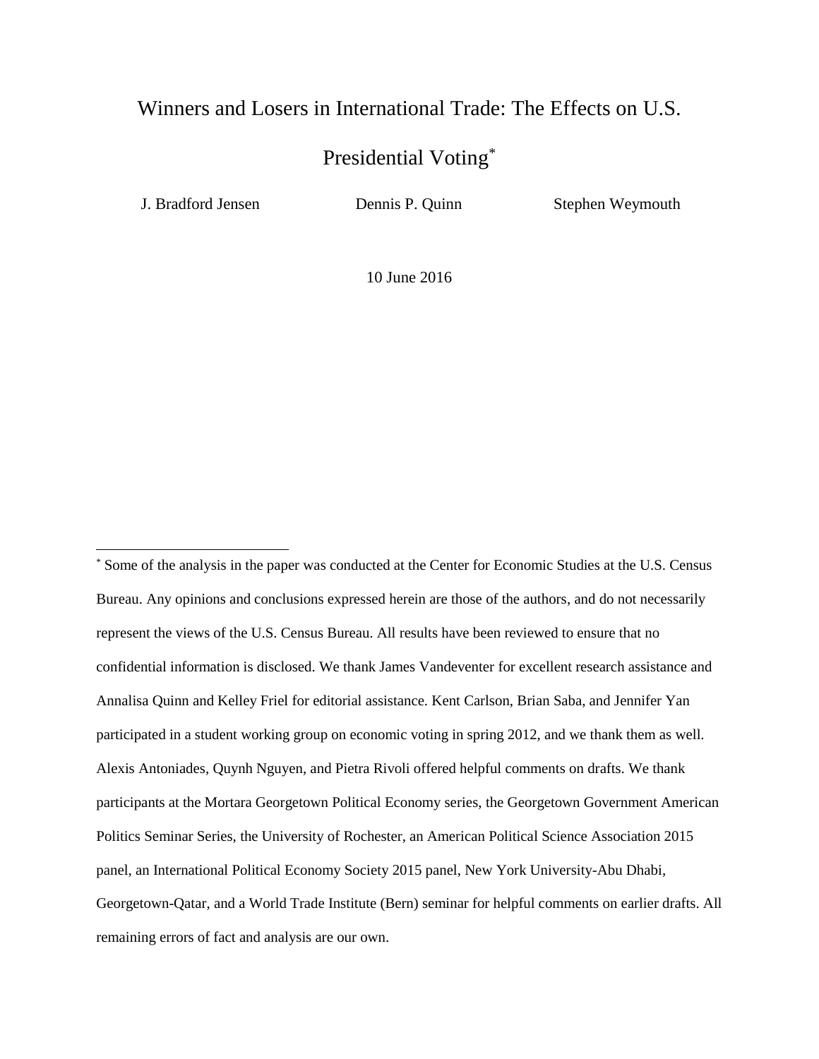# Winners and Losers in International Trade: The Effects on U.S. Presidential Voting[*]

J. Bradford Jensen    Dennis P. Quinn    Stephen Weymouth

10 June 2016

[*] Some of the analysis in the paper was conducted at the Center for Economic Studies at the U.S. Census Bureau. Any opinions and conclusions expressed herein are those of the authors, and do not necessarily represent the views of the U.S. Census Bureau. All results have been reviewed to ensure that no confidential information is disclosed. We thank James Vandeventer for excellent research assistance and Annalisa Quinn and Kelley Friel for editorial assistance. Kent Carlson, Brian Saba, and Jennifer Yan participated in a student working group on economic voting in spring 2012, and we thank them as well. Alexis Antoniades, Quynh Nguyen, and Pietra Rivoli offered helpful comments on drafts. We thank participants at the Mortara Georgetown Political Economy series, the Georgetown Government American Politics Seminar Series, the University of Rochester, an American Political Science Association 2015 panel, an International Political Economy Society 2015 panel, New York University-Abu Dhabi, Georgetown-Qatar, and a World Trade Institute (Bern) seminar for helpful comments on earlier drafts. All remaining errors of fact and analysis are our own.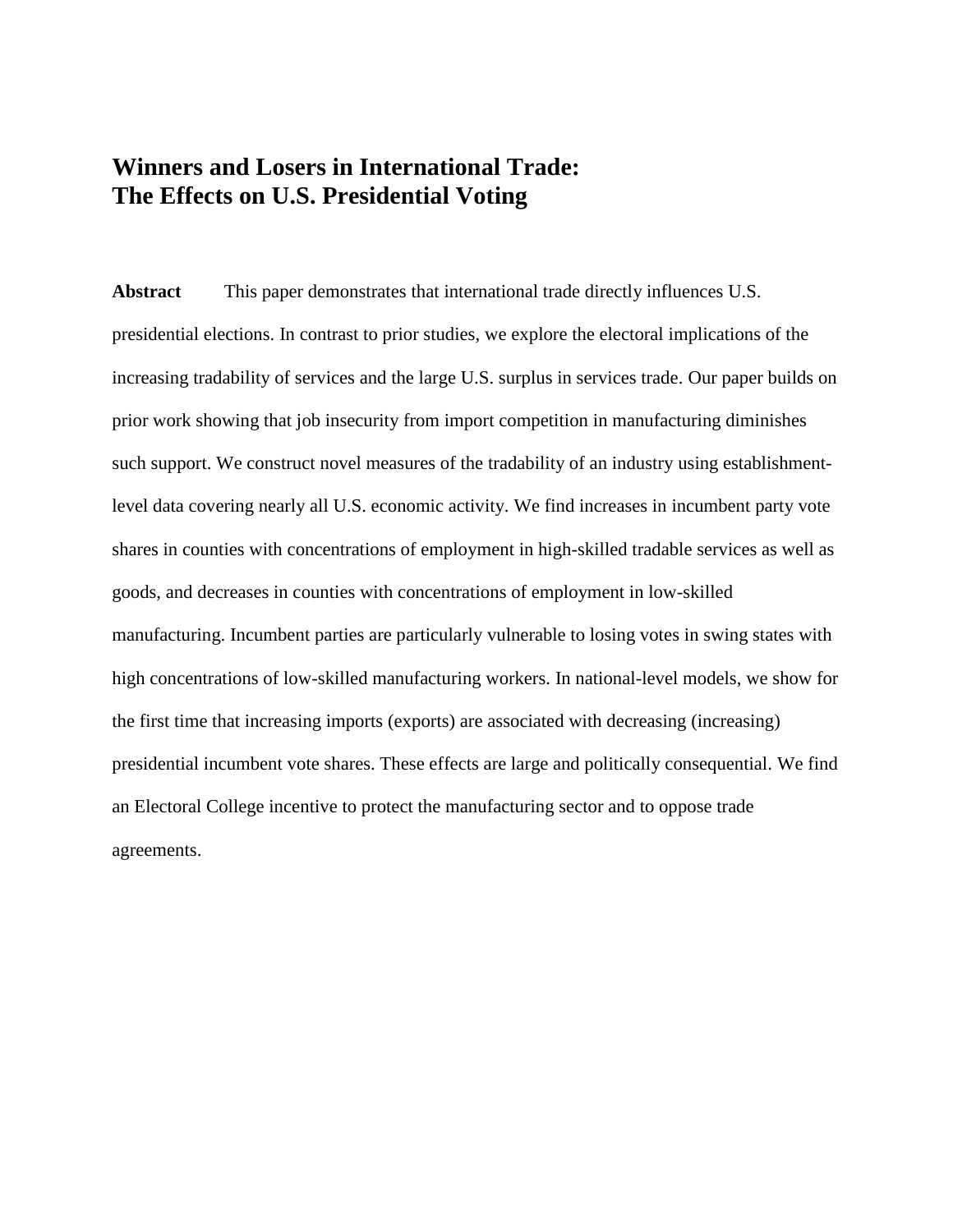# Winners and Losers in International Trade: The Effects on U.S. Presidential Voting

**Abstract** This paper demonstrates that international trade directly influences U.S. presidential elections. In contrast to prior studies, we explore the electoral implications of the increasing tradability of services and the large U.S. surplus in services trade. Our paper builds on prior work showing that job insecurity from import competition in manufacturing diminishes such support. We construct novel measures of the tradability of an industry using establishment-level data covering nearly all U.S. economic activity. We find increases in incumbent party vote shares in counties with concentrations of employment in high-skilled tradable services as well as goods, and decreases in counties with concentrations of employment in low-skilled manufacturing. Incumbent parties are particularly vulnerable to losing votes in swing states with high concentrations of low-skilled manufacturing workers. In national-level models, we show for the first time that increasing imports (exports) are associated with decreasing (increasing) presidential incumbent vote shares. These effects are large and politically consequential. We find an Electoral College incentive to protect the manufacturing sector and to oppose trade agreements.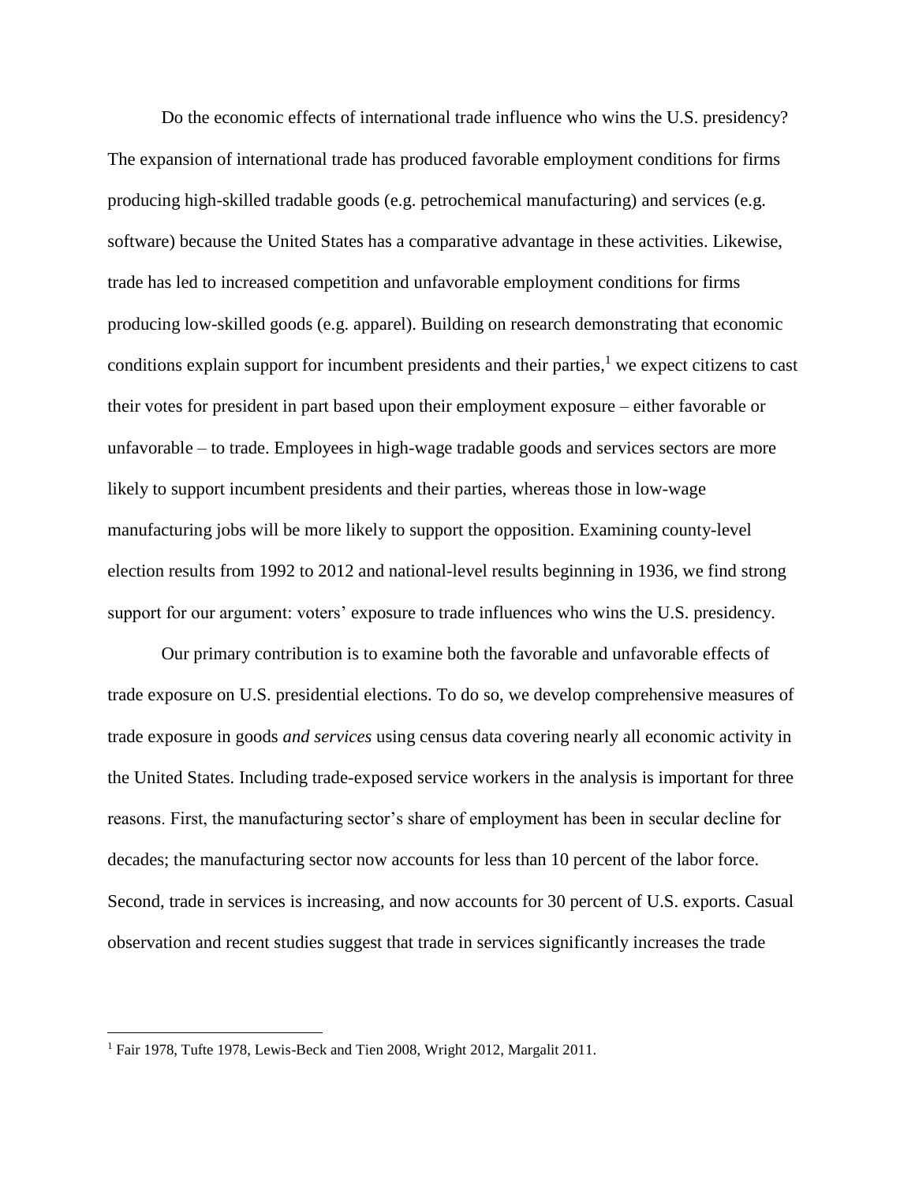Do the economic effects of international trade influence who wins the U.S. presidency? The expansion of international trade has produced favorable employment conditions for firms producing high-skilled tradable goods (e.g. petrochemical manufacturing) and services (e.g. software) because the United States has a comparative advantage in these activities. Likewise, trade has led to increased competition and unfavorable employment conditions for firms producing low-skilled goods (e.g. apparel). Building on research demonstrating that economic conditions explain support for incumbent presidents and their parties,[1] we expect citizens to cast their votes for president in part based upon their employment exposure – either favorable or unfavorable – to trade. Employees in high-wage tradable goods and services sectors are more likely to support incumbent presidents and their parties, whereas those in low-wage manufacturing jobs will be more likely to support the opposition. Examining county-level election results from 1992 to 2012 and national-level results beginning in 1936, we find strong support for our argument: voters' exposure to trade influences who wins the U.S. presidency.

Our primary contribution is to examine both the favorable and unfavorable effects of trade exposure on U.S. presidential elections. To do so, we develop comprehensive measures of trade exposure in goods *and services* using census data covering nearly all economic activity in the United States. Including trade-exposed service workers in the analysis is important for three reasons. First, the manufacturing sector's share of employment has been in secular decline for decades; the manufacturing sector now accounts for less than 10 percent of the labor force. Second, trade in services is increasing, and now accounts for 30 percent of U.S. exports. Casual observation and recent studies suggest that trade in services significantly increases the trade

[1] Fair 1978, Tufte 1978, Lewis-Beck and Tien 2008, Wright 2012, Margalit 2011.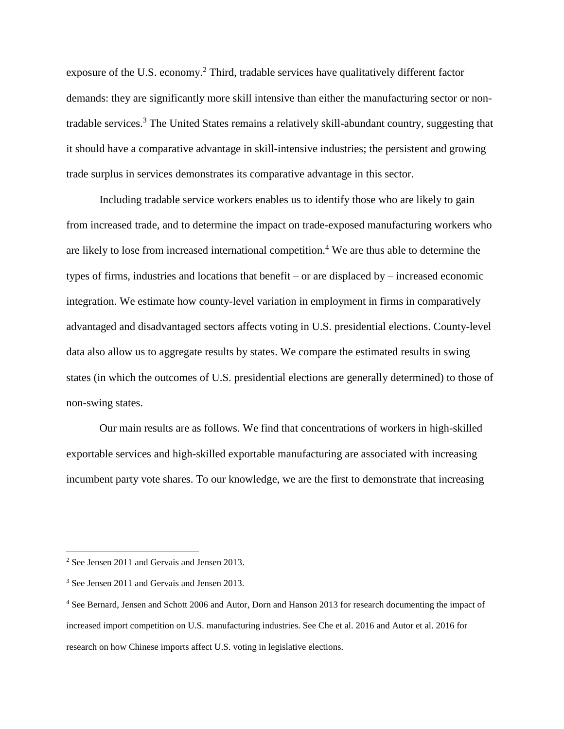exposure of the U.S. economy.[2] Third, tradable services have qualitatively different factor demands: they are significantly more skill intensive than either the manufacturing sector or non-tradable services.[3] The United States remains a relatively skill-abundant country, suggesting that it should have a comparative advantage in skill-intensive industries; the persistent and growing trade surplus in services demonstrates its comparative advantage in this sector.

Including tradable service workers enables us to identify those who are likely to gain from increased trade, and to determine the impact on trade-exposed manufacturing workers who are likely to lose from increased international competition.[4] We are thus able to determine the types of firms, industries and locations that benefit – or are displaced by – increased economic integration. We estimate how county-level variation in employment in firms in comparatively advantaged and disadvantaged sectors affects voting in U.S. presidential elections. County-level data also allow us to aggregate results by states. We compare the estimated results in swing states (in which the outcomes of U.S. presidential elections are generally determined) to those of non-swing states.

Our main results are as follows. We find that concentrations of workers in high-skilled exportable services and high-skilled exportable manufacturing are associated with increasing incumbent party vote shares. To our knowledge, we are the first to demonstrate that increasing

---

[2] See Jensen 2011 and Gervais and Jensen 2013.

[3] See Jensen 2011 and Gervais and Jensen 2013.

[4] See Bernard, Jensen and Schott 2006 and Autor, Dorn and Hanson 2013 for research documenting the impact of increased import competition on U.S. manufacturing industries. See Che et al. 2016 and Autor et al. 2016 for research on how Chinese imports affect U.S. voting in legislative elections.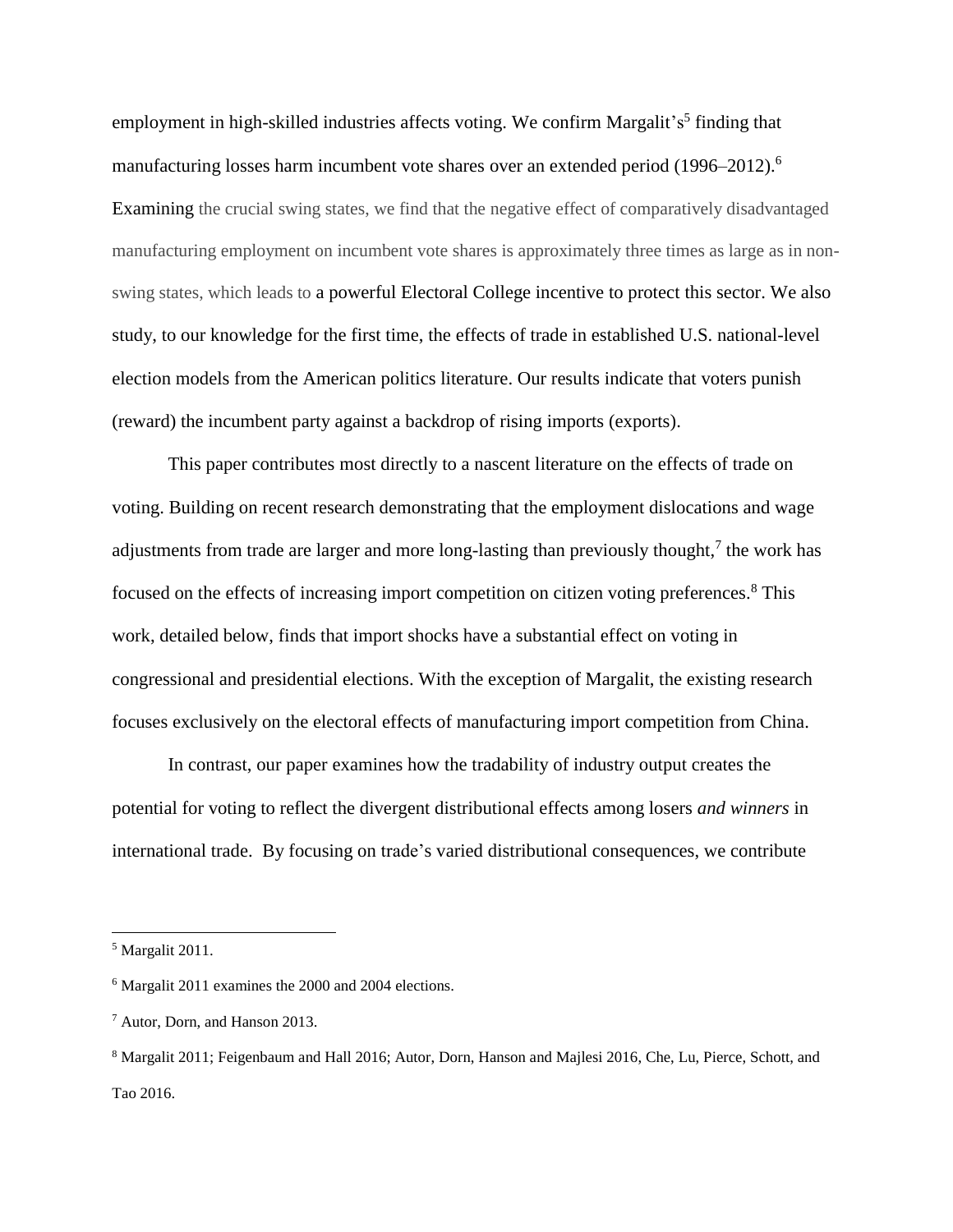employment in high-skilled industries affects voting. We confirm Margalit's[5] finding that manufacturing losses harm incumbent vote shares over an extended period (1996–2012).[6] Examining the crucial swing states, we find that the negative effect of comparatively disadvantaged manufacturing employment on incumbent vote shares is approximately three times as large as in non-swing states, which leads to a powerful Electoral College incentive to protect this sector. We also study, to our knowledge for the first time, the effects of trade in established U.S. national-level election models from the American politics literature. Our results indicate that voters punish (reward) the incumbent party against a backdrop of rising imports (exports).

This paper contributes most directly to a nascent literature on the effects of trade on voting. Building on recent research demonstrating that the employment dislocations and wage adjustments from trade are larger and more long-lasting than previously thought,[7] the work has focused on the effects of increasing import competition on citizen voting preferences.[8] This work, detailed below, finds that import shocks have a substantial effect on voting in congressional and presidential elections. With the exception of Margalit, the existing research focuses exclusively on the electoral effects of manufacturing import competition from China.

In contrast, our paper examines how the tradability of industry output creates the potential for voting to reflect the divergent distributional effects among losers *and winners* in international trade. By focusing on trade's varied distributional consequences, we contribute

---

[5] Margalit 2011.

[6] Margalit 2011 examines the 2000 and 2004 elections.

[7] Autor, Dorn, and Hanson 2013.

[8] Margalit 2011; Feigenbaum and Hall 2016; Autor, Dorn, Hanson and Majlesi 2016, Che, Lu, Pierce, Schott, and Tao 2016.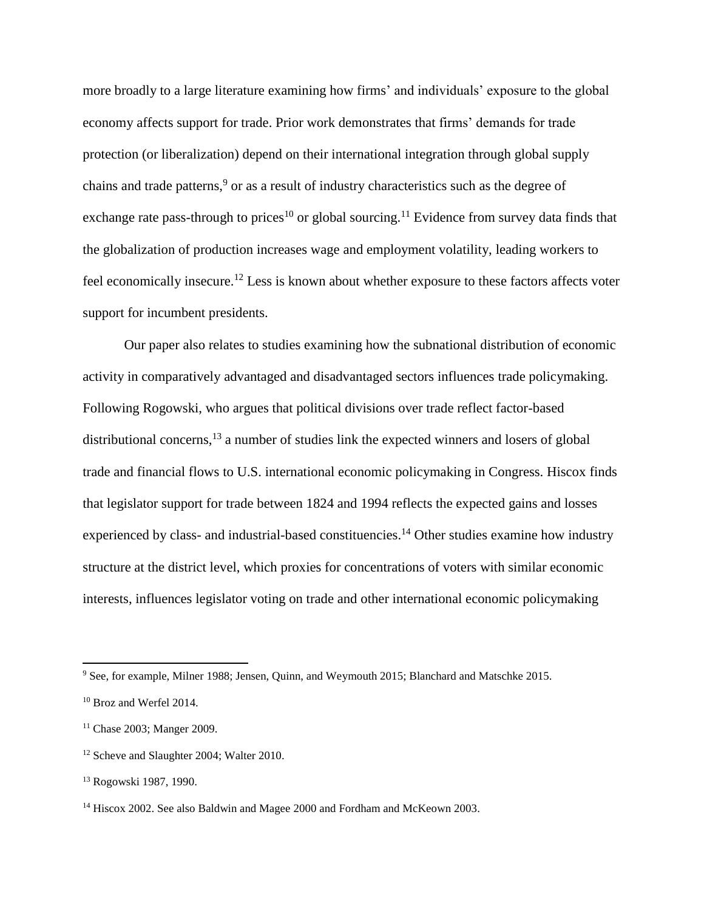more broadly to a large literature examining how firms' and individuals' exposure to the global economy affects support for trade. Prior work demonstrates that firms' demands for trade protection (or liberalization) depend on their international integration through global supply chains and trade patterns,[9] or as a result of industry characteristics such as the degree of exchange rate pass-through to prices[10] or global sourcing.[11] Evidence from survey data finds that the globalization of production increases wage and employment volatility, leading workers to feel economically insecure.[12] Less is known about whether exposure to these factors affects voter support for incumbent presidents.

Our paper also relates to studies examining how the subnational distribution of economic activity in comparatively advantaged and disadvantaged sectors influences trade policymaking. Following Rogowski, who argues that political divisions over trade reflect factor-based distributional concerns,[13] a number of studies link the expected winners and losers of global trade and financial flows to U.S. international economic policymaking in Congress. Hiscox finds that legislator support for trade between 1824 and 1994 reflects the expected gains and losses experienced by class- and industrial-based constituencies.[14] Other studies examine how industry structure at the district level, which proxies for concentrations of voters with similar economic interests, influences legislator voting on trade and other international economic policymaking

[9] See, for example, Milner 1988; Jensen, Quinn, and Weymouth 2015; Blanchard and Matschke 2015.

[10] Broz and Werfel 2014.

[11] Chase 2003; Manger 2009.

[12] Scheve and Slaughter 2004; Walter 2010.

[13] Rogowski 1987, 1990.

[14] Hiscox 2002. See also Baldwin and Magee 2000 and Fordham and McKeown 2003.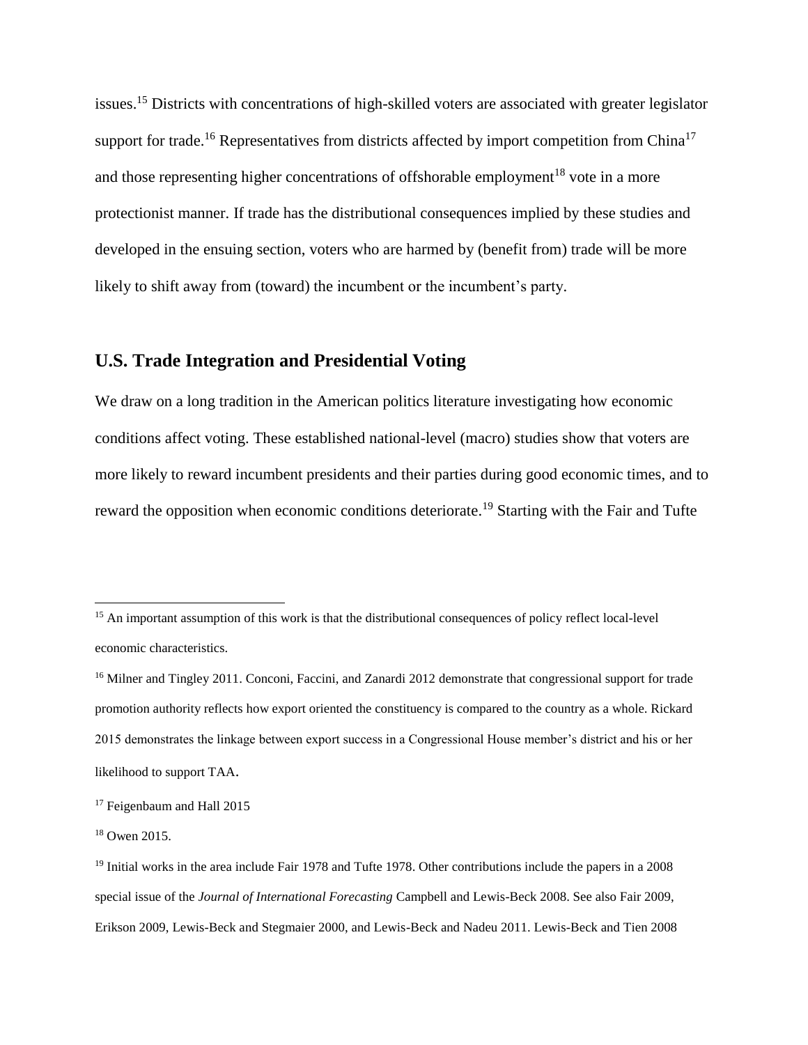issues.[15] Districts with concentrations of high-skilled voters are associated with greater legislator support for trade.[16] Representatives from districts affected by import competition from China[17] and those representing higher concentrations of offshorable employment[18] vote in a more protectionist manner. If trade has the distributional consequences implied by these studies and developed in the ensuing section, voters who are harmed by (benefit from) trade will be more likely to shift away from (toward) the incumbent or the incumbent's party.

## U.S. Trade Integration and Presidential Voting

We draw on a long tradition in the American politics literature investigating how economic conditions affect voting. These established national-level (macro) studies show that voters are more likely to reward incumbent presidents and their parties during good economic times, and to reward the opposition when economic conditions deteriorate.[19] Starting with the Fair and Tufte

---

[15] An important assumption of this work is that the distributional consequences of policy reflect local-level economic characteristics.

[16] Milner and Tingley 2011. Conconi, Faccini, and Zanardi 2012 demonstrate that congressional support for trade promotion authority reflects how export oriented the constituency is compared to the country as a whole. Rickard 2015 demonstrates the linkage between export success in a Congressional House member's district and his or her likelihood to support TAA.

[17] Feigenbaum and Hall 2015

[18] Owen 2015.

[19] Initial works in the area include Fair 1978 and Tufte 1978. Other contributions include the papers in a 2008 special issue of the *Journal of International Forecasting* Campbell and Lewis-Beck 2008. See also Fair 2009, Erikson 2009, Lewis-Beck and Stegmaier 2000, and Lewis-Beck and Nadeu 2011. Lewis-Beck and Tien 2008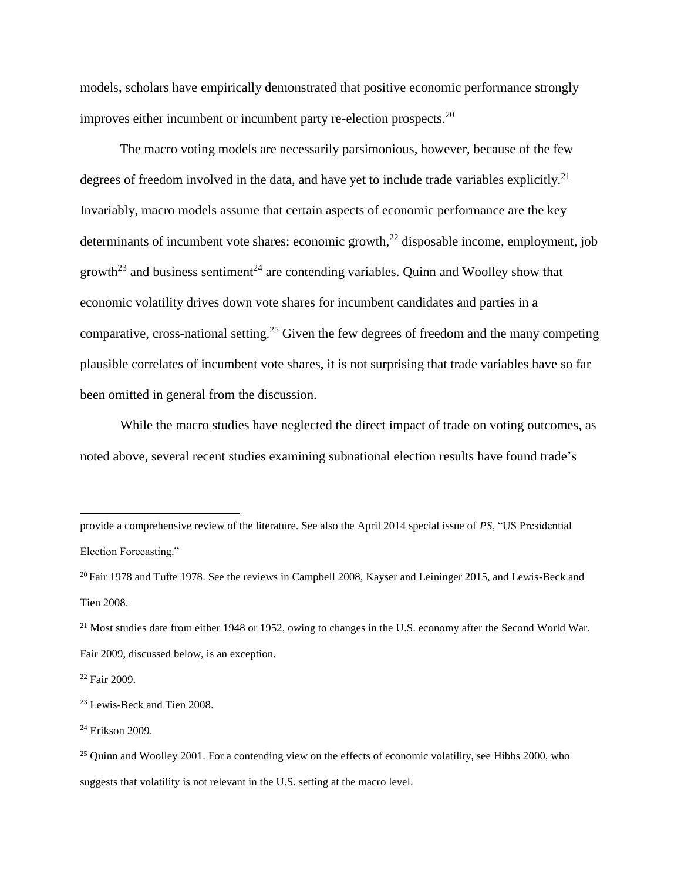models, scholars have empirically demonstrated that positive economic performance strongly improves either incumbent or incumbent party re-election prospects.[20]

The macro voting models are necessarily parsimonious, however, because of the few degrees of freedom involved in the data, and have yet to include trade variables explicitly.[21] Invariably, macro models assume that certain aspects of economic performance are the key determinants of incumbent vote shares: economic growth,[22] disposable income, employment, job growth[23] and business sentiment[24] are contending variables. Quinn and Woolley show that economic volatility drives down vote shares for incumbent candidates and parties in a comparative, cross-national setting.[25] Given the few degrees of freedom and the many competing plausible correlates of incumbent vote shares, it is not surprising that trade variables have so far been omitted in general from the discussion.

While the macro studies have neglected the direct impact of trade on voting outcomes, as noted above, several recent studies examining subnational election results have found trade's

---

provide a comprehensive review of the literature. See also the April 2014 special issue of *PS*, "US Presidential Election Forecasting."

[20] Fair 1978 and Tufte 1978. See the reviews in Campbell 2008, Kayser and Leininger 2015, and Lewis-Beck and Tien 2008.

[21] Most studies date from either 1948 or 1952, owing to changes in the U.S. economy after the Second World War. Fair 2009, discussed below, is an exception.

[22] Fair 2009.

[23] Lewis-Beck and Tien 2008.

[24] Erikson 2009.

[25] Quinn and Woolley 2001. For a contending view on the effects of economic volatility, see Hibbs 2000, who suggests that volatility is not relevant in the U.S. setting at the macro level.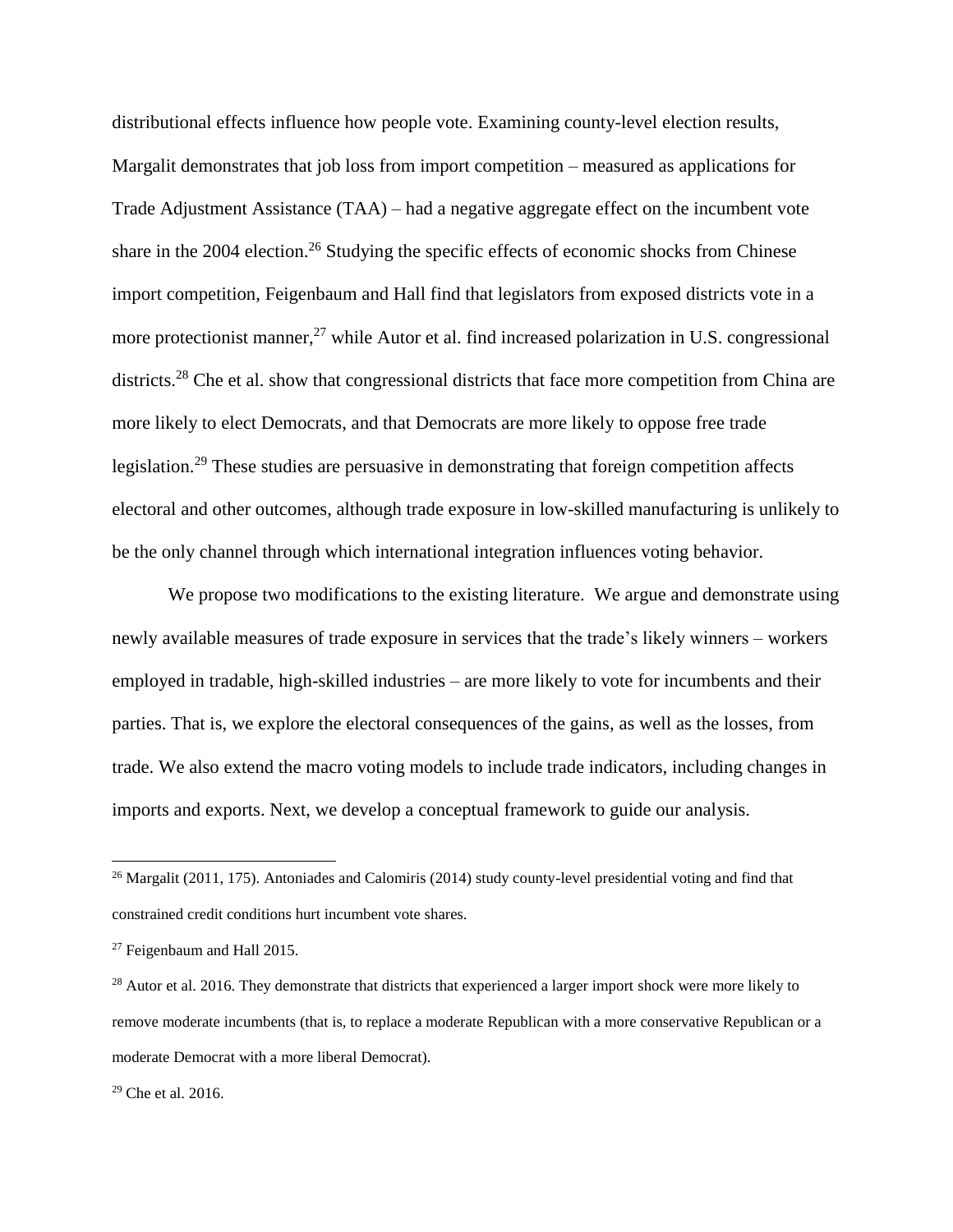distributional effects influence how people vote. Examining county-level election results, Margalit demonstrates that job loss from import competition – measured as applications for Trade Adjustment Assistance (TAA) – had a negative aggregate effect on the incumbent vote share in the 2004 election.[26] Studying the specific effects of economic shocks from Chinese import competition, Feigenbaum and Hall find that legislators from exposed districts vote in a more protectionist manner,[27] while Autor et al. find increased polarization in U.S. congressional districts.[28] Che et al. show that congressional districts that face more competition from China are more likely to elect Democrats, and that Democrats are more likely to oppose free trade legislation.[29] These studies are persuasive in demonstrating that foreign competition affects electoral and other outcomes, although trade exposure in low-skilled manufacturing is unlikely to be the only channel through which international integration influences voting behavior.

We propose two modifications to the existing literature. We argue and demonstrate using newly available measures of trade exposure in services that the trade's likely winners – workers employed in tradable, high-skilled industries – are more likely to vote for incumbents and their parties. That is, we explore the electoral consequences of the gains, as well as the losses, from trade. We also extend the macro voting models to include trade indicators, including changes in imports and exports. Next, we develop a conceptual framework to guide our analysis.

---

[26] Margalit (2011, 175). Antoniades and Calomiris (2014) study county-level presidential voting and find that constrained credit conditions hurt incumbent vote shares.

[27] Feigenbaum and Hall 2015.

[28] Autor et al. 2016. They demonstrate that districts that experienced a larger import shock were more likely to remove moderate incumbents (that is, to replace a moderate Republican with a more conservative Republican or a moderate Democrat with a more liberal Democrat).

[29] Che et al. 2016.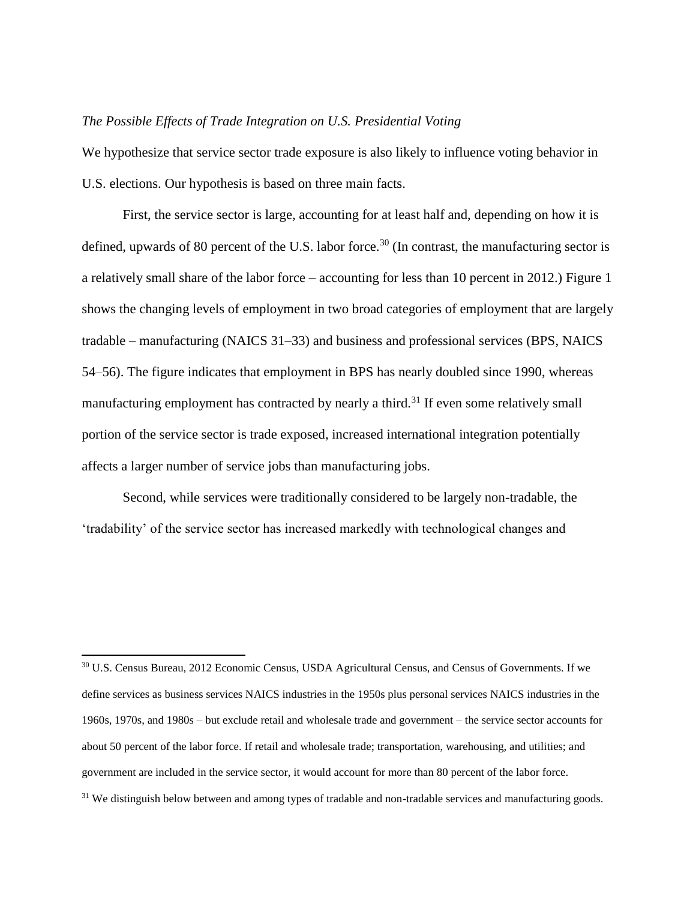*The Possible Effects of Trade Integration on U.S. Presidential Voting*

We hypothesize that service sector trade exposure is also likely to influence voting behavior in U.S. elections. Our hypothesis is based on three main facts.

First, the service sector is large, accounting for at least half and, depending on how it is defined, upwards of 80 percent of the U.S. labor force.[30] (In contrast, the manufacturing sector is a relatively small share of the labor force – accounting for less than 10 percent in 2012.) Figure 1 shows the changing levels of employment in two broad categories of employment that are largely tradable – manufacturing (NAICS 31–33) and business and professional services (BPS, NAICS 54–56). The figure indicates that employment in BPS has nearly doubled since 1990, whereas manufacturing employment has contracted by nearly a third.[31] If even some relatively small portion of the service sector is trade exposed, increased international integration potentially affects a larger number of service jobs than manufacturing jobs.

Second, while services were traditionally considered to be largely non-tradable, the 'tradability' of the service sector has increased markedly with technological changes and

---

[30] U.S. Census Bureau, 2012 Economic Census, USDA Agricultural Census, and Census of Governments. If we define services as business services NAICS industries in the 1950s plus personal services NAICS industries in the 1960s, 1970s, and 1980s – but exclude retail and wholesale trade and government – the service sector accounts for about 50 percent of the labor force. If retail and wholesale trade; transportation, warehousing, and utilities; and government are included in the service sector, it would account for more than 80 percent of the labor force.

[31] We distinguish below between and among types of tradable and non-tradable services and manufacturing goods.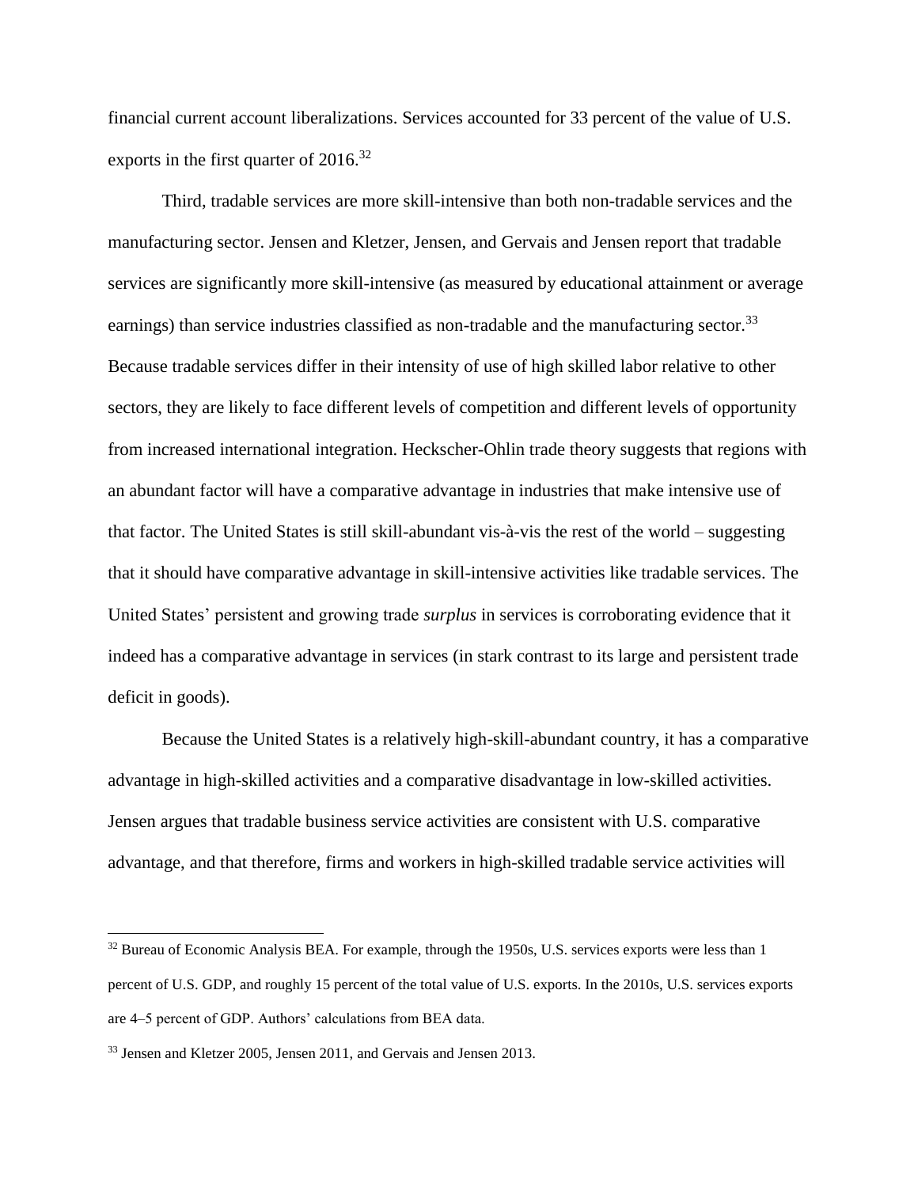financial current account liberalizations. Services accounted for 33 percent of the value of U.S. exports in the first quarter of 2016.[32]

Third, tradable services are more skill-intensive than both non-tradable services and the manufacturing sector. Jensen and Kletzer, Jensen, and Gervais and Jensen report that tradable services are significantly more skill-intensive (as measured by educational attainment or average earnings) than service industries classified as non-tradable and the manufacturing sector.[33] Because tradable services differ in their intensity of use of high skilled labor relative to other sectors, they are likely to face different levels of competition and different levels of opportunity from increased international integration. Heckscher-Ohlin trade theory suggests that regions with an abundant factor will have a comparative advantage in industries that make intensive use of that factor. The United States is still skill-abundant vis-à-vis the rest of the world – suggesting that it should have comparative advantage in skill-intensive activities like tradable services. The United States' persistent and growing trade *surplus* in services is corroborating evidence that it indeed has a comparative advantage in services (in stark contrast to its large and persistent trade deficit in goods).

Because the United States is a relatively high-skill-abundant country, it has a comparative advantage in high-skilled activities and a comparative disadvantage in low-skilled activities. Jensen argues that tradable business service activities are consistent with U.S. comparative advantage, and that therefore, firms and workers in high-skilled tradable service activities will

---

[32] Bureau of Economic Analysis BEA. For example, through the 1950s, U.S. services exports were less than 1 percent of U.S. GDP, and roughly 15 percent of the total value of U.S. exports. In the 2010s, U.S. services exports are 4–5 percent of GDP. Authors' calculations from BEA data.

[33] Jensen and Kletzer 2005, Jensen 2011, and Gervais and Jensen 2013.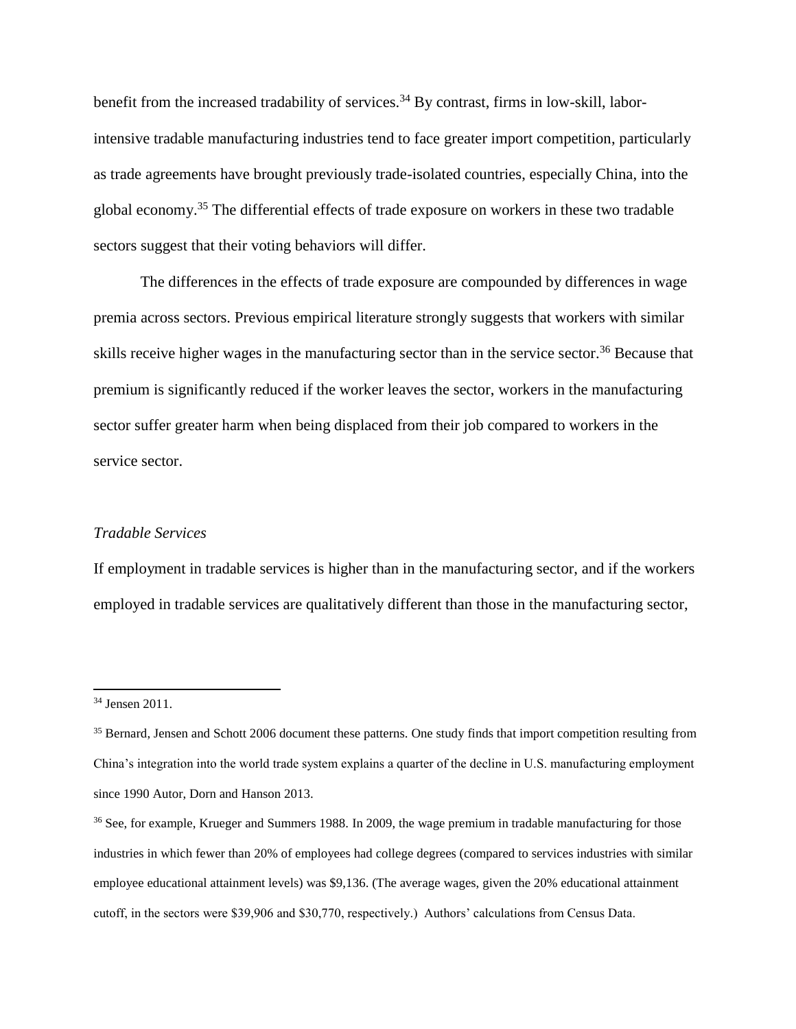benefit from the increased tradability of services.[34] By contrast, firms in low-skill, labor-intensive tradable manufacturing industries tend to face greater import competition, particularly as trade agreements have brought previously trade-isolated countries, especially China, into the global economy.[35] The differential effects of trade exposure on workers in these two tradable sectors suggest that their voting behaviors will differ.

The differences in the effects of trade exposure are compounded by differences in wage premia across sectors. Previous empirical literature strongly suggests that workers with similar skills receive higher wages in the manufacturing sector than in the service sector.[36] Because that premium is significantly reduced if the worker leaves the sector, workers in the manufacturing sector suffer greater harm when being displaced from their job compared to workers in the service sector.

*Tradable Services*

If employment in tradable services is higher than in the manufacturing sector, and if the workers employed in tradable services are qualitatively different than those in the manufacturing sector,

---

[34] Jensen 2011.

[35] Bernard, Jensen and Schott 2006 document these patterns. One study finds that import competition resulting from China's integration into the world trade system explains a quarter of the decline in U.S. manufacturing employment since 1990 Autor, Dorn and Hanson 2013.

[36] See, for example, Krueger and Summers 1988. In 2009, the wage premium in tradable manufacturing for those industries in which fewer than 20% of employees had college degrees (compared to services industries with similar employee educational attainment levels) was $9,136. (The average wages, given the 20% educational attainment cutoff, in the sectors were $39,906 and $30,770, respectively.) Authors' calculations from Census Data.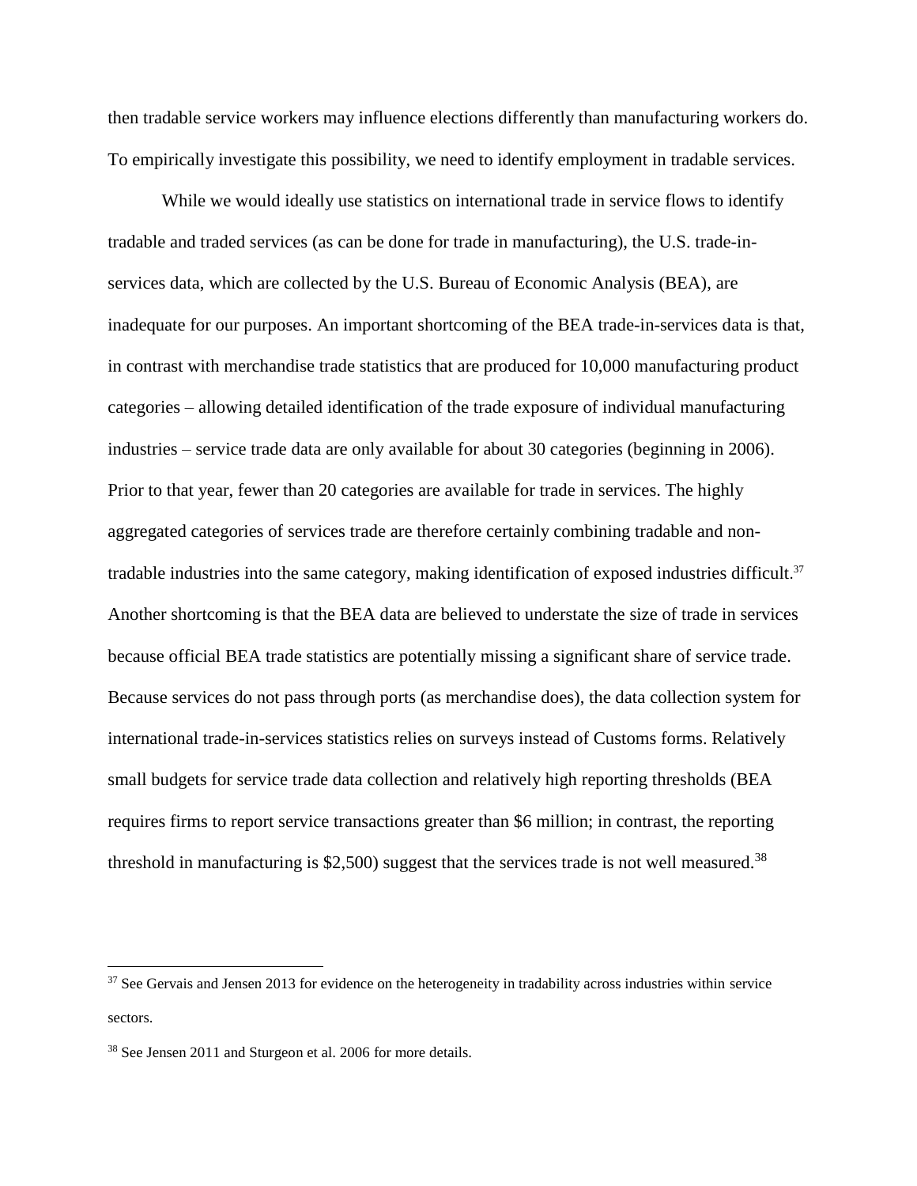then tradable service workers may influence elections differently than manufacturing workers do. To empirically investigate this possibility, we need to identify employment in tradable services.

While we would ideally use statistics on international trade in service flows to identify tradable and traded services (as can be done for trade in manufacturing), the U.S. trade-in-services data, which are collected by the U.S. Bureau of Economic Analysis (BEA), are inadequate for our purposes. An important shortcoming of the BEA trade-in-services data is that, in contrast with merchandise trade statistics that are produced for 10,000 manufacturing product categories – allowing detailed identification of the trade exposure of individual manufacturing industries – service trade data are only available for about 30 categories (beginning in 2006). Prior to that year, fewer than 20 categories are available for trade in services. The highly aggregated categories of services trade are therefore certainly combining tradable and non-tradable industries into the same category, making identification of exposed industries difficult.[37] Another shortcoming is that the BEA data are believed to understate the size of trade in services because official BEA trade statistics are potentially missing a significant share of service trade. Because services do not pass through ports (as merchandise does), the data collection system for international trade-in-services statistics relies on surveys instead of Customs forms. Relatively small budgets for service trade data collection and relatively high reporting thresholds (BEA requires firms to report service transactions greater than \$6 million; in contrast, the reporting threshold in manufacturing is \$2,500) suggest that the services trade is not well measured.[38]

[37] See Gervais and Jensen 2013 for evidence on the heterogeneity in tradability across industries within service sectors.

[38] See Jensen 2011 and Sturgeon et al. 2006 for more details.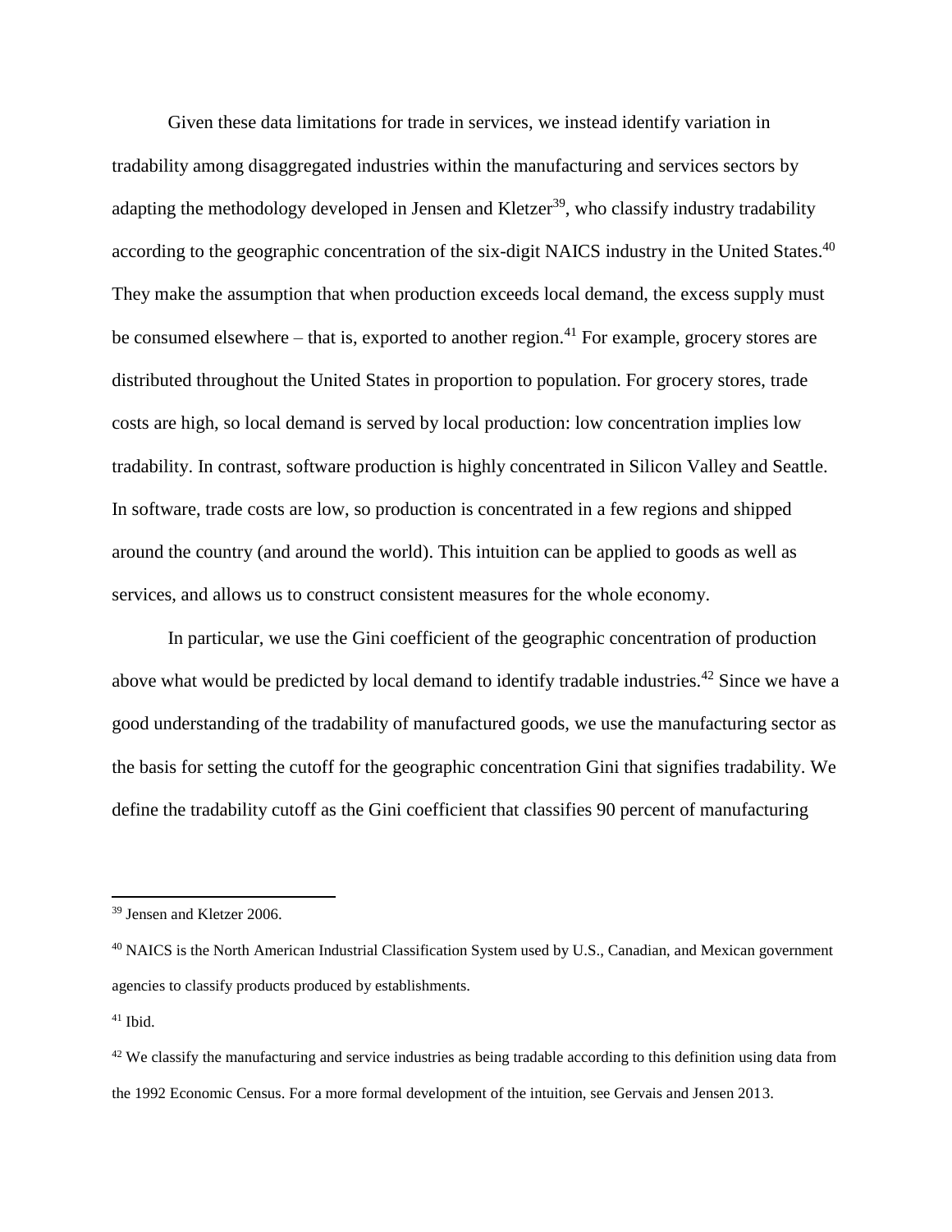Given these data limitations for trade in services, we instead identify variation in tradability among disaggregated industries within the manufacturing and services sectors by adapting the methodology developed in Jensen and Kletzer[39], who classify industry tradability according to the geographic concentration of the six-digit NAICS industry in the United States.[40] They make the assumption that when production exceeds local demand, the excess supply must be consumed elsewhere – that is, exported to another region.[41] For example, grocery stores are distributed throughout the United States in proportion to population. For grocery stores, trade costs are high, so local demand is served by local production: low concentration implies low tradability. In contrast, software production is highly concentrated in Silicon Valley and Seattle. In software, trade costs are low, so production is concentrated in a few regions and shipped around the country (and around the world). This intuition can be applied to goods as well as services, and allows us to construct consistent measures for the whole economy.

In particular, we use the Gini coefficient of the geographic concentration of production above what would be predicted by local demand to identify tradable industries.[42] Since we have a good understanding of the tradability of manufactured goods, we use the manufacturing sector as the basis for setting the cutoff for the geographic concentration Gini that signifies tradability. We define the tradability cutoff as the Gini coefficient that classifies 90 percent of manufacturing

---

[39] Jensen and Kletzer 2006.

[40] NAICS is the North American Industrial Classification System used by U.S., Canadian, and Mexican government agencies to classify products produced by establishments.

[41] Ibid.

[42] We classify the manufacturing and service industries as being tradable according to this definition using data from the 1992 Economic Census. For a more formal development of the intuition, see Gervais and Jensen 2013.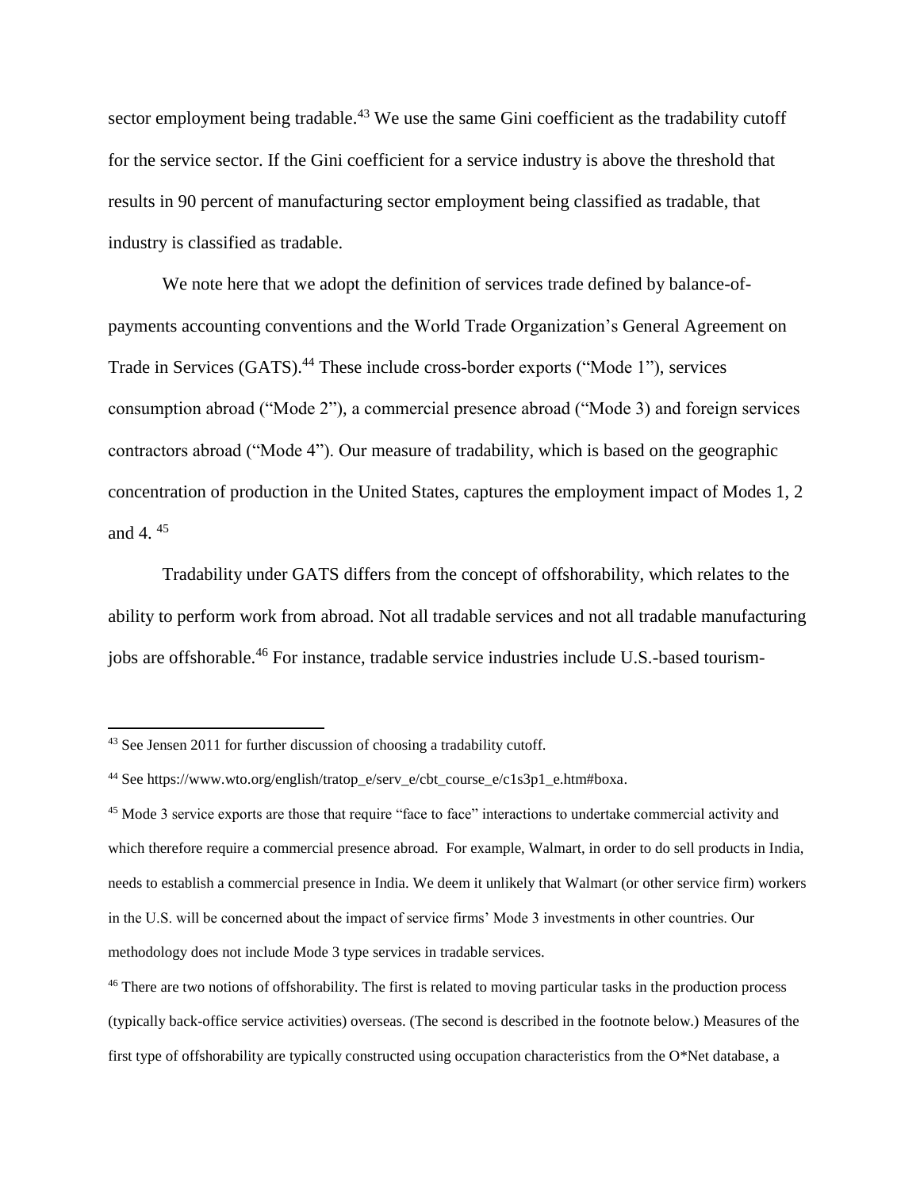sector employment being tradable.[43] We use the same Gini coefficient as the tradability cutoff for the service sector. If the Gini coefficient for a service industry is above the threshold that results in 90 percent of manufacturing sector employment being classified as tradable, that industry is classified as tradable.

We note here that we adopt the definition of services trade defined by balance-of-payments accounting conventions and the World Trade Organization's General Agreement on Trade in Services (GATS).[44] These include cross-border exports ("Mode 1"), services consumption abroad ("Mode 2"), a commercial presence abroad ("Mode 3) and foreign services contractors abroad ("Mode 4"). Our measure of tradability, which is based on the geographic concentration of production in the United States, captures the employment impact of Modes 1, 2 and 4. [45]

Tradability under GATS differs from the concept of offshorability, which relates to the ability to perform work from abroad. Not all tradable services and not all tradable manufacturing jobs are offshorable.[46] For instance, tradable service industries include U.S.-based tourism-

---

[43] See Jensen 2011 for further discussion of choosing a tradability cutoff.

[44] See https://www.wto.org/english/tratop_e/serv_e/cbt_course_e/c1s3p1_e.htm#boxa.

[45] Mode 3 service exports are those that require "face to face" interactions to undertake commercial activity and which therefore require a commercial presence abroad. For example, Walmart, in order to do sell products in India, needs to establish a commercial presence in India. We deem it unlikely that Walmart (or other service firm) workers in the U.S. will be concerned about the impact of service firms' Mode 3 investments in other countries. Our methodology does not include Mode 3 type services in tradable services.

[46] There are two notions of offshorability. The first is related to moving particular tasks in the production process (typically back-office service activities) overseas. (The second is described in the footnote below.) Measures of the first type of offshorability are typically constructed using occupation characteristics from the O*Net database, a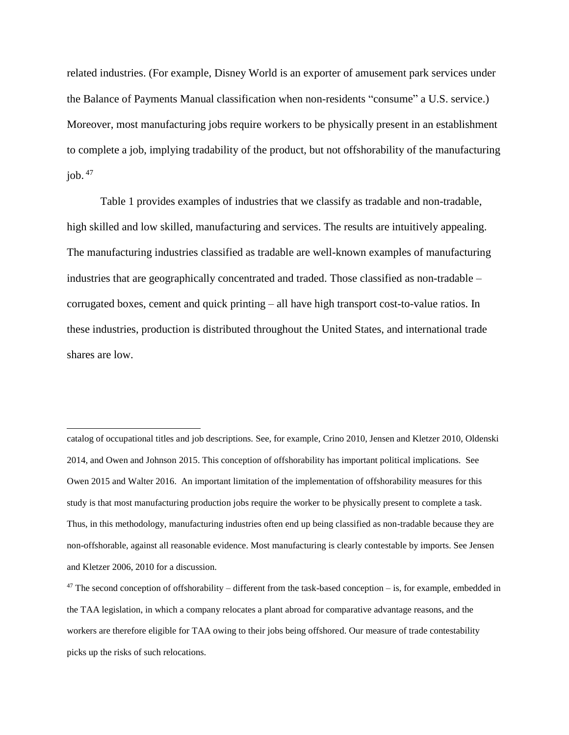related industries. (For example, Disney World is an exporter of amusement park services under the Balance of Payments Manual classification when non-residents "consume" a U.S. service.) Moreover, most manufacturing jobs require workers to be physically present in an establishment to complete a job, implying tradability of the product, but not offshorability of the manufacturing job. [47]

Table 1 provides examples of industries that we classify as tradable and non-tradable, high skilled and low skilled, manufacturing and services. The results are intuitively appealing. The manufacturing industries classified as tradable are well-known examples of manufacturing industries that are geographically concentrated and traded. Those classified as non-tradable – corrugated boxes, cement and quick printing – all have high transport cost-to-value ratios. In these industries, production is distributed throughout the United States, and international trade shares are low.

---

catalog of occupational titles and job descriptions. See, for example, Crino 2010, Jensen and Kletzer 2010, Oldenski 2014, and Owen and Johnson 2015. This conception of offshorability has important political implications. See Owen 2015 and Walter 2016. An important limitation of the implementation of offshorability measures for this study is that most manufacturing production jobs require the worker to be physically present to complete a task. Thus, in this methodology, manufacturing industries often end up being classified as non-tradable because they are non-offshorable, against all reasonable evidence. Most manufacturing is clearly contestable by imports. See Jensen and Kletzer 2006, 2010 for a discussion.

[47] The second conception of offshorability – different from the task-based conception – is, for example, embedded in the TAA legislation, in which a company relocates a plant abroad for comparative advantage reasons, and the workers are therefore eligible for TAA owing to their jobs being offshored. Our measure of trade contestability picks up the risks of such relocations.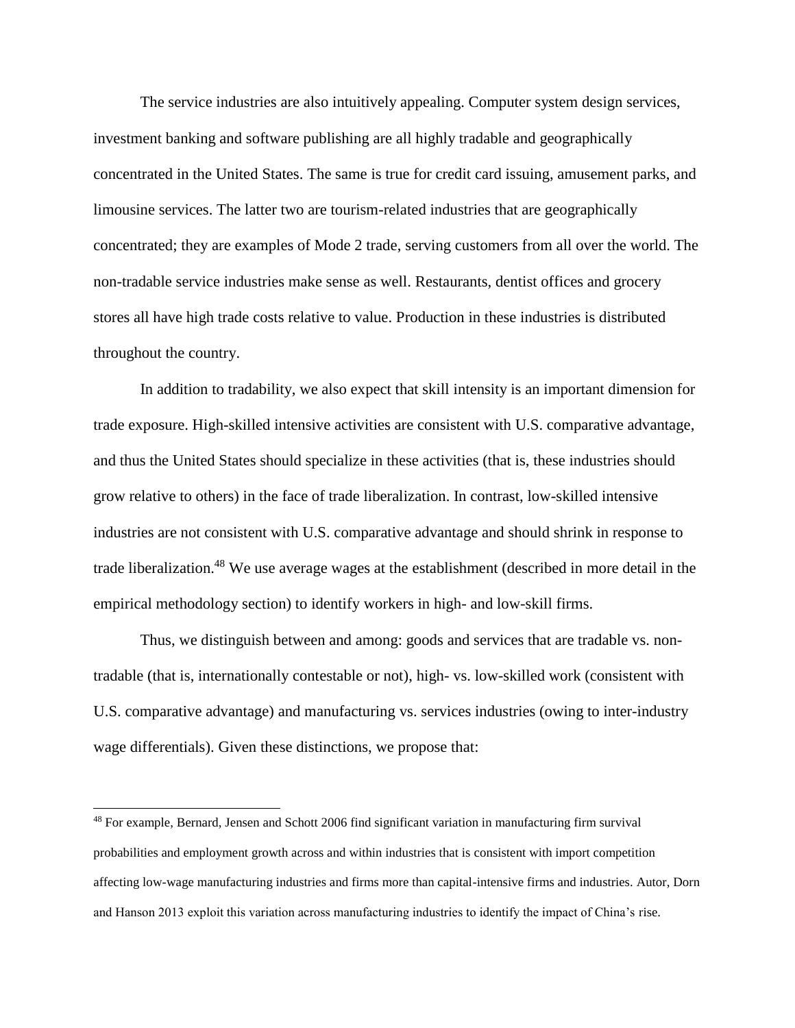The service industries are also intuitively appealing. Computer system design services, investment banking and software publishing are all highly tradable and geographically concentrated in the United States. The same is true for credit card issuing, amusement parks, and limousine services. The latter two are tourism-related industries that are geographically concentrated; they are examples of Mode 2 trade, serving customers from all over the world. The non-tradable service industries make sense as well. Restaurants, dentist offices and grocery stores all have high trade costs relative to value. Production in these industries is distributed throughout the country.

In addition to tradability, we also expect that skill intensity is an important dimension for trade exposure. High-skilled intensive activities are consistent with U.S. comparative advantage, and thus the United States should specialize in these activities (that is, these industries should grow relative to others) in the face of trade liberalization. In contrast, low-skilled intensive industries are not consistent with U.S. comparative advantage and should shrink in response to trade liberalization.[48] We use average wages at the establishment (described in more detail in the empirical methodology section) to identify workers in high- and low-skill firms.

Thus, we distinguish between and among: goods and services that are tradable vs. non-tradable (that is, internationally contestable or not), high- vs. low-skilled work (consistent with U.S. comparative advantage) and manufacturing vs. services industries (owing to inter-industry wage differentials). Given these distinctions, we propose that:

[48] For example, Bernard, Jensen and Schott 2006 find significant variation in manufacturing firm survival probabilities and employment growth across and within industries that is consistent with import competition affecting low-wage manufacturing industries and firms more than capital-intensive firms and industries. Autor, Dorn and Hanson 2013 exploit this variation across manufacturing industries to identify the impact of China's rise.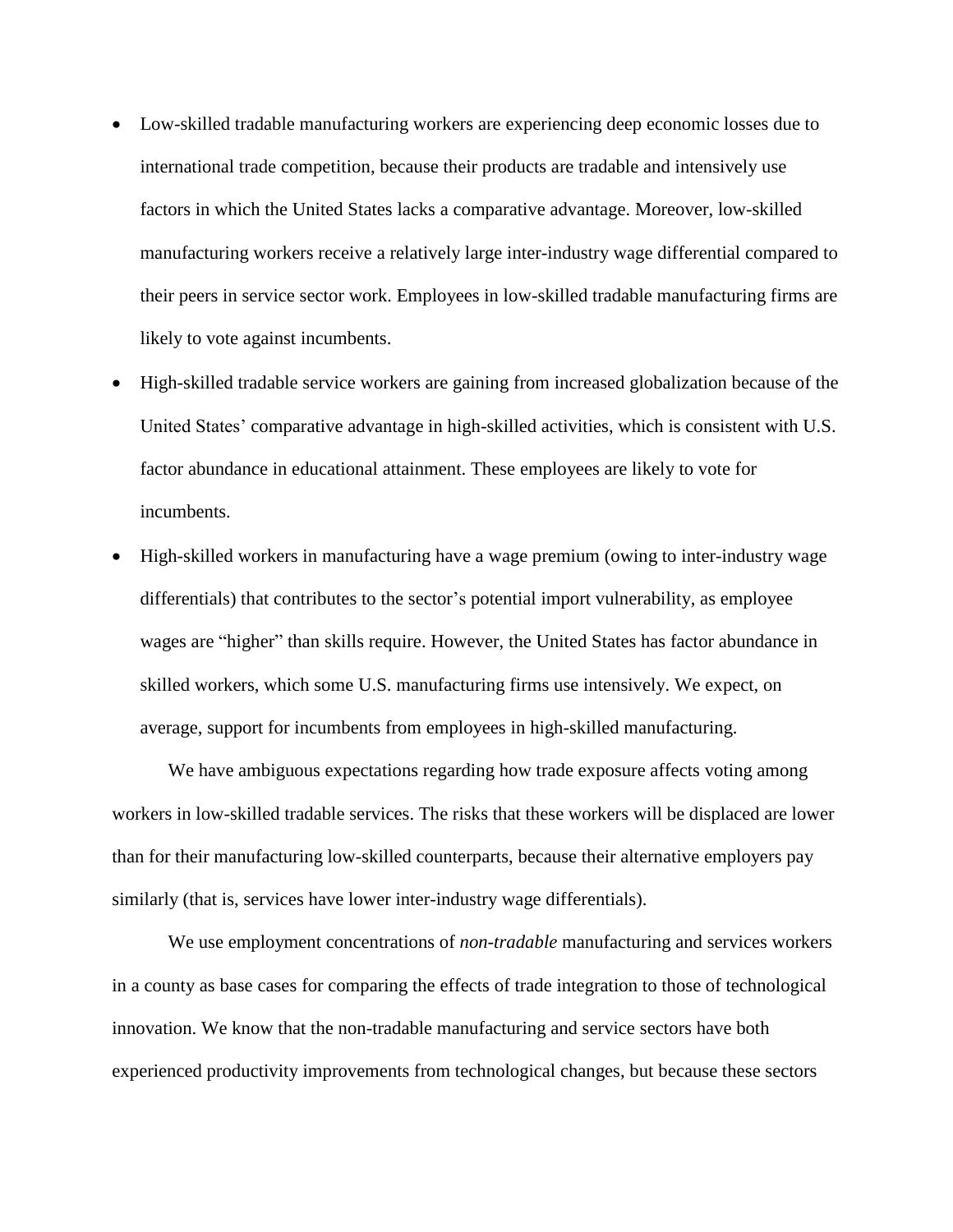- Low-skilled tradable manufacturing workers are experiencing deep economic losses due to international trade competition, because their products are tradable and intensively use factors in which the United States lacks a comparative advantage. Moreover, low-skilled manufacturing workers receive a relatively large inter-industry wage differential compared to their peers in service sector work. Employees in low-skilled tradable manufacturing firms are likely to vote against incumbents.
- High-skilled tradable service workers are gaining from increased globalization because of the United States' comparative advantage in high-skilled activities, which is consistent with U.S. factor abundance in educational attainment. These employees are likely to vote for incumbents.
- High-skilled workers in manufacturing have a wage premium (owing to inter-industry wage differentials) that contributes to the sector's potential import vulnerability, as employee wages are "higher" than skills require. However, the United States has factor abundance in skilled workers, which some U.S. manufacturing firms use intensively. We expect, on average, support for incumbents from employees in high-skilled manufacturing.

We have ambiguous expectations regarding how trade exposure affects voting among workers in low-skilled tradable services. The risks that these workers will be displaced are lower than for their manufacturing low-skilled counterparts, because their alternative employers pay similarly (that is, services have lower inter-industry wage differentials).

We use employment concentrations of *non-tradable* manufacturing and services workers in a county as base cases for comparing the effects of trade integration to those of technological innovation. We know that the non-tradable manufacturing and service sectors have both experienced productivity improvements from technological changes, but because these sectors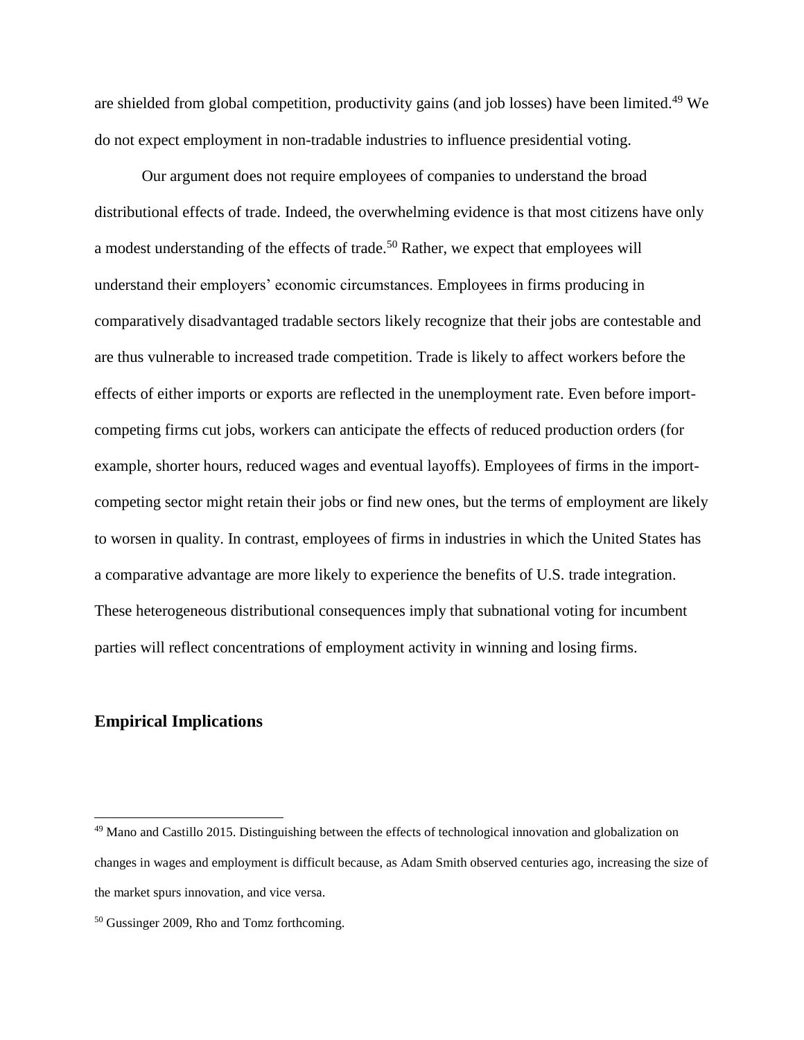are shielded from global competition, productivity gains (and job losses) have been limited.[49] We do not expect employment in non-tradable industries to influence presidential voting.

Our argument does not require employees of companies to understand the broad distributional effects of trade. Indeed, the overwhelming evidence is that most citizens have only a modest understanding of the effects of trade.[50] Rather, we expect that employees will understand their employers' economic circumstances. Employees in firms producing in comparatively disadvantaged tradable sectors likely recognize that their jobs are contestable and are thus vulnerable to increased trade competition. Trade is likely to affect workers before the effects of either imports or exports are reflected in the unemployment rate. Even before import-competing firms cut jobs, workers can anticipate the effects of reduced production orders (for example, shorter hours, reduced wages and eventual layoffs). Employees of firms in the import-competing sector might retain their jobs or find new ones, but the terms of employment are likely to worsen in quality. In contrast, employees of firms in industries in which the United States has a comparative advantage are more likely to experience the benefits of U.S. trade integration. These heterogeneous distributional consequences imply that subnational voting for incumbent parties will reflect concentrations of employment activity in winning and losing firms.

## Empirical Implications

[49] Mano and Castillo 2015. Distinguishing between the effects of technological innovation and globalization on changes in wages and employment is difficult because, as Adam Smith observed centuries ago, increasing the size of the market spurs innovation, and vice versa.

[50] Gussinger 2009, Rho and Tomz forthcoming.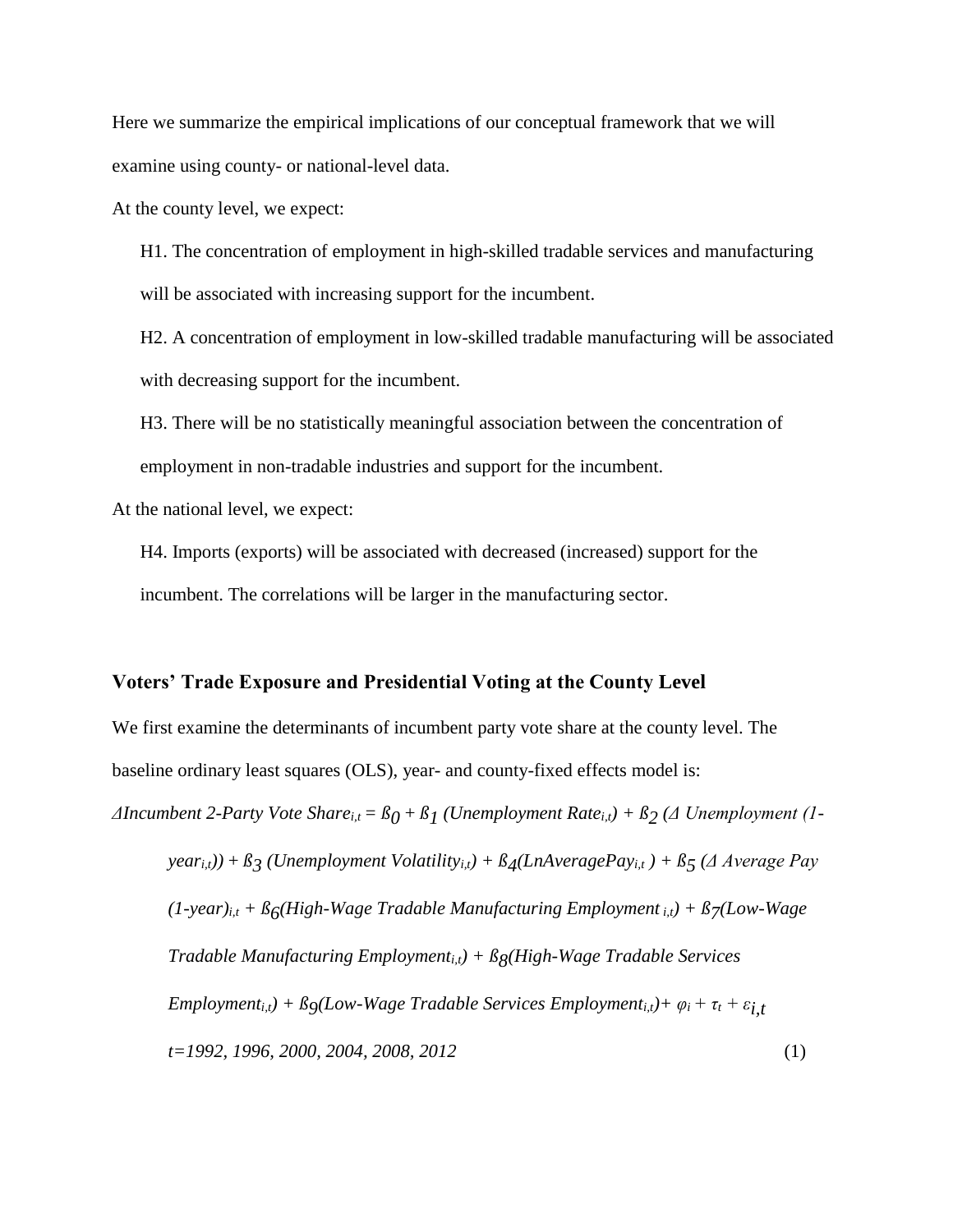Here we summarize the empirical implications of our conceptual framework that we will examine using county- or national-level data.

At the county level, we expect:

H1. The concentration of employment in high-skilled tradable services and manufacturing will be associated with increasing support for the incumbent.

H2. A concentration of employment in low-skilled tradable manufacturing will be associated with decreasing support for the incumbent.

H3. There will be no statistically meaningful association between the concentration of employment in non-tradable industries and support for the incumbent.

At the national level, we expect:

H4. Imports (exports) will be associated with decreased (increased) support for the incumbent. The correlations will be larger in the manufacturing sector.

## Voters' Trade Exposure and Presidential Voting at the County Level

We first examine the determinants of incumbent party vote share at the county level. The baseline ordinary least squares (OLS), year- and county-fixed effects model is:

$$\Delta \text{Incumbent 2-Party Vote Share}_{i,t} = ß_0 + ß_1 (\text{Unemployment Rate}_{i,t}) + ß_2 (\Delta \text{ Unemployment (1-year}_{i,t})) + ß_3 (\text{Unemployment Volatility}_{i,t}) + ß_4(\text{LnAveragePay}_{i,t}) + ß_5 (\Delta \text{ Average Pay (1-year)}_{i,t} + ß_6(\text{High-Wage Tradable Manufacturing Employment}_{i,t}) + ß_7(\text{Low-Wage Tradable Manufacturing Employment}_{i,t}) + ß_8(\text{High-Wage Tradable Services Employment}_{i,t}) + ß_9(\text{Low-Wage Tradable Services Employment}_{i,t}) + \varphi_i + \tau_t + \varepsilon_{i,t}$$

$$t=1992, 1996, 2000, 2004, 2008, 2012 \quad (1)$$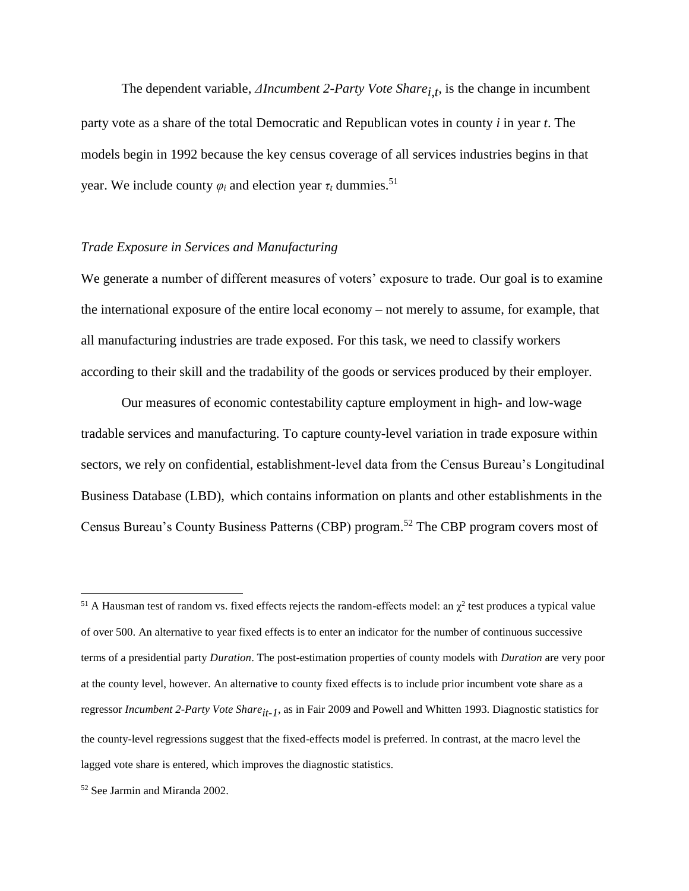The dependent variable, $\Delta$*Incumbent 2-Party Vote Share*$_{i,t}$, is the change in incumbent party vote as a share of the total Democratic and Republican votes in county *i* in year *t*. The models begin in 1992 because the key census coverage of all services industries begins in that year. We include county $\varphi_i$ and election year $\tau_t$ dummies.[51]

*Trade Exposure in Services and Manufacturing*

We generate a number of different measures of voters' exposure to trade. Our goal is to examine the international exposure of the entire local economy – not merely to assume, for example, that all manufacturing industries are trade exposed. For this task, we need to classify workers according to their skill and the tradability of the goods or services produced by their employer.

Our measures of economic contestability capture employment in high- and low-wage tradable services and manufacturing. To capture county-level variation in trade exposure within sectors, we rely on confidential, establishment-level data from the Census Bureau's Longitudinal Business Database (LBD), which contains information on plants and other establishments in the Census Bureau's County Business Patterns (CBP) program.[52] The CBP program covers most of

---

[51] A Hausman test of random vs. fixed effects rejects the random-effects model: an $\chi^2$ test produces a typical value of over 500. An alternative to year fixed effects is to enter an indicator for the number of continuous successive terms of a presidential party *Duration*. The post-estimation properties of county models with *Duration* are very poor at the county level, however. An alternative to county fixed effects is to include prior incumbent vote share as a regressor *Incumbent 2-Party Vote Share*$_{it-1}$, as in Fair 2009 and Powell and Whitten 1993. Diagnostic statistics for the county-level regressions suggest that the fixed-effects model is preferred. In contrast, at the macro level the lagged vote share is entered, which improves the diagnostic statistics.

[52] See Jarmin and Miranda 2002.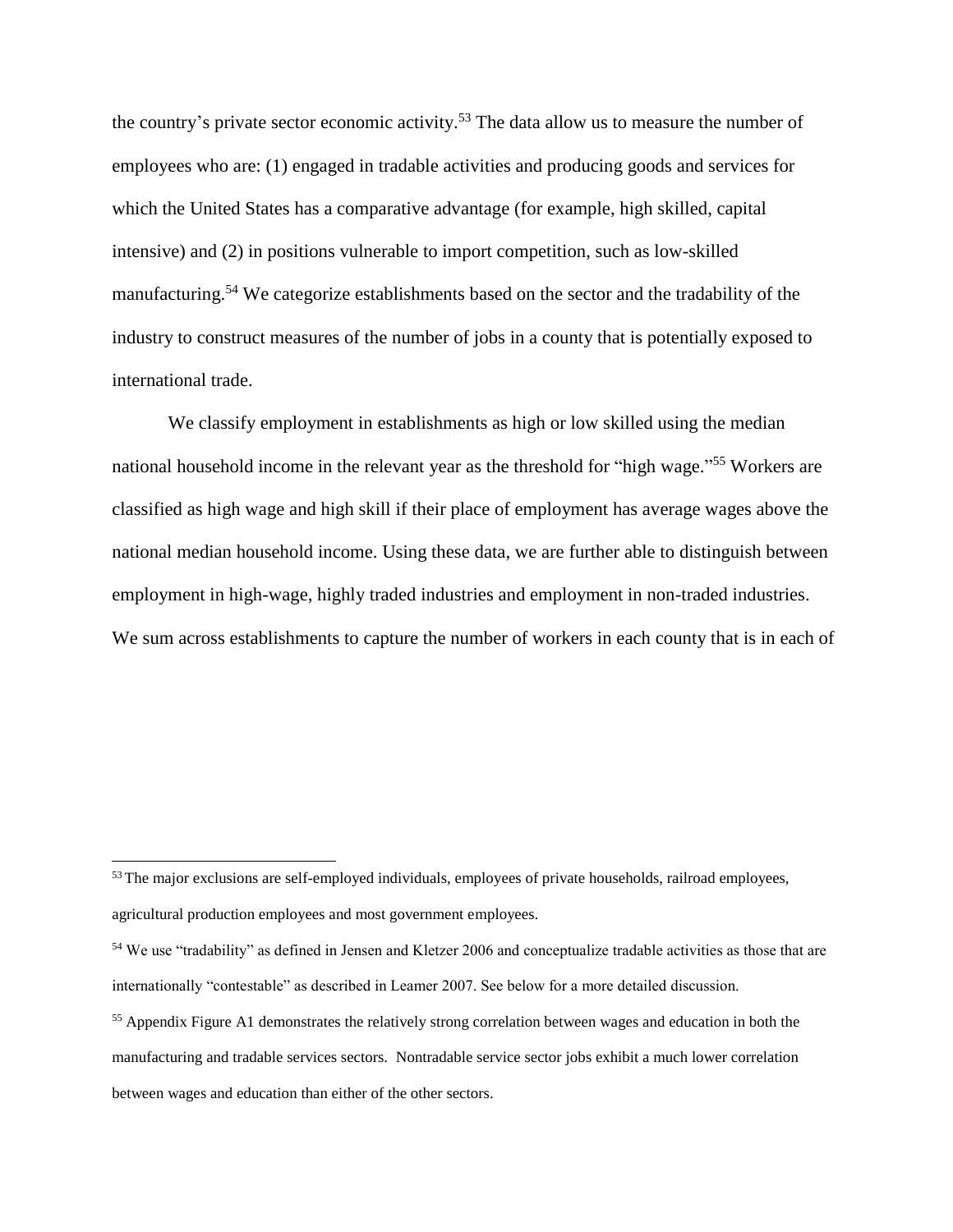the country's private sector economic activity.[53] The data allow us to measure the number of employees who are: (1) engaged in tradable activities and producing goods and services for which the United States has a comparative advantage (for example, high skilled, capital intensive) and (2) in positions vulnerable to import competition, such as low-skilled manufacturing.[54] We categorize establishments based on the sector and the tradability of the industry to construct measures of the number of jobs in a county that is potentially exposed to international trade.

We classify employment in establishments as high or low skilled using the median national household income in the relevant year as the threshold for "high wage."[55] Workers are classified as high wage and high skill if their place of employment has average wages above the national median household income. Using these data, we are further able to distinguish between employment in high-wage, highly traded industries and employment in non-traded industries. We sum across establishments to capture the number of workers in each county that is in each of

---

[53] The major exclusions are self-employed individuals, employees of private households, railroad employees, agricultural production employees and most government employees.

[54] We use "tradability" as defined in Jensen and Kletzer 2006 and conceptualize tradable activities as those that are internationally "contestable" as described in Leamer 2007. See below for a more detailed discussion.

[55] Appendix Figure A1 demonstrates the relatively strong correlation between wages and education in both the manufacturing and tradable services sectors. Nontradable service sector jobs exhibit a much lower correlation between wages and education than either of the other sectors.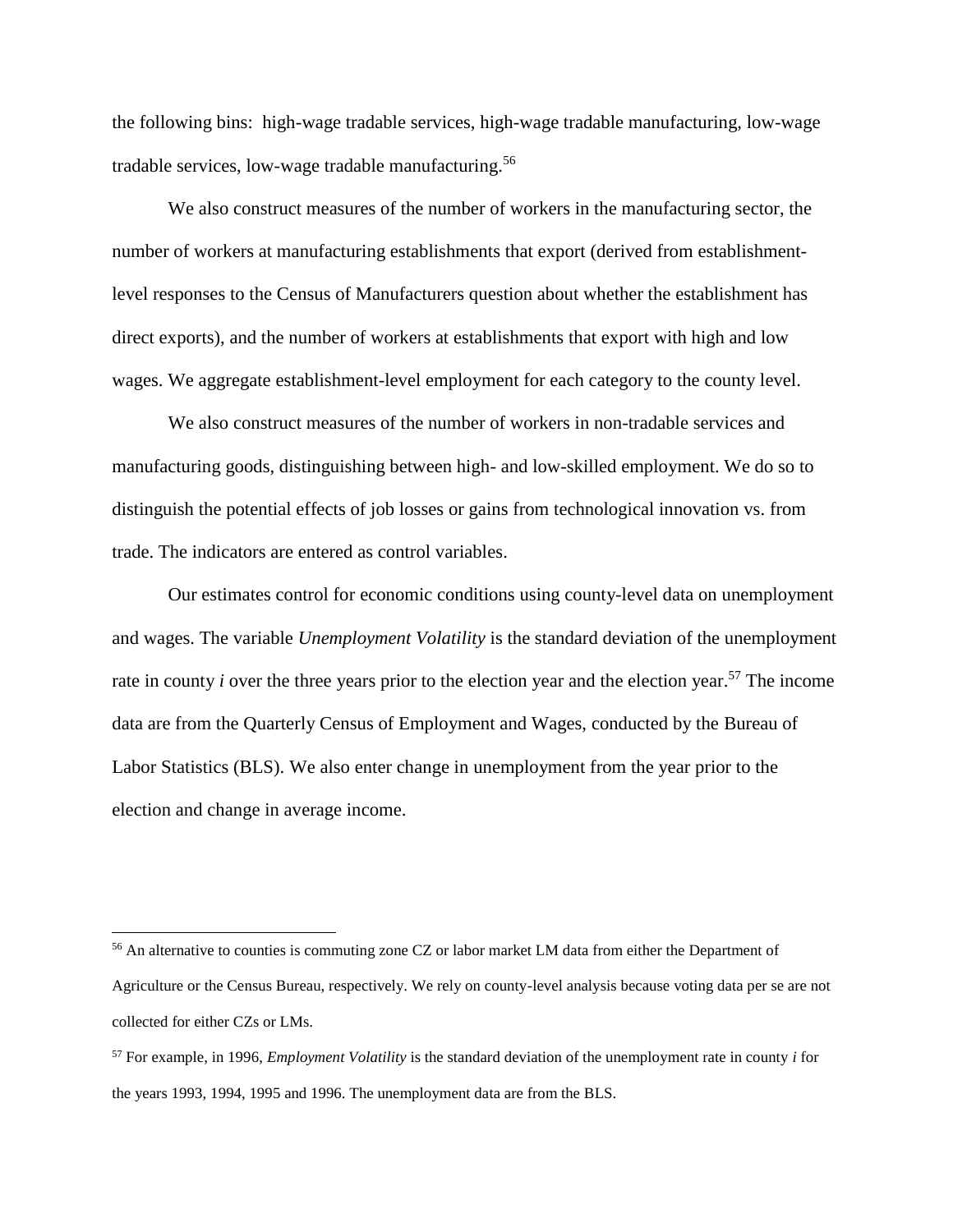the following bins: high-wage tradable services, high-wage tradable manufacturing, low-wage tradable services, low-wage tradable manufacturing.[56]

We also construct measures of the number of workers in the manufacturing sector, the number of workers at manufacturing establishments that export (derived from establishment-level responses to the Census of Manufacturers question about whether the establishment has direct exports), and the number of workers at establishments that export with high and low wages. We aggregate establishment-level employment for each category to the county level.

We also construct measures of the number of workers in non-tradable services and manufacturing goods, distinguishing between high- and low-skilled employment. We do so to distinguish the potential effects of job losses or gains from technological innovation vs. from trade. The indicators are entered as control variables.

Our estimates control for economic conditions using county-level data on unemployment and wages. The variable *Unemployment Volatility* is the standard deviation of the unemployment rate in county *i* over the three years prior to the election year and the election year.[57] The income data are from the Quarterly Census of Employment and Wages, conducted by the Bureau of Labor Statistics (BLS). We also enter change in unemployment from the year prior to the election and change in average income.

---

[56] An alternative to counties is commuting zone CZ or labor market LM data from either the Department of Agriculture or the Census Bureau, respectively. We rely on county-level analysis because voting data per se are not collected for either CZs or LMs.

[57] For example, in 1996, *Employment Volatility* is the standard deviation of the unemployment rate in county *i* for the years 1993, 1994, 1995 and 1996. The unemployment data are from the BLS.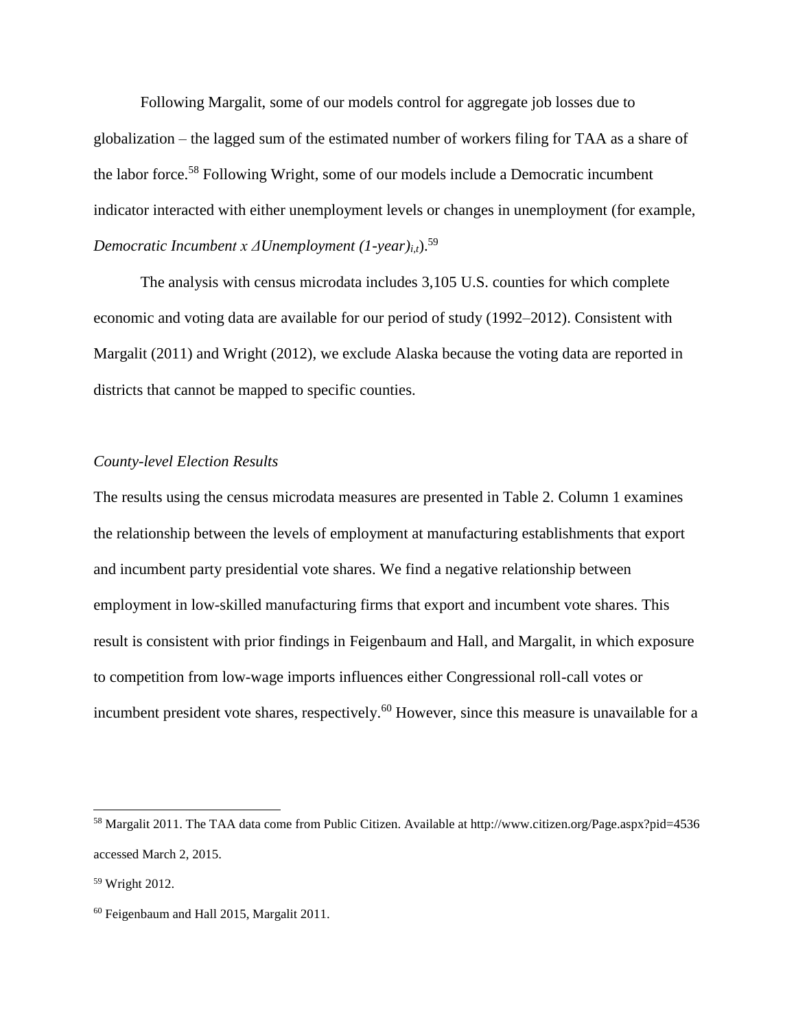Following Margalit, some of our models control for aggregate job losses due to globalization – the lagged sum of the estimated number of workers filing for TAA as a share of the labor force.[58] Following Wright, some of our models include a Democratic incumbent indicator interacted with either unemployment levels or changes in unemployment (for example, *Democratic Incumbent x ΔUnemployment (1-year)*$_{i,t}$).[59]

The analysis with census microdata includes 3,105 U.S. counties for which complete economic and voting data are available for our period of study (1992–2012). Consistent with Margalit (2011) and Wright (2012), we exclude Alaska because the voting data are reported in districts that cannot be mapped to specific counties.

*County-level Election Results*

The results using the census microdata measures are presented in Table 2. Column 1 examines the relationship between the levels of employment at manufacturing establishments that export and incumbent party presidential vote shares. We find a negative relationship between employment in low-skilled manufacturing firms that export and incumbent vote shares. This result is consistent with prior findings in Feigenbaum and Hall, and Margalit, in which exposure to competition from low-wage imports influences either Congressional roll-call votes or incumbent president vote shares, respectively.[60] However, since this measure is unavailable for a

[58] Margalit 2011. The TAA data come from Public Citizen. Available at http://www.citizen.org/Page.aspx?pid=4536 accessed March 2, 2015.

[59] Wright 2012.

[60] Feigenbaum and Hall 2015, Margalit 2011.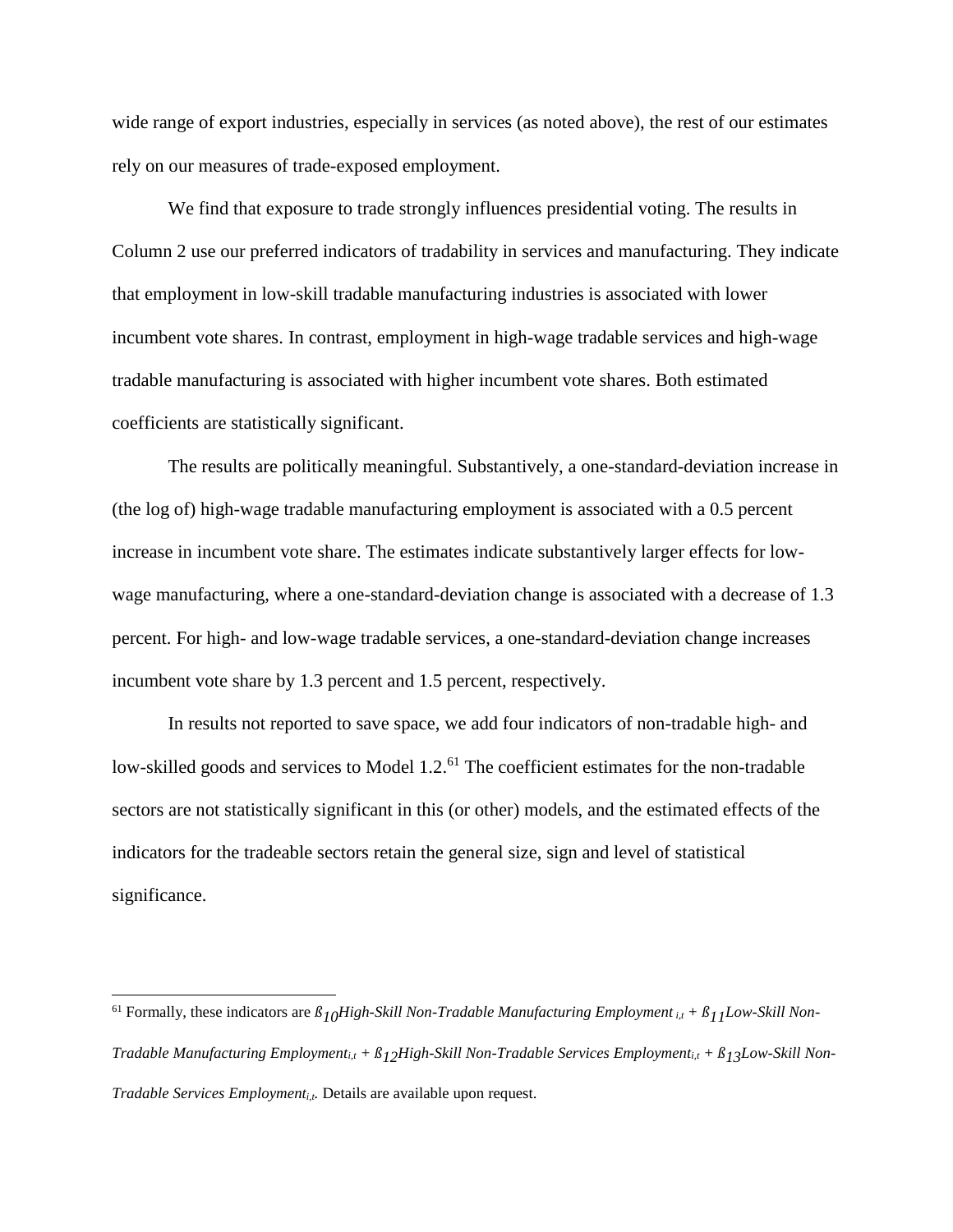wide range of export industries, especially in services (as noted above), the rest of our estimates rely on our measures of trade-exposed employment.

We find that exposure to trade strongly influences presidential voting. The results in Column 2 use our preferred indicators of tradability in services and manufacturing. They indicate that employment in low-skill tradable manufacturing industries is associated with lower incumbent vote shares. In contrast, employment in high-wage tradable services and high-wage tradable manufacturing is associated with higher incumbent vote shares. Both estimated coefficients are statistically significant.

The results are politically meaningful. Substantively, a one-standard-deviation increase in (the log of) high-wage tradable manufacturing employment is associated with a 0.5 percent increase in incumbent vote share. The estimates indicate substantively larger effects for low-wage manufacturing, where a one-standard-deviation change is associated with a decrease of 1.3 percent. For high- and low-wage tradable services, a one-standard-deviation change increases incumbent vote share by 1.3 percent and 1.5 percent, respectively.

In results not reported to save space, we add four indicators of non-tradable high- and low-skilled goods and services to Model 1.2.[61] The coefficient estimates for the non-tradable sectors are not statistically significant in this (or other) models, and the estimated effects of the indicators for the tradeable sectors retain the general size, sign and level of statistical significance.

---

[61] Formally, these indicators are $ß_{10}$*High-Skill Non-Tradable Manufacturing Employment*$_{i,t}$ + $ß_{11}$*Low-Skill Non-Tradable Manufacturing Employment*$_{i,t}$ + $ß_{12}$*High-Skill Non-Tradable Services Employment*$_{i,t}$ + $ß_{13}$*Low-Skill Non-Tradable Services Employment*$_{i,t}$. Details are available upon request.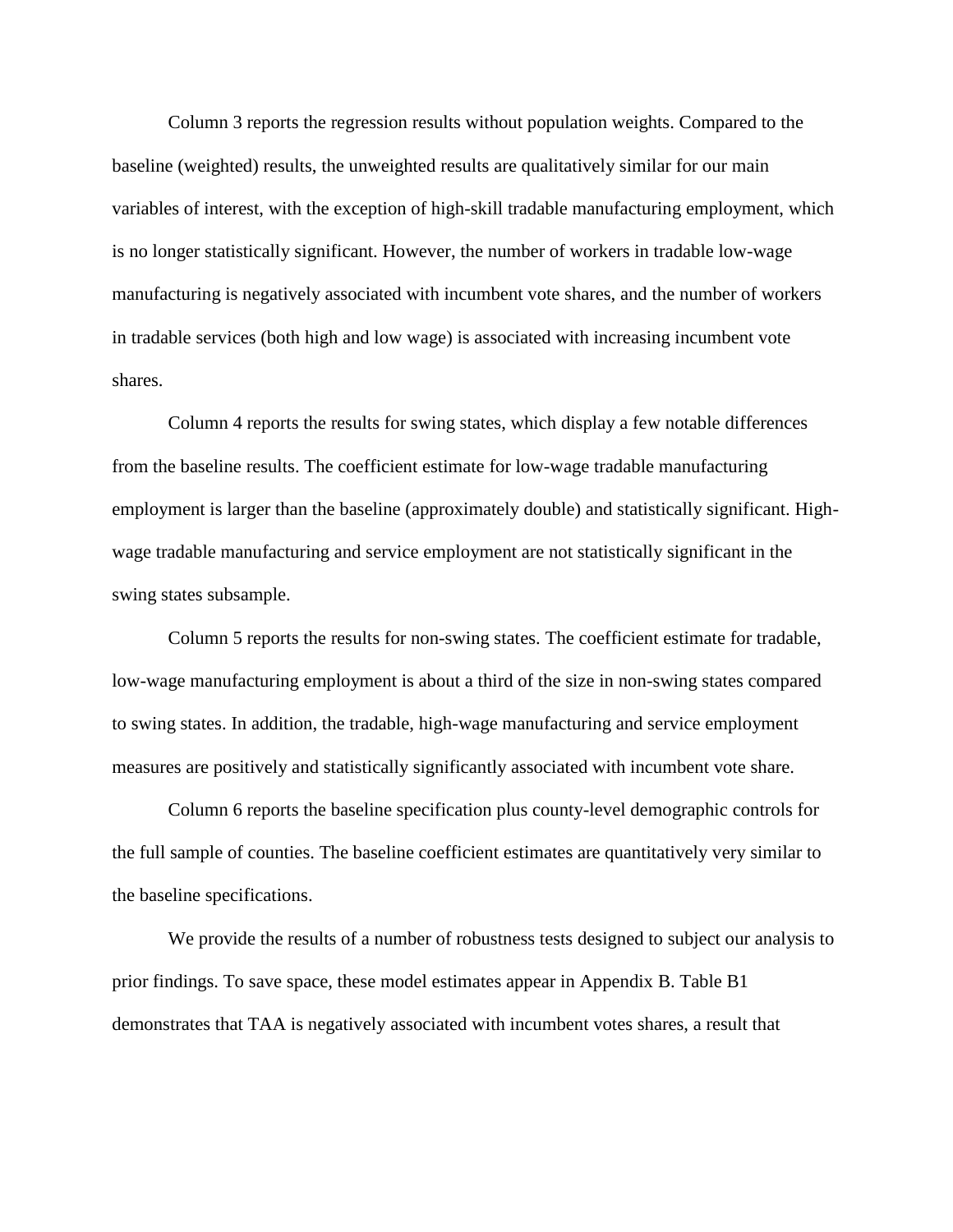Column 3 reports the regression results without population weights. Compared to the baseline (weighted) results, the unweighted results are qualitatively similar for our main variables of interest, with the exception of high-skill tradable manufacturing employment, which is no longer statistically significant. However, the number of workers in tradable low-wage manufacturing is negatively associated with incumbent vote shares, and the number of workers in tradable services (both high and low wage) is associated with increasing incumbent vote shares.

Column 4 reports the results for swing states, which display a few notable differences from the baseline results. The coefficient estimate for low-wage tradable manufacturing employment is larger than the baseline (approximately double) and statistically significant. High-wage tradable manufacturing and service employment are not statistically significant in the swing states subsample.

Column 5 reports the results for non-swing states. The coefficient estimate for tradable, low-wage manufacturing employment is about a third of the size in non-swing states compared to swing states. In addition, the tradable, high-wage manufacturing and service employment measures are positively and statistically significantly associated with incumbent vote share.

Column 6 reports the baseline specification plus county-level demographic controls for the full sample of counties. The baseline coefficient estimates are quantitatively very similar to the baseline specifications.

We provide the results of a number of robustness tests designed to subject our analysis to prior findings. To save space, these model estimates appear in Appendix B. Table B1 demonstrates that TAA is negatively associated with incumbent votes shares, a result that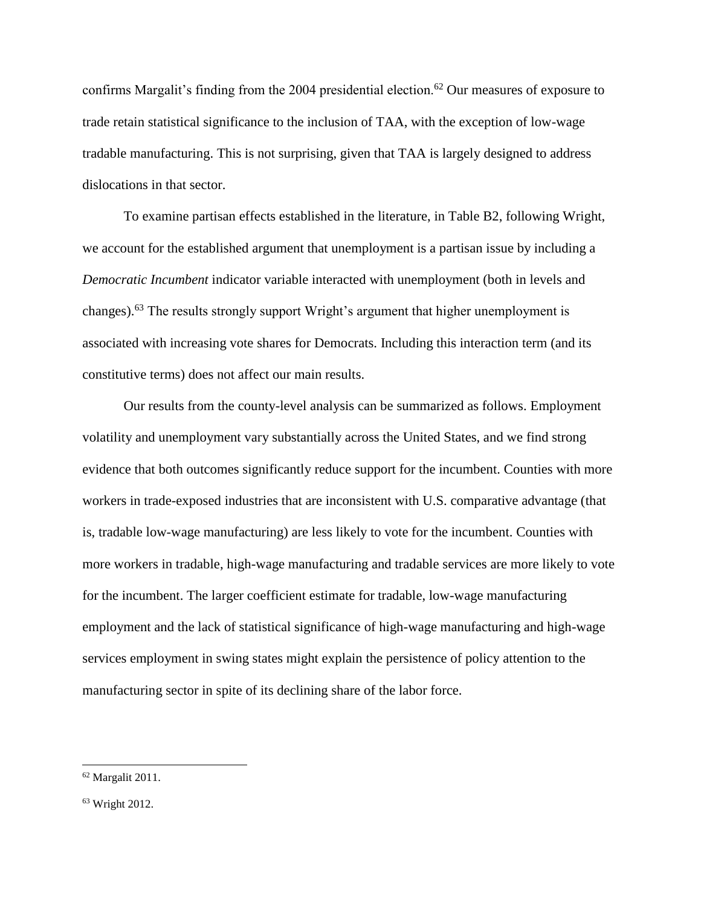confirms Margalit's finding from the 2004 presidential election.[62] Our measures of exposure to trade retain statistical significance to the inclusion of TAA, with the exception of low-wage tradable manufacturing. This is not surprising, given that TAA is largely designed to address dislocations in that sector.

To examine partisan effects established in the literature, in Table B2, following Wright, we account for the established argument that unemployment is a partisan issue by including a *Democratic Incumbent* indicator variable interacted with unemployment (both in levels and changes).[63] The results strongly support Wright's argument that higher unemployment is associated with increasing vote shares for Democrats. Including this interaction term (and its constitutive terms) does not affect our main results.

Our results from the county-level analysis can be summarized as follows. Employment volatility and unemployment vary substantially across the United States, and we find strong evidence that both outcomes significantly reduce support for the incumbent. Counties with more workers in trade-exposed industries that are inconsistent with U.S. comparative advantage (that is, tradable low-wage manufacturing) are less likely to vote for the incumbent. Counties with more workers in tradable, high-wage manufacturing and tradable services are more likely to vote for the incumbent. The larger coefficient estimate for tradable, low-wage manufacturing employment and the lack of statistical significance of high-wage manufacturing and high-wage services employment in swing states might explain the persistence of policy attention to the manufacturing sector in spite of its declining share of the labor force.

[62] Margalit 2011.

[63] Wright 2012.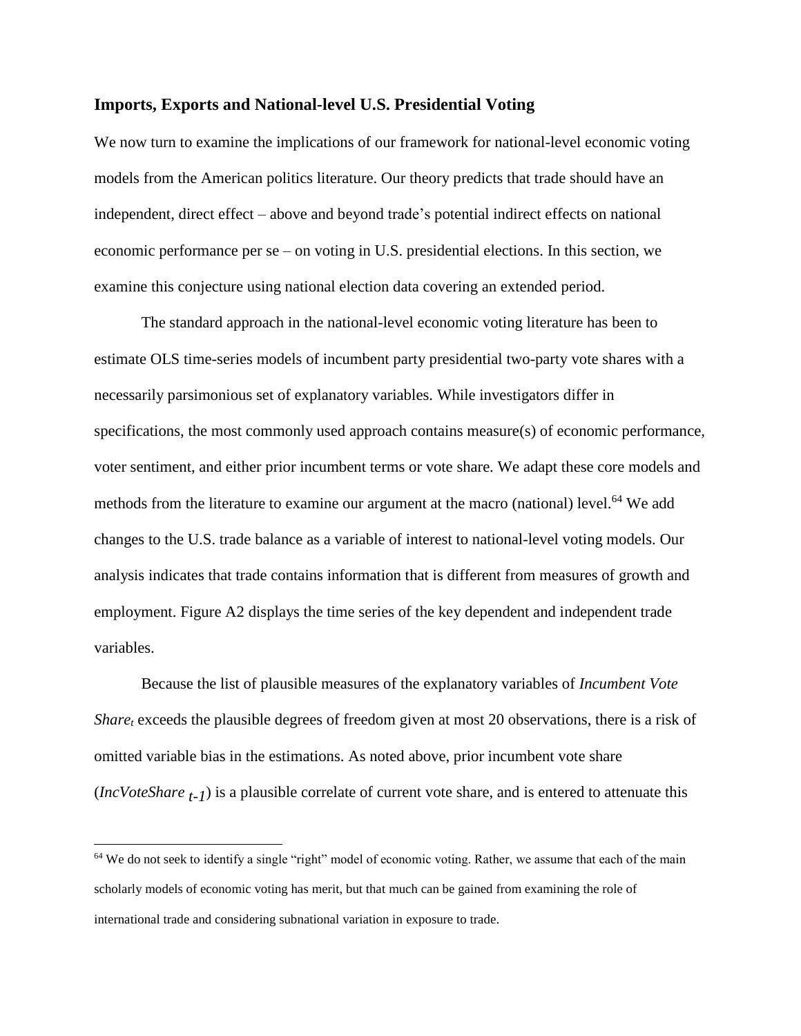## Imports, Exports and National-level U.S. Presidential Voting

We now turn to examine the implications of our framework for national-level economic voting models from the American politics literature. Our theory predicts that trade should have an independent, direct effect – above and beyond trade's potential indirect effects on national economic performance per se – on voting in U.S. presidential elections. In this section, we examine this conjecture using national election data covering an extended period.

The standard approach in the national-level economic voting literature has been to estimate OLS time-series models of incumbent party presidential two-party vote shares with a necessarily parsimonious set of explanatory variables. While investigators differ in specifications, the most commonly used approach contains measure(s) of economic performance, voter sentiment, and either prior incumbent terms or vote share. We adapt these core models and methods from the literature to examine our argument at the macro (national) level.[64] We add changes to the U.S. trade balance as a variable of interest to national-level voting models. Our analysis indicates that trade contains information that is different from measures of growth and employment. Figure A2 displays the time series of the key dependent and independent trade variables.

Because the list of plausible measures of the explanatory variables of *Incumbent Vote* $Share_t$ exceeds the plausible degrees of freedom given at most 20 observations, there is a risk of omitted variable bias in the estimations. As noted above, prior incumbent vote share ($IncVoteShare_{t-1}$) is a plausible correlate of current vote share, and is entered to attenuate this

[64] We do not seek to identify a single "right" model of economic voting. Rather, we assume that each of the main scholarly models of economic voting has merit, but that much can be gained from examining the role of international trade and considering subnational variation in exposure to trade.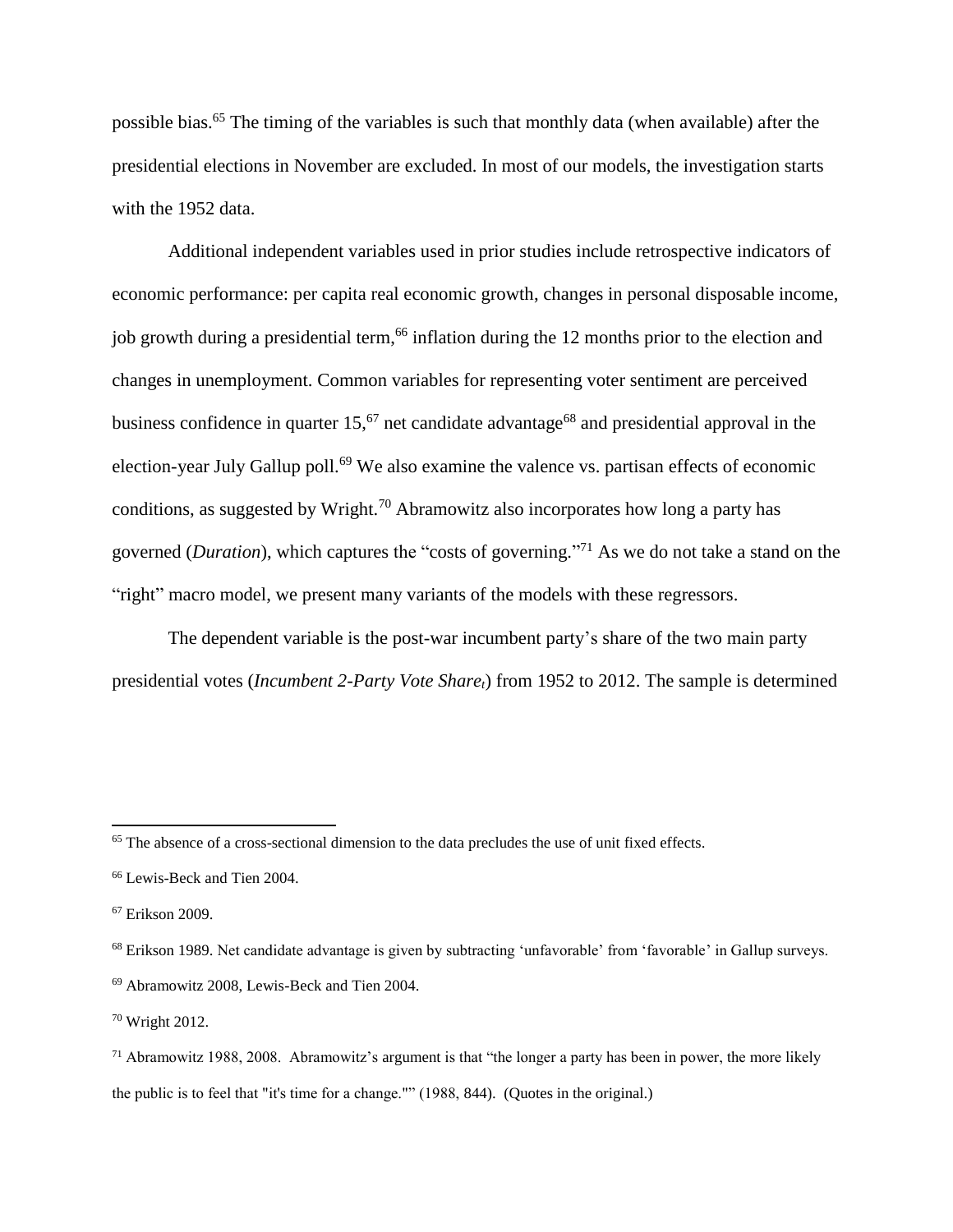possible bias.[65] The timing of the variables is such that monthly data (when available) after the presidential elections in November are excluded. In most of our models, the investigation starts with the 1952 data.

Additional independent variables used in prior studies include retrospective indicators of economic performance: per capita real economic growth, changes in personal disposable income, job growth during a presidential term,[66] inflation during the 12 months prior to the election and changes in unemployment. Common variables for representing voter sentiment are perceived business confidence in quarter 15,[67] net candidate advantage[68] and presidential approval in the election-year July Gallup poll.[69] We also examine the valence vs. partisan effects of economic conditions, as suggested by Wright.[70] Abramowitz also incorporates how long a party has governed (*Duration*), which captures the "costs of governing."[71] As we do not take a stand on the "right" macro model, we present many variants of the models with these regressors.

The dependent variable is the post-war incumbent party's share of the two main party presidential votes (*Incumbent 2-Party Vote Share$_t$*) from 1952 to 2012. The sample is determined

---

[65] The absence of a cross-sectional dimension to the data precludes the use of unit fixed effects.

[66] Lewis-Beck and Tien 2004.

[67] Erikson 2009.

[68] Erikson 1989. Net candidate advantage is given by subtracting 'unfavorable' from 'favorable' in Gallup surveys.

[69] Abramowitz 2008, Lewis-Beck and Tien 2004.

[70] Wright 2012.

[71] Abramowitz 1988, 2008. Abramowitz's argument is that "the longer a party has been in power, the more likely the public is to feel that "it's time for a change."" (1988, 844). (Quotes in the original.)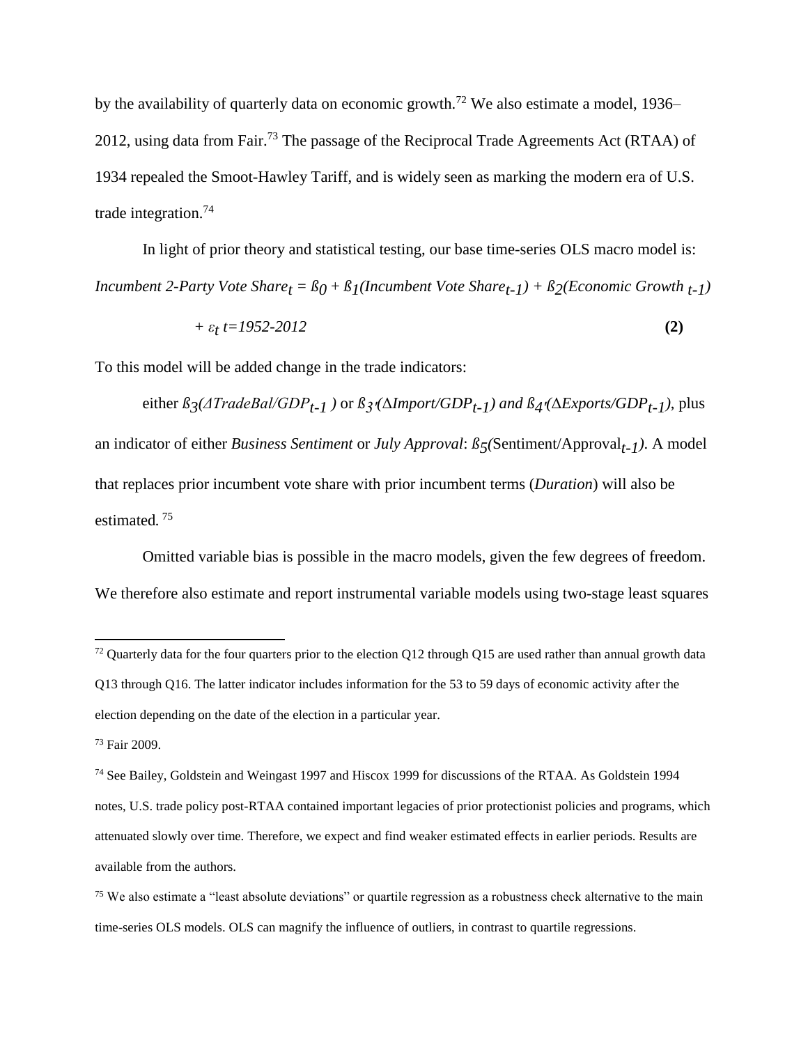by the availability of quarterly data on economic growth.[72] We also estimate a model, 1936–2012, using data from Fair.[73] The passage of the Reciprocal Trade Agreements Act (RTAA) of 1934 repealed the Smoot-Hawley Tariff, and is widely seen as marking the modern era of U.S. trade integration.[74]

In light of prior theory and statistical testing, our base time-series OLS macro model is:

$$Incumbent\ 2\text{-}Party\ Vote\ Share_t = \beta_0 + \beta_1(Incumbent\ Vote\ Share_{t-1}) + \beta_2(Economic\ Growth_{t-1}) + \varepsilon_t \quad t=1952\text{-}2012 \qquad \textbf{(2)}$$

To this model will be added change in the trade indicators:

either $\beta_3(\Delta TradeBal/GDP_{t-1})$ or $\beta_{3'}(\Delta Import/GDP_{t-1})$ and $\beta_{4'}(\Delta Exports/GDP_{t-1})$, plus an indicator of either *Business Sentiment* or *July Approval*: $\beta_5(\text{Sentiment/Approval}_{t-1})$. A model that replaces prior incumbent vote share with prior incumbent terms (*Duration*) will also be estimated.[75]

Omitted variable bias is possible in the macro models, given the few degrees of freedom. We therefore also estimate and report instrumental variable models using two-stage least squares

---

[72] Quarterly data for the four quarters prior to the election Q12 through Q15 are used rather than annual growth data Q13 through Q16. The latter indicator includes information for the 53 to 59 days of economic activity after the election depending on the date of the election in a particular year.

[73] Fair 2009.

[74] See Bailey, Goldstein and Weingast 1997 and Hiscox 1999 for discussions of the RTAA. As Goldstein 1994 notes, U.S. trade policy post-RTAA contained important legacies of prior protectionist policies and programs, which attenuated slowly over time. Therefore, we expect and find weaker estimated effects in earlier periods. Results are available from the authors.

[75] We also estimate a "least absolute deviations" or quartile regression as a robustness check alternative to the main time-series OLS models. OLS can magnify the influence of outliers, in contrast to quartile regressions.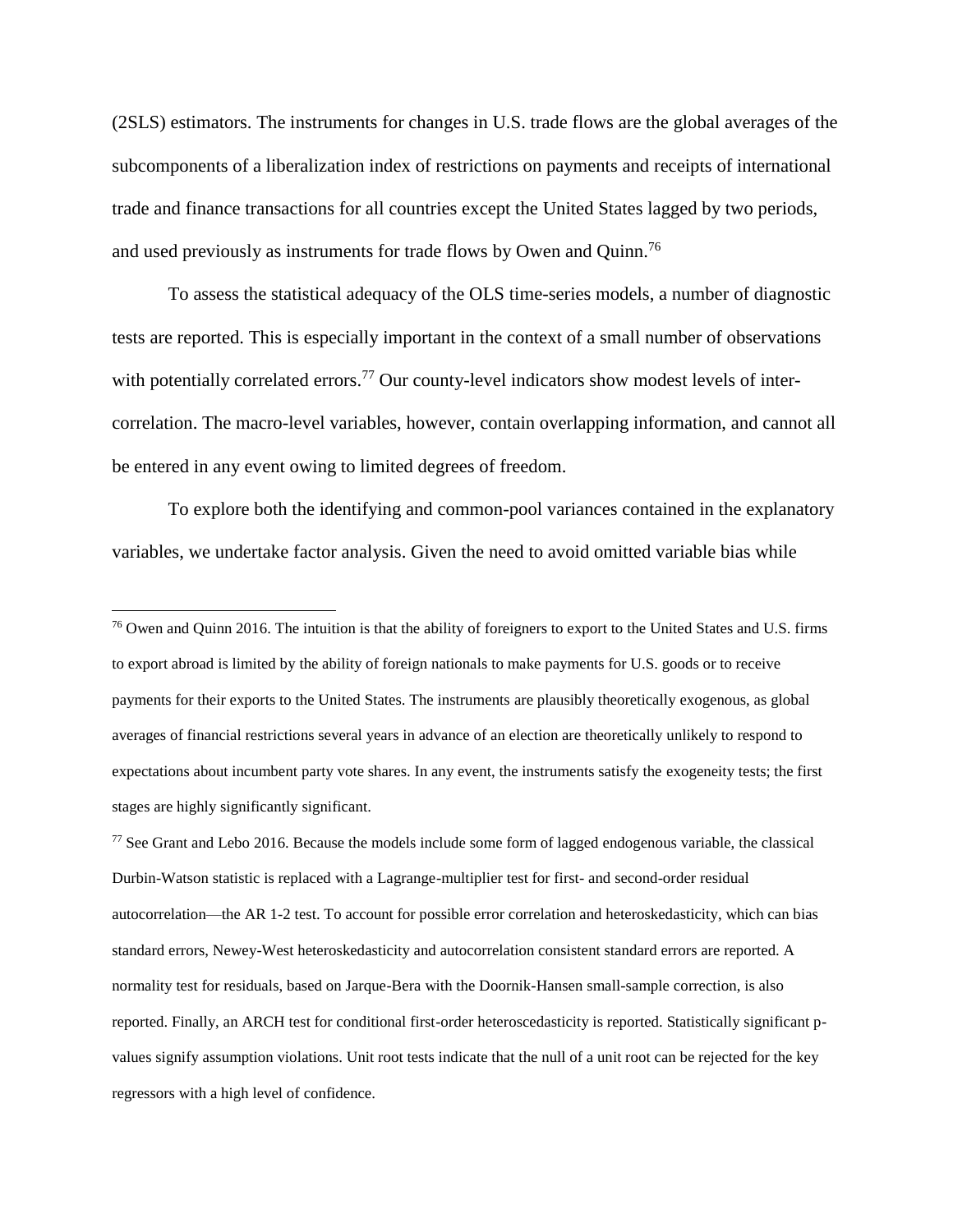(2SLS) estimators. The instruments for changes in U.S. trade flows are the global averages of the subcomponents of a liberalization index of restrictions on payments and receipts of international trade and finance transactions for all countries except the United States lagged by two periods, and used previously as instruments for trade flows by Owen and Quinn.[76]

To assess the statistical adequacy of the OLS time-series models, a number of diagnostic tests are reported. This is especially important in the context of a small number of observations with potentially correlated errors.[77] Our county-level indicators show modest levels of inter-correlation. The macro-level variables, however, contain overlapping information, and cannot all be entered in any event owing to limited degrees of freedom.

To explore both the identifying and common-pool variances contained in the explanatory variables, we undertake factor analysis. Given the need to avoid omitted variable bias while

---

[76] Owen and Quinn 2016. The intuition is that the ability of foreigners to export to the United States and U.S. firms to export abroad is limited by the ability of foreign nationals to make payments for U.S. goods or to receive payments for their exports to the United States. The instruments are plausibly theoretically exogenous, as global averages of financial restrictions several years in advance of an election are theoretically unlikely to respond to expectations about incumbent party vote shares. In any event, the instruments satisfy the exogeneity tests; the first stages are highly significantly significant.

[77] See Grant and Lebo 2016. Because the models include some form of lagged endogenous variable, the classical Durbin-Watson statistic is replaced with a Lagrange-multiplier test for first- and second-order residual autocorrelation—the AR 1-2 test. To account for possible error correlation and heteroskedasticity, which can bias standard errors, Newey-West heteroskedasticity and autocorrelation consistent standard errors are reported. A normality test for residuals, based on Jarque-Bera with the Doornik-Hansen small-sample correction, is also reported. Finally, an ARCH test for conditional first-order heteroscedasticity is reported. Statistically significant p-values signify assumption violations. Unit root tests indicate that the null of a unit root can be rejected for the key regressors with a high level of confidence.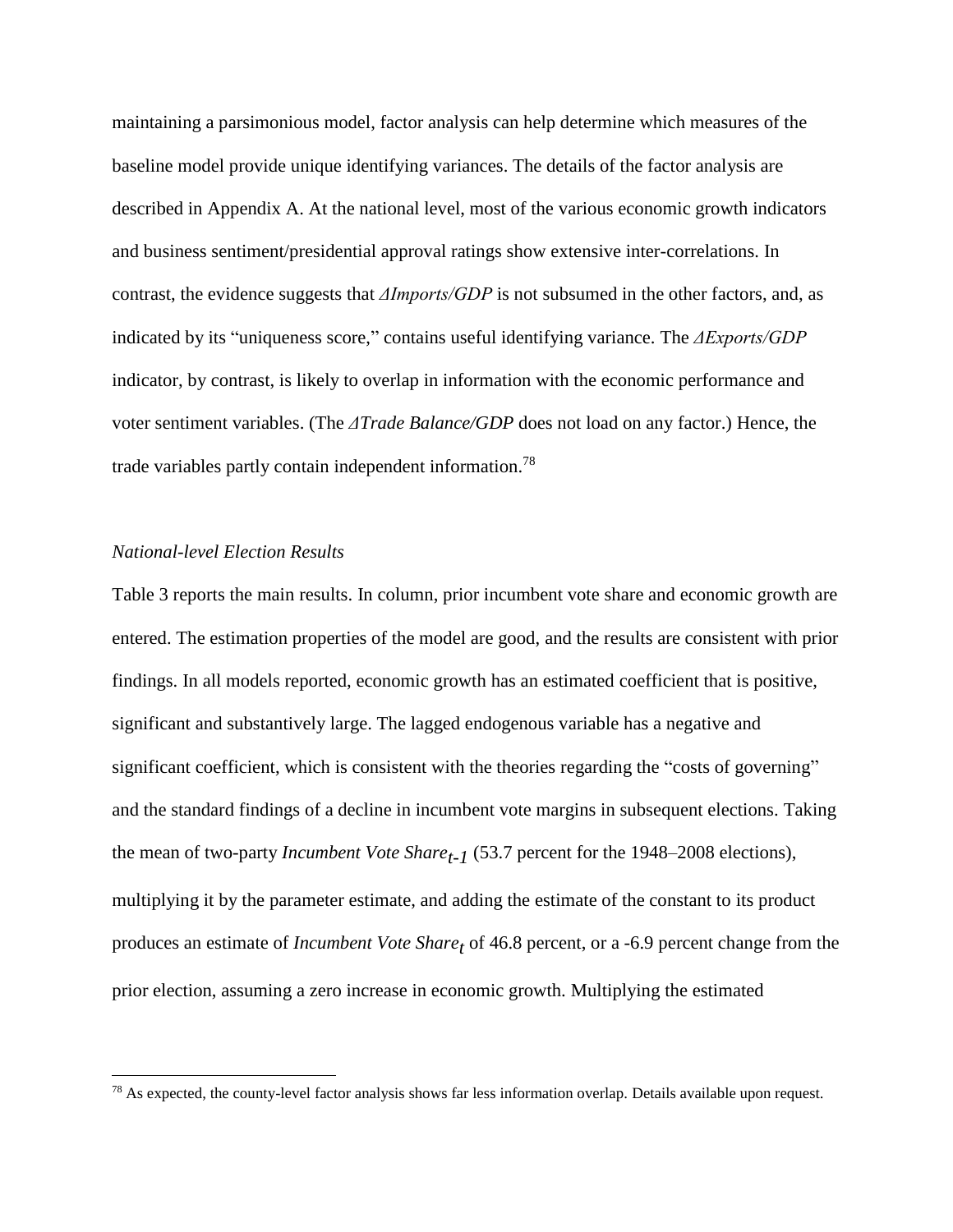maintaining a parsimonious model, factor analysis can help determine which measures of the baseline model provide unique identifying variances. The details of the factor analysis are described in Appendix A. At the national level, most of the various economic growth indicators and business sentiment/presidential approval ratings show extensive inter-correlations. In contrast, the evidence suggests that *ΔImports/GDP* is not subsumed in the other factors, and, as indicated by its "uniqueness score," contains useful identifying variance. The *ΔExports/GDP* indicator, by contrast, is likely to overlap in information with the economic performance and voter sentiment variables. (The *ΔTrade Balance/GDP* does not load on any factor.) Hence, the trade variables partly contain independent information.[78]

*National-level Election Results*

Table 3 reports the main results. In column, prior incumbent vote share and economic growth are entered. The estimation properties of the model are good, and the results are consistent with prior findings. In all models reported, economic growth has an estimated coefficient that is positive, significant and substantively large. The lagged endogenous variable has a negative and significant coefficient, which is consistent with the theories regarding the "costs of governing" and the standard findings of a decline in incumbent vote margins in subsequent elections. Taking the mean of two-party *Incumbent Vote Share*$_{t-1}$ (53.7 percent for the 1948–2008 elections), multiplying it by the parameter estimate, and adding the estimate of the constant to its product produces an estimate of *Incumbent Vote Share*$_{t}$ of 46.8 percent, or a -6.9 percent change from the prior election, assuming a zero increase in economic growth. Multiplying the estimated

[78] As expected, the county-level factor analysis shows far less information overlap. Details available upon request.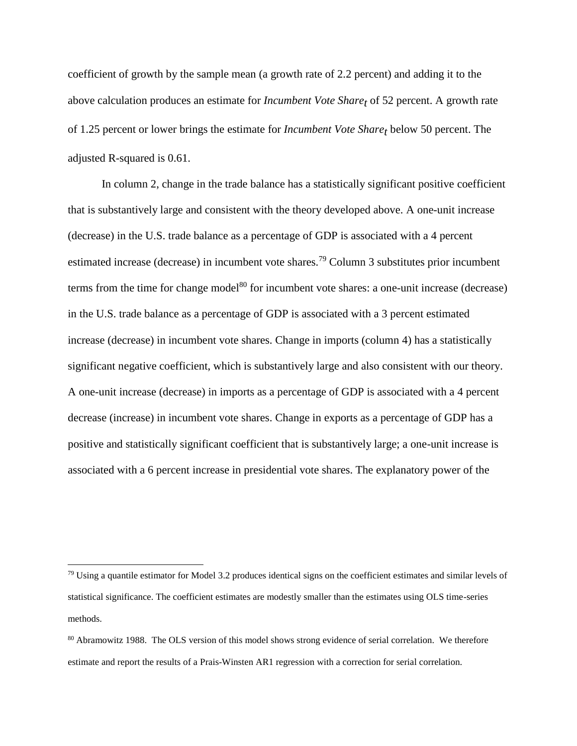coefficient of growth by the sample mean (a growth rate of 2.2 percent) and adding it to the above calculation produces an estimate for *Incumbent Vote Share*$_t$ of 52 percent. A growth rate of 1.25 percent or lower brings the estimate for *Incumbent Vote Share*$_t$ below 50 percent. The adjusted R-squared is 0.61.

In column 2, change in the trade balance has a statistically significant positive coefficient that is substantively large and consistent with the theory developed above. A one-unit increase (decrease) in the U.S. trade balance as a percentage of GDP is associated with a 4 percent estimated increase (decrease) in incumbent vote shares.[79] Column 3 substitutes prior incumbent terms from the time for change model[80] for incumbent vote shares: a one-unit increase (decrease) in the U.S. trade balance as a percentage of GDP is associated with a 3 percent estimated increase (decrease) in incumbent vote shares. Change in imports (column 4) has a statistically significant negative coefficient, which is substantively large and also consistent with our theory. A one-unit increase (decrease) in imports as a percentage of GDP is associated with a 4 percent decrease (increase) in incumbent vote shares. Change in exports as a percentage of GDP has a positive and statistically significant coefficient that is substantively large; a one-unit increase is associated with a 6 percent increase in presidential vote shares. The explanatory power of the

[79] Using a quantile estimator for Model 3.2 produces identical signs on the coefficient estimates and similar levels of statistical significance. The coefficient estimates are modestly smaller than the estimates using OLS time-series methods.

[80] Abramowitz 1988. The OLS version of this model shows strong evidence of serial correlation. We therefore estimate and report the results of a Prais-Winsten AR1 regression with a correction for serial correlation.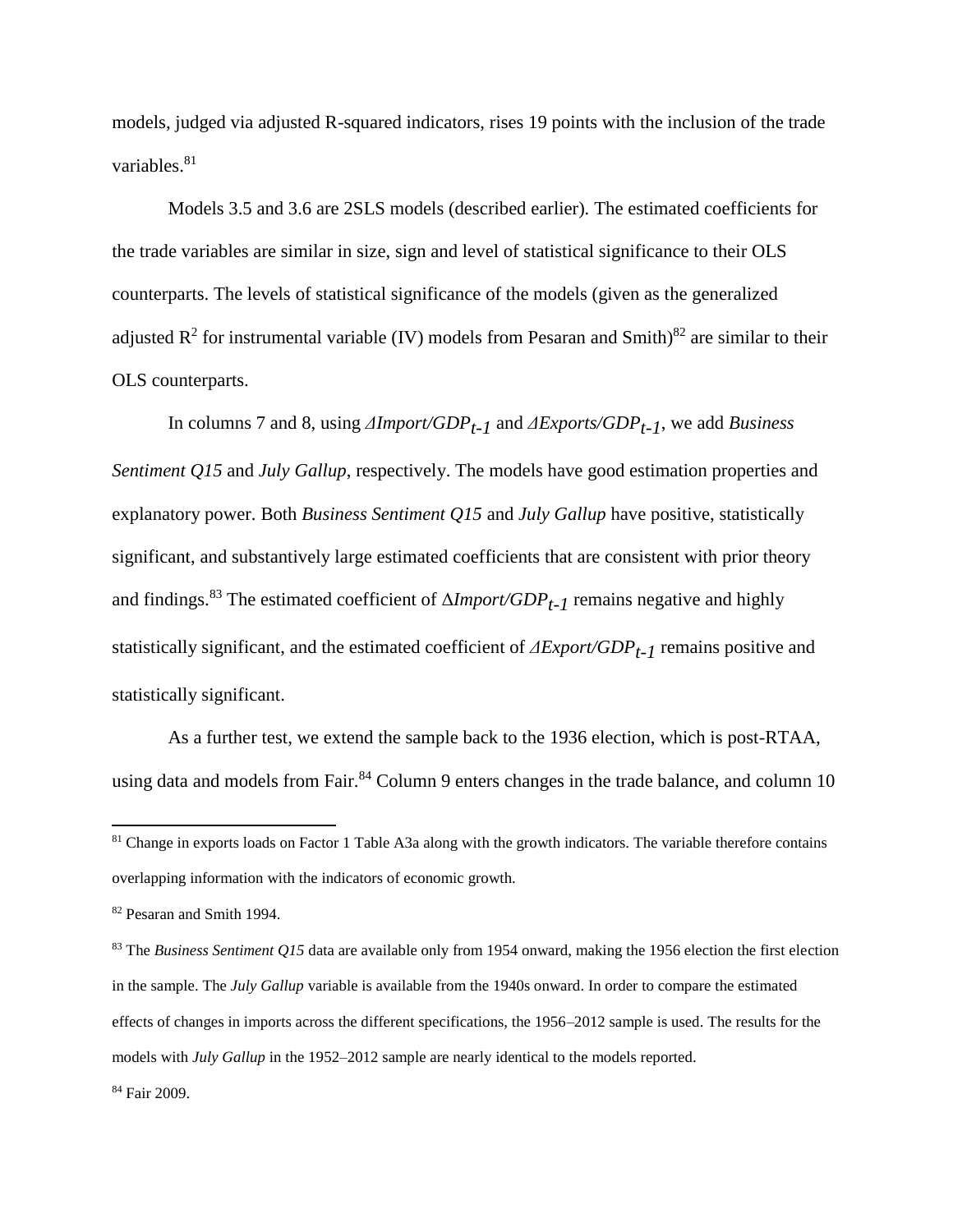models, judged via adjusted R-squared indicators, rises 19 points with the inclusion of the trade variables.[81]

Models 3.5 and 3.6 are 2SLS models (described earlier). The estimated coefficients for the trade variables are similar in size, sign and level of statistical significance to their OLS counterparts. The levels of statistical significance of the models (given as the generalized adjusted $R^2$ for instrumental variable (IV) models from Pesaran and Smith)[82] are similar to their OLS counterparts.

In columns 7 and 8, using $\Delta Import/GDP_{t-1}$ and $\Delta Exports/GDP_{t-1}$, we add *Business Sentiment Q15* and *July Gallup*, respectively. The models have good estimation properties and explanatory power. Both *Business Sentiment Q15* and *July Gallup* have positive, statistically significant, and substantively large estimated coefficients that are consistent with prior theory and findings.[83] The estimated coefficient of $\Delta Import/GDP_{t-1}$ remains negative and highly statistically significant, and the estimated coefficient of $\Delta Export/GDP_{t-1}$ remains positive and statistically significant.

As a further test, we extend the sample back to the 1936 election, which is post-RTAA, using data and models from Fair.[84] Column 9 enters changes in the trade balance, and column 10

[81] Change in exports loads on Factor 1 Table A3a along with the growth indicators. The variable therefore contains overlapping information with the indicators of economic growth.

[82] Pesaran and Smith 1994.

[83] The *Business Sentiment Q15* data are available only from 1954 onward, making the 1956 election the first election in the sample. The *July Gallup* variable is available from the 1940s onward. In order to compare the estimated effects of changes in imports across the different specifications, the 1956–2012 sample is used. The results for the models with *July Gallup* in the 1952–2012 sample are nearly identical to the models reported.

[84] Fair 2009.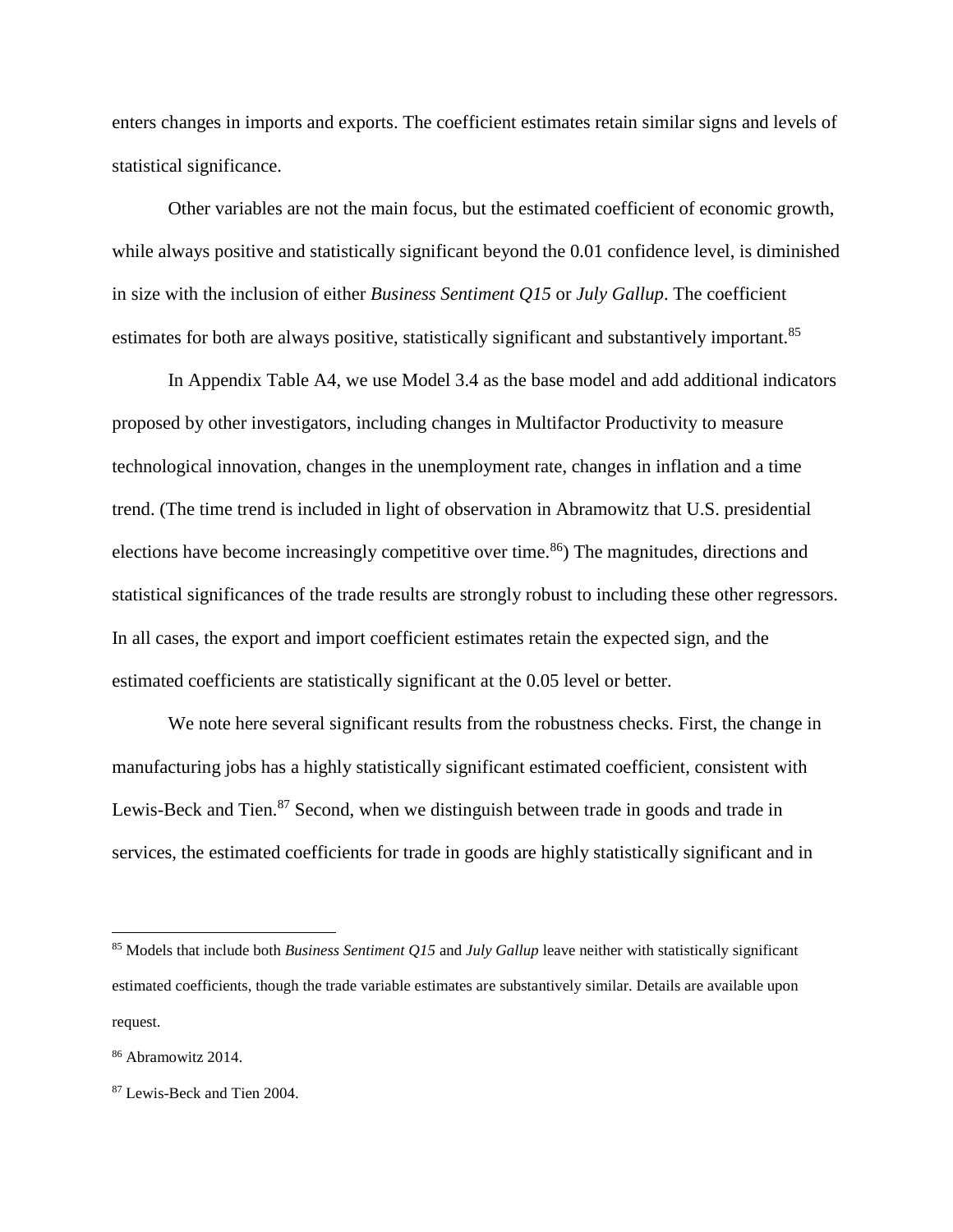enters changes in imports and exports. The coefficient estimates retain similar signs and levels of statistical significance.

Other variables are not the main focus, but the estimated coefficient of economic growth, while always positive and statistically significant beyond the 0.01 confidence level, is diminished in size with the inclusion of either *Business Sentiment Q15* or *July Gallup*. The coefficient estimates for both are always positive, statistically significant and substantively important.[85]

In Appendix Table A4, we use Model 3.4 as the base model and add additional indicators proposed by other investigators, including changes in Multifactor Productivity to measure technological innovation, changes in the unemployment rate, changes in inflation and a time trend. (The time trend is included in light of observation in Abramowitz that U.S. presidential elections have become increasingly competitive over time.[86]) The magnitudes, directions and statistical significances of the trade results are strongly robust to including these other regressors. In all cases, the export and import coefficient estimates retain the expected sign, and the estimated coefficients are statistically significant at the 0.05 level or better.

We note here several significant results from the robustness checks. First, the change in manufacturing jobs has a highly statistically significant estimated coefficient, consistent with Lewis-Beck and Tien.[87] Second, when we distinguish between trade in goods and trade in services, the estimated coefficients for trade in goods are highly statistically significant and in

---

[85] Models that include both *Business Sentiment Q15* and *July Gallup* leave neither with statistically significant estimated coefficients, though the trade variable estimates are substantively similar. Details are available upon request.

[86] Abramowitz 2014.

[87] Lewis-Beck and Tien 2004.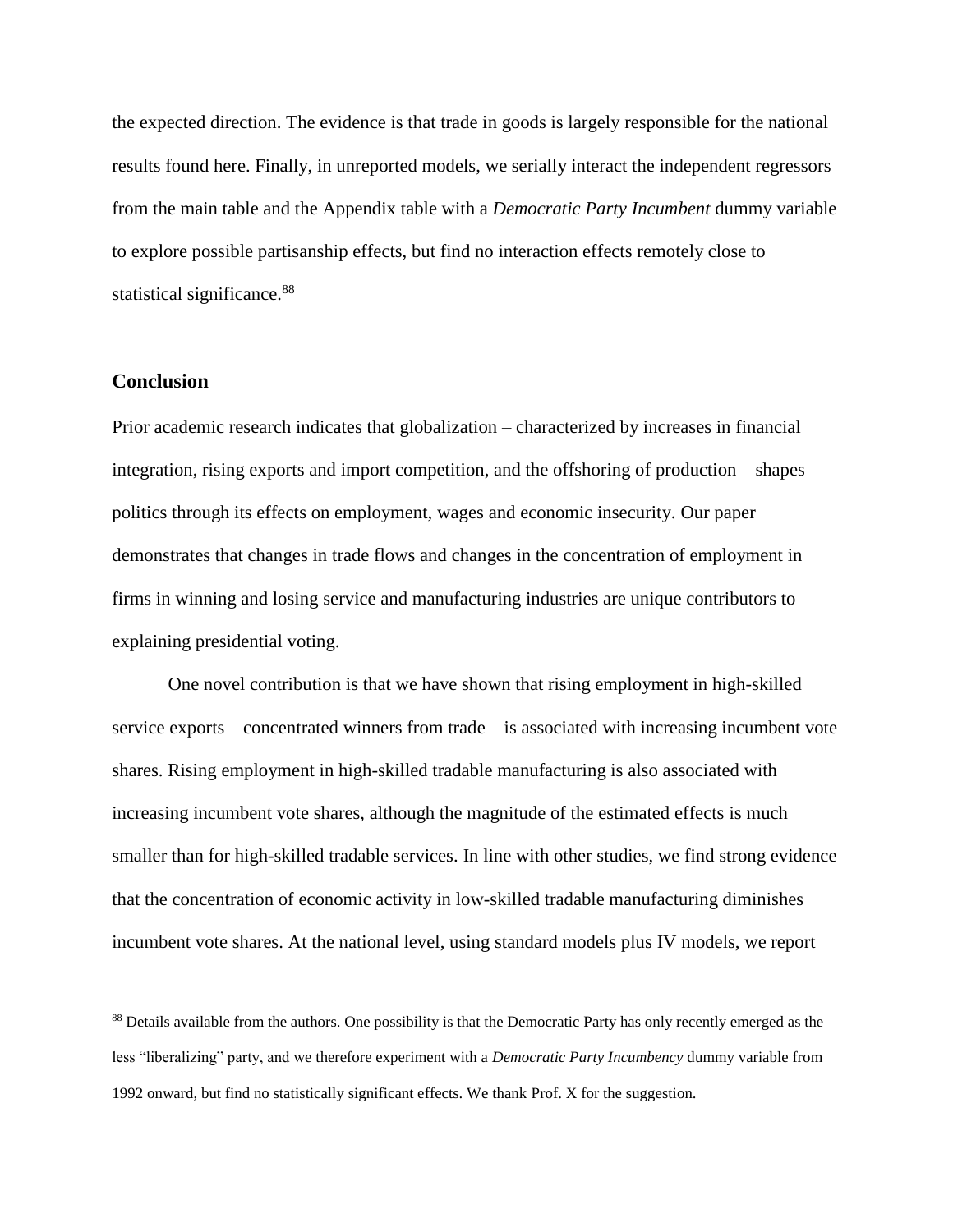the expected direction. The evidence is that trade in goods is largely responsible for the national results found here. Finally, in unreported models, we serially interact the independent regressors from the main table and the Appendix table with a *Democratic Party Incumbent* dummy variable to explore possible partisanship effects, but find no interaction effects remotely close to statistical significance.[88]

## Conclusion

Prior academic research indicates that globalization – characterized by increases in financial integration, rising exports and import competition, and the offshoring of production – shapes politics through its effects on employment, wages and economic insecurity. Our paper demonstrates that changes in trade flows and changes in the concentration of employment in firms in winning and losing service and manufacturing industries are unique contributors to explaining presidential voting.

One novel contribution is that we have shown that rising employment in high-skilled service exports – concentrated winners from trade – is associated with increasing incumbent vote shares. Rising employment in high-skilled tradable manufacturing is also associated with increasing incumbent vote shares, although the magnitude of the estimated effects is much smaller than for high-skilled tradable services. In line with other studies, we find strong evidence that the concentration of economic activity in low-skilled tradable manufacturing diminishes incumbent vote shares. At the national level, using standard models plus IV models, we report

---

[88] Details available from the authors. One possibility is that the Democratic Party has only recently emerged as the less "liberalizing" party, and we therefore experiment with a *Democratic Party Incumbency* dummy variable from 1992 onward, but find no statistically significant effects. We thank Prof. X for the suggestion.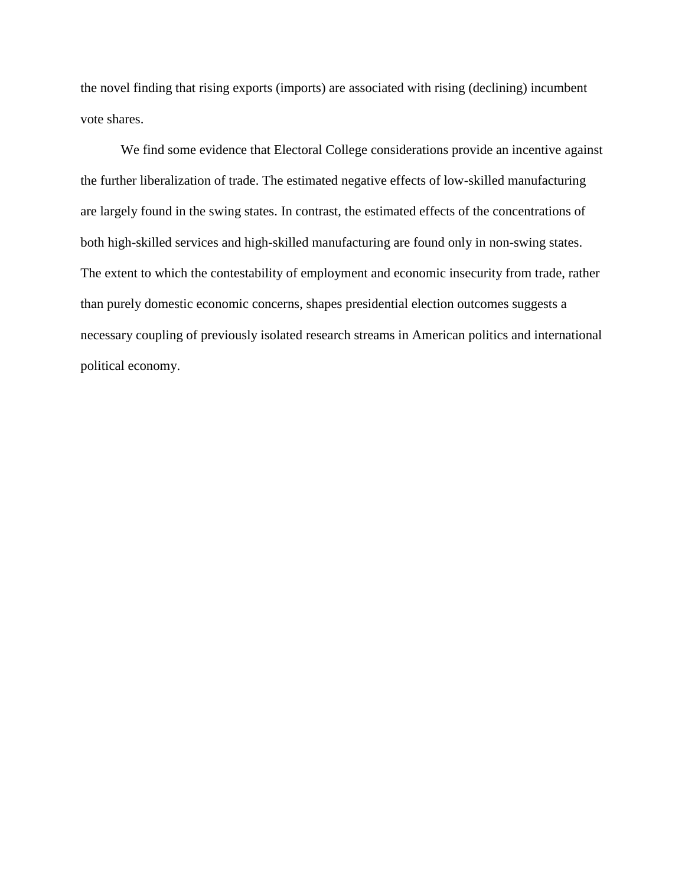the novel finding that rising exports (imports) are associated with rising (declining) incumbent vote shares.

We find some evidence that Electoral College considerations provide an incentive against the further liberalization of trade. The estimated negative effects of low-skilled manufacturing are largely found in the swing states. In contrast, the estimated effects of the concentrations of both high-skilled services and high-skilled manufacturing are found only in non-swing states. The extent to which the contestability of employment and economic insecurity from trade, rather than purely domestic economic concerns, shapes presidential election outcomes suggests a necessary coupling of previously isolated research streams in American politics and international political economy.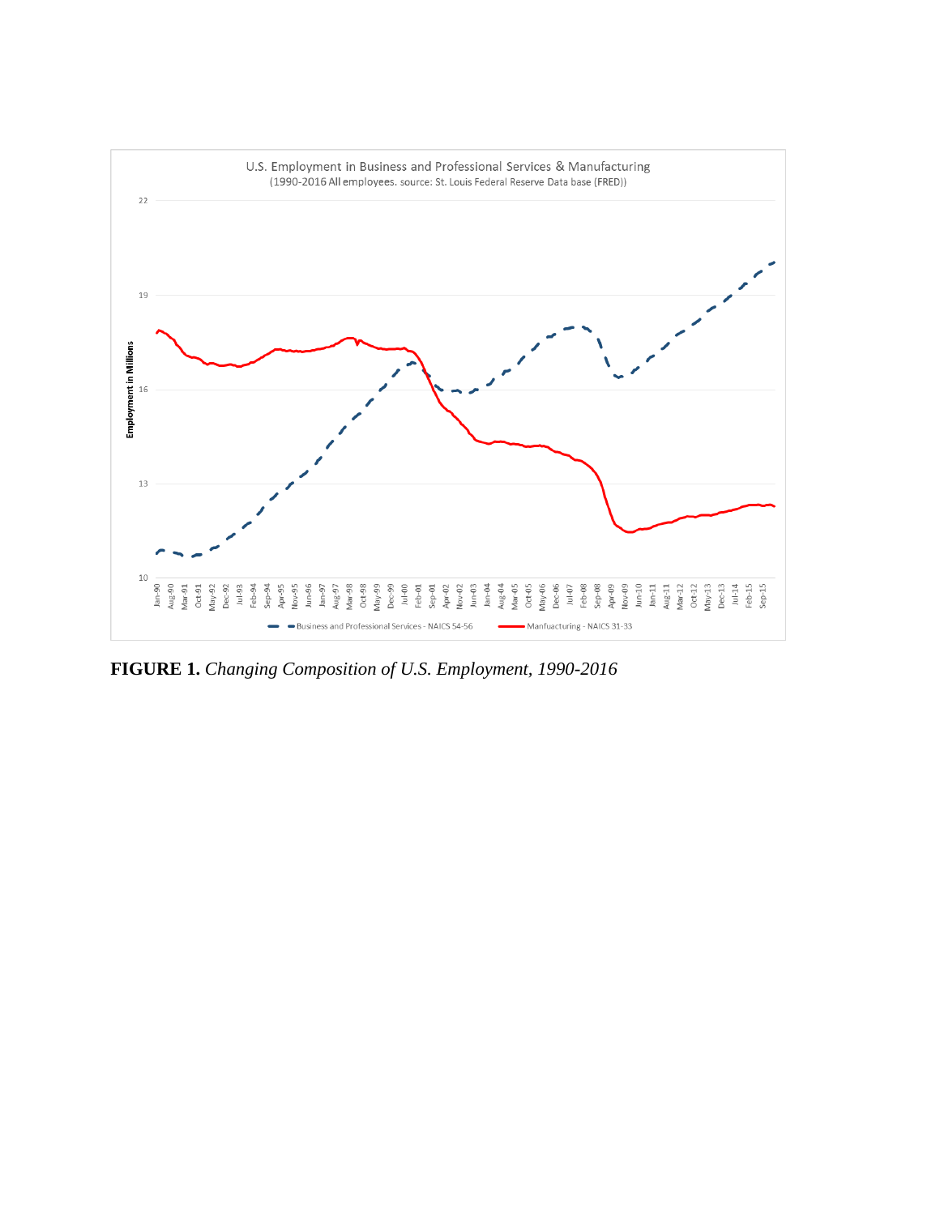U.S. Employment in Business and Professional Services & Manufacturing

(1990-2016 All employees. source: St. Louis Federal Reserve Data base (FRED))

Employment in Millions

22

19

16

13

10

Jan-90 Aug-90 Mar-91 Oct-91 May-92 Dec-92 Jul-93 Feb-94 Sep-94 Apr-95 Nov-95 Jun-96 Jan-97 Aug-97 Mar-98 Oct-98 May-99 Dec-99 Jul-00 Feb-01 Sep-01 Apr-02 Nov-02 Jun-03 Jan-04 Aug-04 Mar-05 Oct-05 May-06 Dec-06 Jul-07 Feb-08 Sep-08 Apr-09 Nov-09 Jun-10 Jan-11 Aug-11 Mar-12 Oct-12 May-13 Dec-13 Jul-14 Feb-15 Sep-15

Business and Professional Services - NAICS 54-56

Manfuacturing - NAICS 31-33

**FIGURE 1.** *Changing Composition of U.S. Employment, 1990-2016*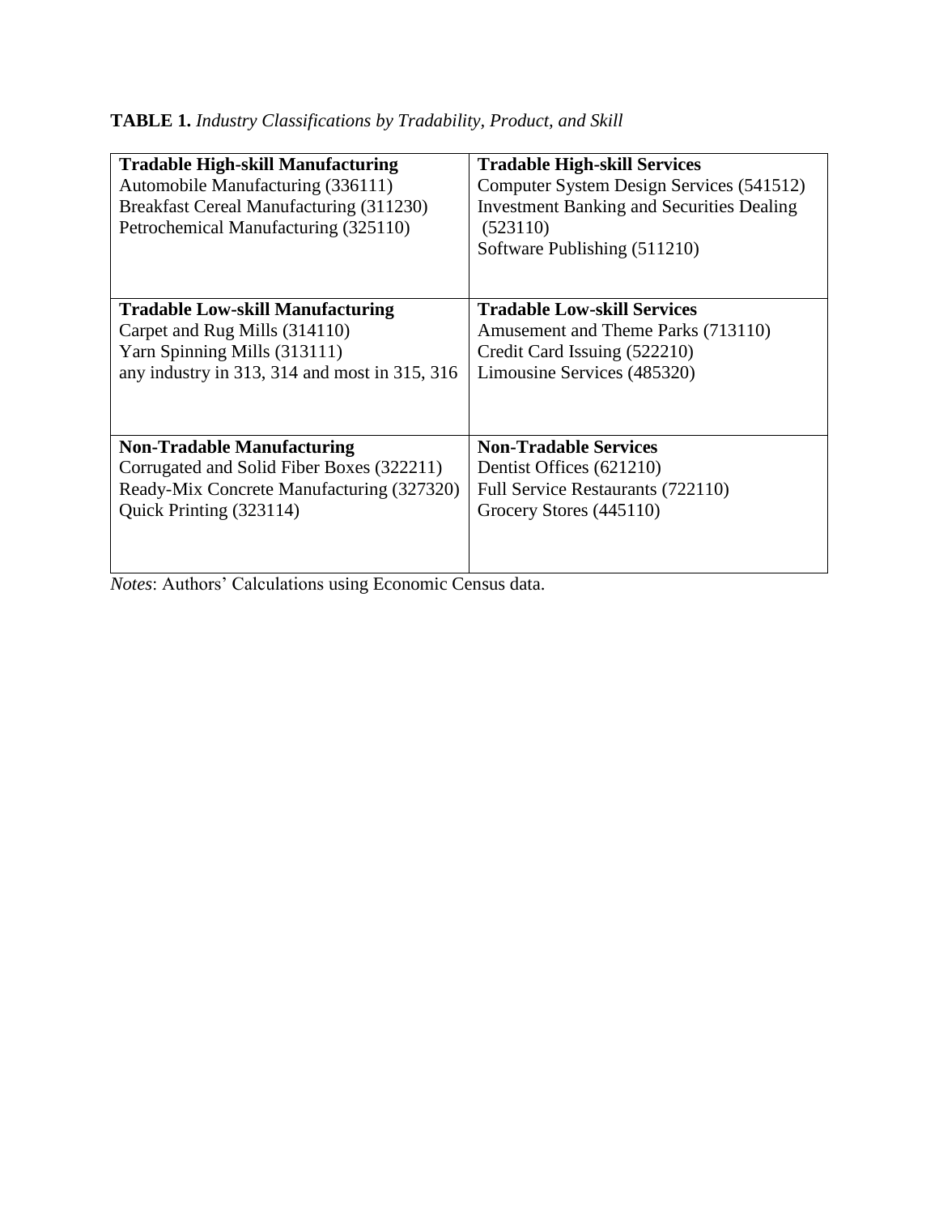**TABLE 1.** *Industry Classifications by Tradability, Product, and Skill*

| | |
|---|---|
| **Tradable High-skill Manufacturing**<br>Automobile Manufacturing (336111)<br>Breakfast Cereal Manufacturing (311230)<br>Petrochemical Manufacturing (325110) | **Tradable High-skill Services**<br>Computer System Design Services (541512)<br>Investment Banking and Securities Dealing (523110)<br>Software Publishing (511210) |
| **Tradable Low-skill Manufacturing**<br>Carpet and Rug Mills (314110)<br>Yarn Spinning Mills (313111)<br>any industry in 313, 314 and most in 315, 316 | **Tradable Low-skill Services**<br>Amusement and Theme Parks (713110)<br>Credit Card Issuing (522210)<br>Limousine Services (485320) |
| **Non-Tradable Manufacturing**<br>Corrugated and Solid Fiber Boxes (322211)<br>Ready-Mix Concrete Manufacturing (327320)<br>Quick Printing (323114) | **Non-Tradable Services**<br>Dentist Offices (621210)<br>Full Service Restaurants (722110)<br>Grocery Stores (445110) |

*Notes*: Authors' Calculations using Economic Census data.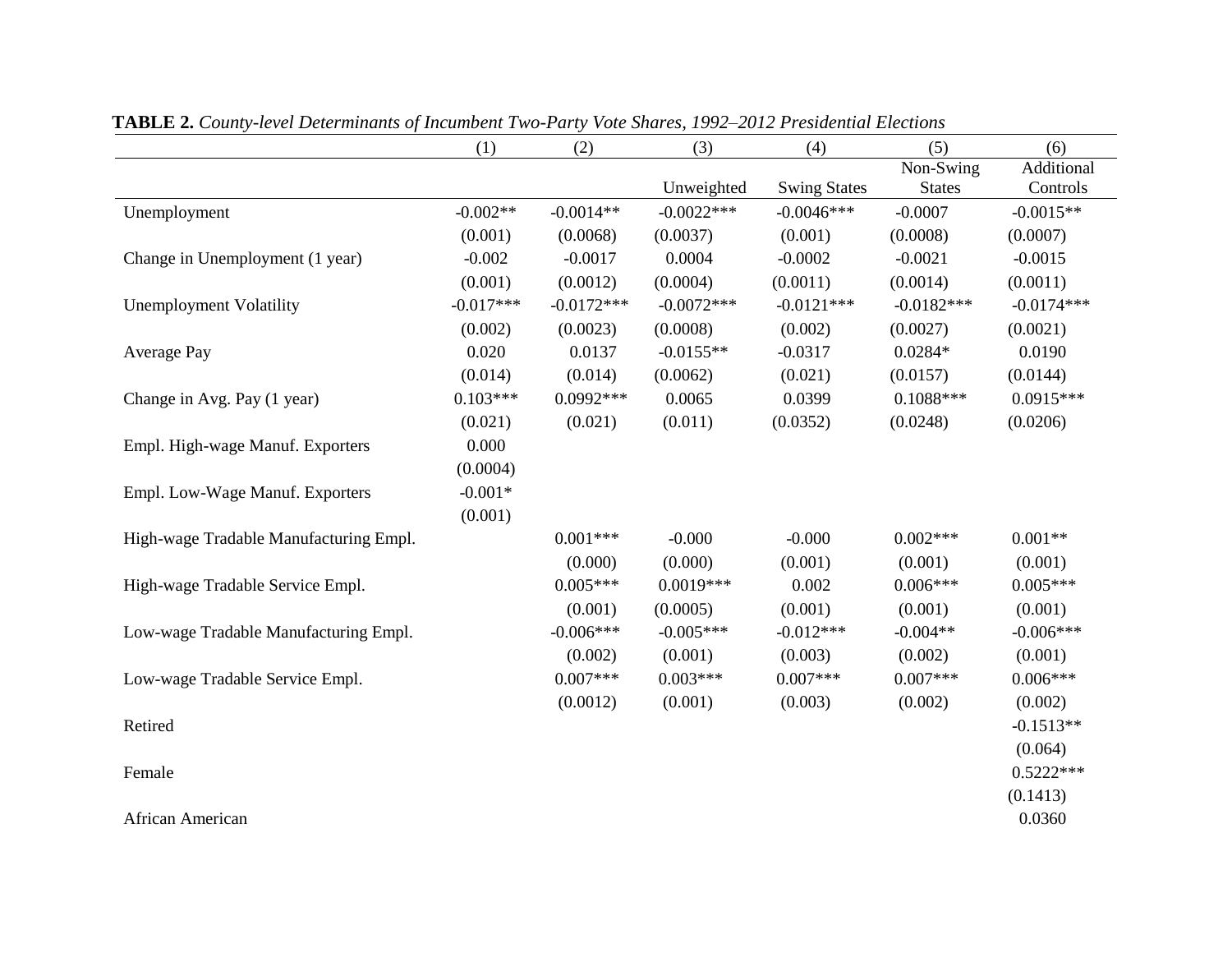**TABLE 2.** *County-level Determinants of Incumbent Two-Party Vote Shares, 1992–2012 Presidential Elections*

| | (1) | (2) | (3) | (4) | (5) | (6) |
|---|---|---|---|---|---|---|
| | | | Unweighted | Swing States | Non-Swing States | Additional Controls |
| Unemployment | -0.002** | -0.0014** | -0.0022*** | -0.0046*** | -0.0007 | -0.0015** |
| | (0.001) | (0.0068) | (0.0037) | (0.001) | (0.0008) | (0.0007) |
| Change in Unemployment (1 year) | -0.002 | -0.0017 | 0.0004 | -0.0002 | -0.0021 | -0.0015 |
| | (0.001) | (0.0012) | (0.0004) | (0.0011) | (0.0014) | (0.0011) |
| Unemployment Volatility | -0.017*** | -0.0172*** | -0.0072*** | -0.0121*** | -0.0182*** | -0.0174*** |
| | (0.002) | (0.0023) | (0.0008) | (0.002) | (0.0027) | (0.0021) |
| Average Pay | 0.020 | 0.0137 | -0.0155** | -0.0317 | 0.0284* | 0.0190 |
| | (0.014) | (0.014) | (0.0062) | (0.021) | (0.0157) | (0.0144) |
| Change in Avg. Pay (1 year) | 0.103*** | 0.0992*** | 0.0065 | 0.0399 | 0.1088*** | 0.0915*** |
| | (0.021) | (0.021) | (0.011) | (0.0352) | (0.0248) | (0.0206) |
| Empl. High-wage Manuf. Exporters | 0.000 | | | | | |
| | (0.0004) | | | | | |
| Empl. Low-Wage Manuf. Exporters | -0.001* | | | | | |
| | (0.001) | | | | | |
| High-wage Tradable Manufacturing Empl. | | 0.001*** | -0.000 | -0.000 | 0.002*** | 0.001** |
| | | (0.000) | (0.000) | (0.001) | (0.001) | (0.001) |
| High-wage Tradable Service Empl. | | 0.005*** | 0.0019*** | 0.002 | 0.006*** | 0.005*** |
| | | (0.001) | (0.0005) | (0.001) | (0.001) | (0.001) |
| Low-wage Tradable Manufacturing Empl. | | -0.006*** | -0.005*** | -0.012*** | -0.004** | -0.006*** |
| | | (0.002) | (0.001) | (0.003) | (0.002) | (0.001) |
| Low-wage Tradable Service Empl. | | 0.007*** | 0.003*** | 0.007*** | 0.007*** | 0.006*** |
| | | (0.0012) | (0.001) | (0.003) | (0.002) | (0.002) |
| Retired | | | | | | -0.1513** |
| | | | | | | (0.064) |
| Female | | | | | | 0.5222*** |
| | | | | | | (0.1413) |
| African American | | | | | | 0.0360 |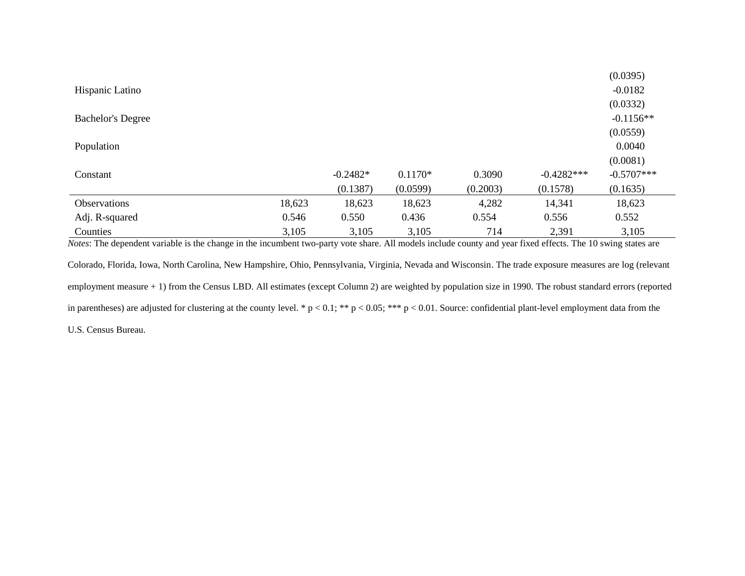| | | | | | | |
|---|---|---|---|---|---|---|
| | | | | | | (0.0395) |
| Hispanic Latino | | | | | | -0.0182 |
| | | | | | | (0.0332) |
| Bachelor's Degree | | | | | | -0.1156** |
| | | | | | | (0.0559) |
| Population | | | | | | 0.0040 |
| | | | | | | (0.0081) |
| Constant | | -0.2482* | 0.1170* | 0.3090 | -0.4282*** | -0.5707*** |
| | | (0.1387) | (0.0599) | (0.2003) | (0.1578) | (0.1635) |
| Observations | 18,623 | 18,623 | 18,623 | 4,282 | 14,341 | 18,623 |
| Adj. R-squared | 0.546 | 0.550 | 0.436 | 0.554 | 0.556 | 0.552 |
| Counties | 3,105 | 3,105 | 3,105 | 714 | 2,391 | 3,105 |

*Notes*: The dependent variable is the change in the incumbent two-party vote share. All models include county and year fixed effects. The 10 swing states are Colorado, Florida, Iowa, North Carolina, New Hampshire, Ohio, Pennsylvania, Virginia, Nevada and Wisconsin. The trade exposure measures are log (relevant employment measure + 1) from the Census LBD. All estimates (except Column 2) are weighted by population size in 1990. The robust standard errors (reported in parentheses) are adjusted for clustering at the county level. * $p < 0.1$; ** $p < 0.05$; *** $p < 0.01$. Source: confidential plant-level employment data from the U.S. Census Bureau.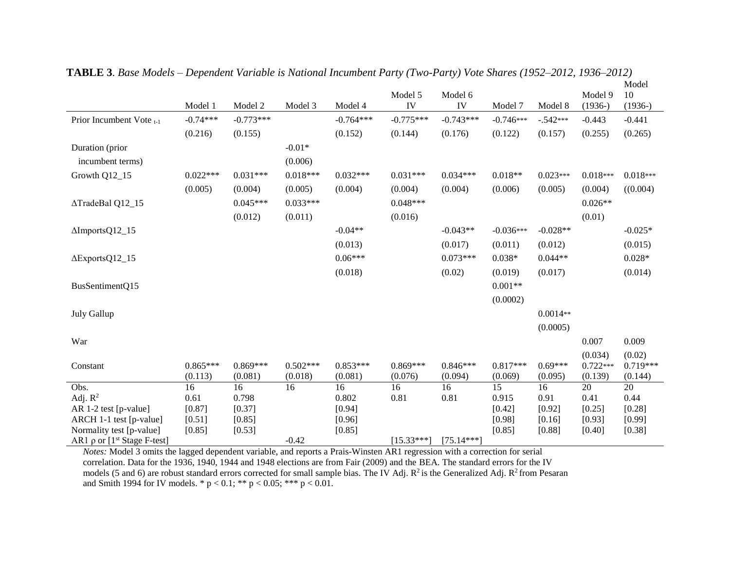**TABLE 3**. *Base Models – Dependent Variable is National Incumbent Party (Two-Party) Vote Shares (1952–2012, 1936–2012)*

| | Model 1 | Model 2 | Model 3 | Model 4 | Model 5 IV | Model 6 IV | Model 7 | Model 8 | Model 9 (1936-) | Model 10 (1936-) |
|---|---|---|---|---|---|---|---|---|---|---|
| Prior Incumbent Vote $_{t-1}$ | -0.74*** | -0.773*** | | -0.764*** | -0.775*** | -0.743*** | -0.746*** | -.542*** | -0.443 | -0.441 |
| | (0.216) | (0.155) | | (0.152) | (0.144) | (0.176) | (0.122) | (0.157) | (0.255) | (0.265) |
| Duration (prior incumbent terms) | | | -0.01* | | | | | | | |
| | | | (0.006) | | | | | | | |
| Growth Q12_15 | 0.022*** | 0.031*** | 0.018*** | 0.032*** | 0.031*** | 0.034*** | 0.018** | 0.023*** | 0.018*** | 0.018*** |
| | (0.005) | (0.004) | (0.005) | (0.004) | (0.004) | (0.004) | (0.006) | (0.005) | (0.004) | ((0.004) |
| ΔTradeBal Q12_15 | | 0.045*** | 0.033*** | | 0.048*** | | | | 0.026** | |
| | | (0.012) | (0.011) | | (0.016) | | | | (0.01) | |
| ΔImportsQ12_15 | | | | -0.04** | | -0.043** | -0.036*** | -0.028** | | -0.025* |
| | | | | (0.013) | | (0.017) | (0.011) | (0.012) | | (0.015) |
| ΔExportsQ12_15 | | | | 0.06*** | | 0.073*** | 0.038* | 0.044** | | 0.028* |
| | | | | (0.018) | | (0.02) | (0.019) | (0.017) | | (0.014) |
| BusSentimentQ15 | | | | | | | 0.001** | | | |
| | | | | | | | (0.0002) | | | |
| July Gallup | | | | | | | | 0.0014** | | |
| | | | | | | | | (0.0005) | | |
| War | | | | | | | | | 0.007 | 0.009 |
| | | | | | | | | | (0.034) | (0.02) |
| Constant | 0.865*** | 0.869*** | 0.502*** | 0.853*** | 0.869*** | 0.846*** | 0.817*** | 0.69*** | 0.722*** | 0.719*** |
| | (0.113) | (0.081) | (0.018) | (0.081) | (0.076) | (0.094) | (0.069) | (0.095) | (0.139) | (0.144) |
| Obs. | 16 | 16 | 16 | 16 | 16 | 16 | 15 | 16 | 20 | 20 |
| Adj. $R^2$ | 0.61 | 0.798 | | 0.802 | 0.81 | 0.81 | 0.915 | 0.91 | 0.41 | 0.44 |
| AR 1-2 test [p-value] | [0.87] | [0.37] | | [0.94] | | | [0.42] | [0.92] | [0.25] | [0.28] |
| ARCH 1-1 test [p-value] | [0.51] | [0.85] | | [0.96] | | | [0.98] | [0.16] | [0.93] | [0.99] |
| Normality test [p-value] | [0.85] | [0.53] | | [0.85] | | | [0.85] | [0.88] | [0.40] | [0.38] |
| AR1 ρ or [1st Stage F-test] | | | -0.42 | | [15.33***] | [75.14***] | | | | |

*Notes:* Model 3 omits the lagged dependent variable, and reports a Prais-Winsten AR1 regression with a correction for serial correlation. Data for the 1936, 1940, 1944 and 1948 elections are from Fair (2009) and the BEA. The standard errors for the IV models (5 and 6) are robust standard errors corrected for small sample bias. The IV Adj. $R^2$ is the Generalized Adj. $R^2$ from Pesaran and Smith 1994 for IV models. * $p < 0.1$; ** $p < 0.05$; *** $p < 0.01$.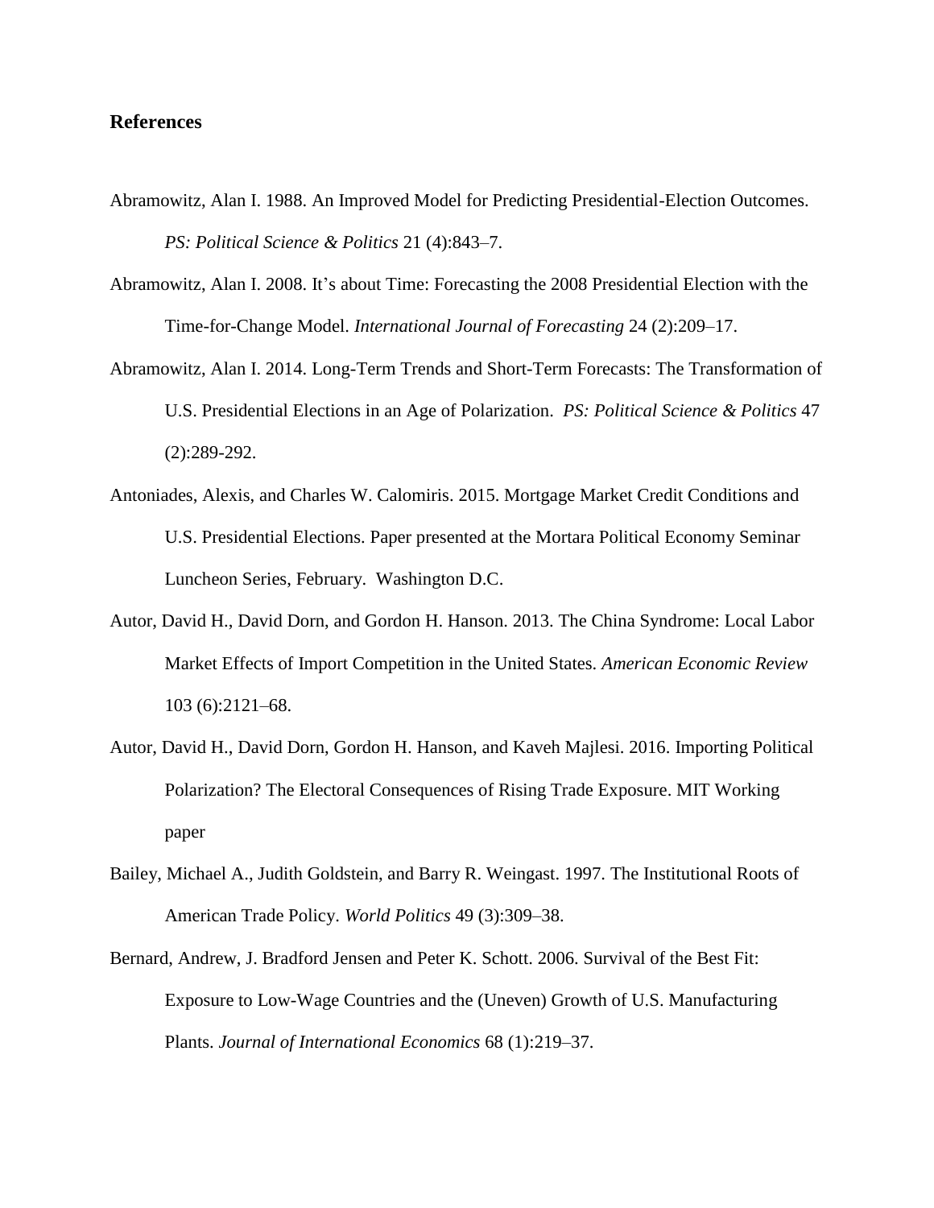## References

Abramowitz, Alan I. 1988. An Improved Model for Predicting Presidential-Election Outcomes. *PS: Political Science & Politics* 21 (4):843–7.

Abramowitz, Alan I. 2008. It's about Time: Forecasting the 2008 Presidential Election with the Time-for-Change Model. *International Journal of Forecasting* 24 (2):209–17.

Abramowitz, Alan I. 2014. Long-Term Trends and Short-Term Forecasts: The Transformation of U.S. Presidential Elections in an Age of Polarization. *PS: Political Science & Politics* 47 (2):289-292.

Antoniades, Alexis, and Charles W. Calomiris. 2015. Mortgage Market Credit Conditions and U.S. Presidential Elections. Paper presented at the Mortara Political Economy Seminar Luncheon Series, February. Washington D.C.

Autor, David H., David Dorn, and Gordon H. Hanson. 2013. The China Syndrome: Local Labor Market Effects of Import Competition in the United States. *American Economic Review* 103 (6):2121–68.

Autor, David H., David Dorn, Gordon H. Hanson, and Kaveh Majlesi. 2016. Importing Political Polarization? The Electoral Consequences of Rising Trade Exposure. MIT Working paper

Bailey, Michael A., Judith Goldstein, and Barry R. Weingast. 1997. The Institutional Roots of American Trade Policy. *World Politics* 49 (3):309–38.

Bernard, Andrew, J. Bradford Jensen and Peter K. Schott. 2006. Survival of the Best Fit: Exposure to Low-Wage Countries and the (Uneven) Growth of U.S. Manufacturing Plants. *Journal of International Economics* 68 (1):219–37.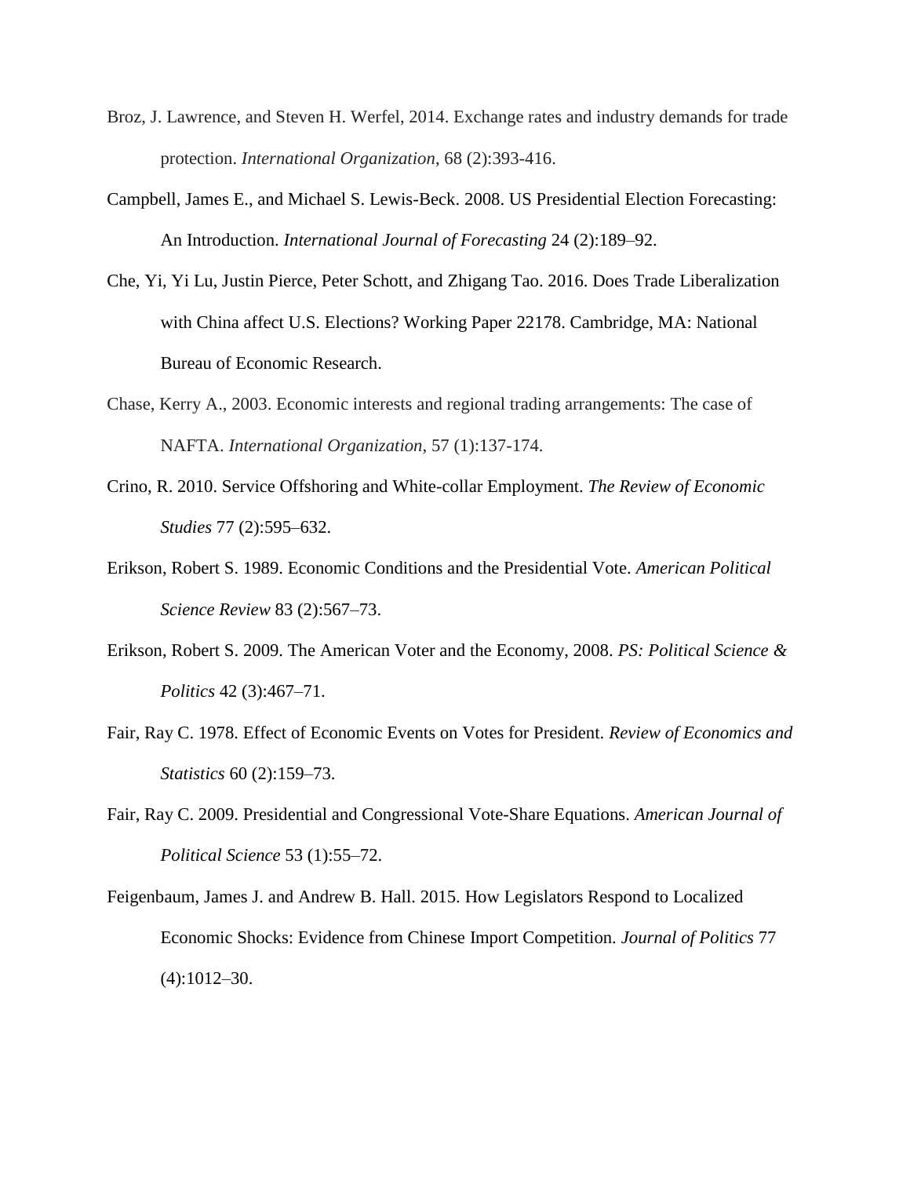Broz, J. Lawrence, and Steven H. Werfel, 2014. Exchange rates and industry demands for trade protection. *International Organization*, 68 (2):393-416.

Campbell, James E., and Michael S. Lewis-Beck. 2008. US Presidential Election Forecasting: An Introduction. *International Journal of Forecasting* 24 (2):189–92.

Che, Yi, Yi Lu, Justin Pierce, Peter Schott, and Zhigang Tao. 2016. Does Trade Liberalization with China affect U.S. Elections? Working Paper 22178. Cambridge, MA: National Bureau of Economic Research.

Chase, Kerry A., 2003. Economic interests and regional trading arrangements: The case of NAFTA. *International Organization*, 57 (1):137-174.

Crino, R. 2010. Service Offshoring and White-collar Employment. *The Review of Economic Studies* 77 (2):595–632.

Erikson, Robert S. 1989. Economic Conditions and the Presidential Vote. *American Political Science Review* 83 (2):567–73.

Erikson, Robert S. 2009. The American Voter and the Economy, 2008. *PS: Political Science & Politics* 42 (3):467–71.

Fair, Ray C. 1978. Effect of Economic Events on Votes for President. *Review of Economics and Statistics* 60 (2):159–73.

Fair, Ray C. 2009. Presidential and Congressional Vote-Share Equations. *American Journal of Political Science* 53 (1):55–72.

Feigenbaum, James J. and Andrew B. Hall. 2015. How Legislators Respond to Localized Economic Shocks: Evidence from Chinese Import Competition. *Journal of Politics* 77 (4):1012–30.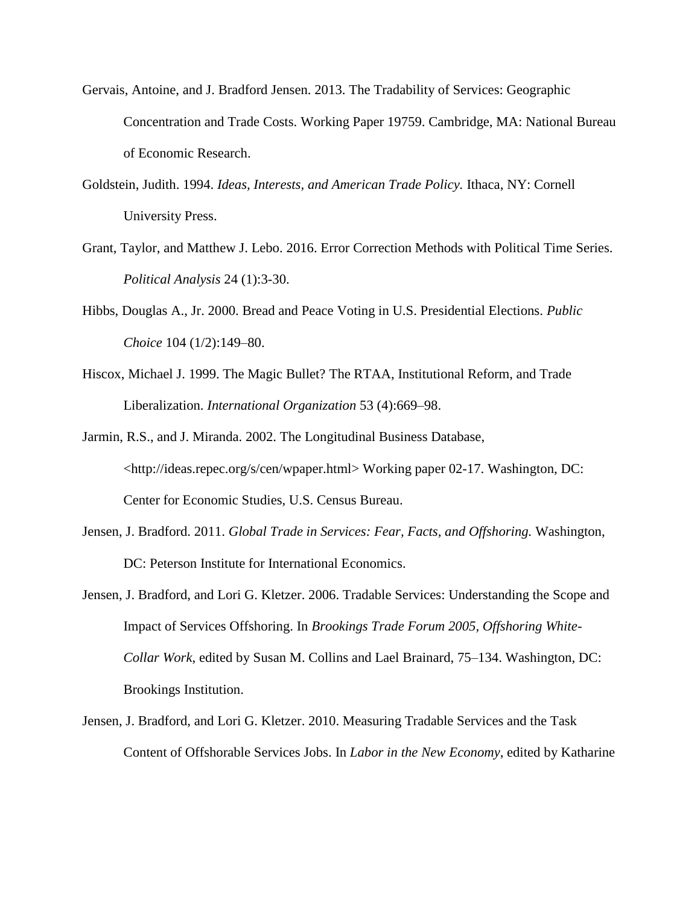Gervais, Antoine, and J. Bradford Jensen. 2013. The Tradability of Services: Geographic Concentration and Trade Costs. Working Paper 19759. Cambridge, MA: National Bureau of Economic Research.

Goldstein, Judith. 1994. *Ideas, Interests, and American Trade Policy.* Ithaca, NY: Cornell University Press.

Grant, Taylor, and Matthew J. Lebo. 2016. Error Correction Methods with Political Time Series. *Political Analysis* 24 (1):3-30.

Hibbs, Douglas A., Jr. 2000. Bread and Peace Voting in U.S. Presidential Elections. *Public Choice* 104 (1/2):149–80.

Hiscox, Michael J. 1999. The Magic Bullet? The RTAA, Institutional Reform, and Trade Liberalization. *International Organization* 53 (4):669–98.

Jarmin, R.S., and J. Miranda. 2002. The Longitudinal Business Database, <http://ideas.repec.org/s/cen/wpaper.html> Working paper 02-17. Washington, DC: Center for Economic Studies, U.S. Census Bureau.

Jensen, J. Bradford. 2011. *Global Trade in Services: Fear, Facts, and Offshoring.* Washington, DC: Peterson Institute for International Economics.

Jensen, J. Bradford, and Lori G. Kletzer. 2006. Tradable Services: Understanding the Scope and Impact of Services Offshoring. In *Brookings Trade Forum 2005, Offshoring White-Collar Work*, edited by Susan M. Collins and Lael Brainard, 75–134. Washington, DC: Brookings Institution.

Jensen, J. Bradford, and Lori G. Kletzer. 2010. Measuring Tradable Services and the Task Content of Offshorable Services Jobs. In *Labor in the New Economy*, edited by Katharine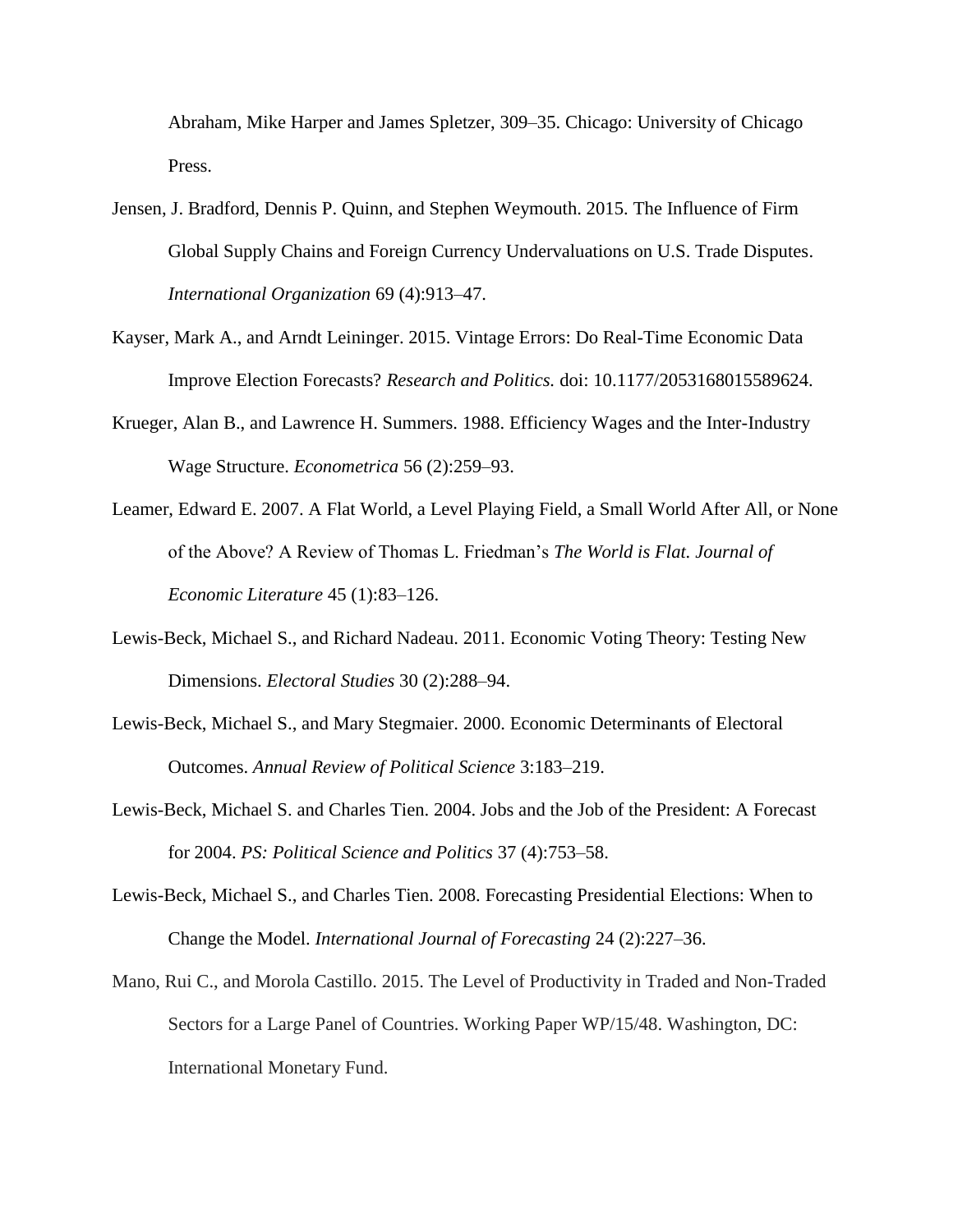Abraham, Mike Harper and James Spletzer, 309–35. Chicago: University of Chicago Press.

Jensen, J. Bradford, Dennis P. Quinn, and Stephen Weymouth. 2015. The Influence of Firm Global Supply Chains and Foreign Currency Undervaluations on U.S. Trade Disputes. *International Organization* 69 (4):913–47.

Kayser, Mark A., and Arndt Leininger. 2015. Vintage Errors: Do Real-Time Economic Data Improve Election Forecasts? *Research and Politics.* doi: 10.1177/2053168015589624.

Krueger, Alan B., and Lawrence H. Summers. 1988. Efficiency Wages and the Inter-Industry Wage Structure. *Econometrica* 56 (2):259–93.

Leamer, Edward E. 2007. A Flat World, a Level Playing Field, a Small World After All, or None of the Above? A Review of Thomas L. Friedman's *The World is Flat. Journal of Economic Literature* 45 (1):83–126.

Lewis-Beck, Michael S., and Richard Nadeau. 2011. Economic Voting Theory: Testing New Dimensions. *Electoral Studies* 30 (2):288–94.

Lewis-Beck, Michael S., and Mary Stegmaier. 2000. Economic Determinants of Electoral Outcomes. *Annual Review of Political Science* 3:183–219.

Lewis-Beck, Michael S. and Charles Tien. 2004. Jobs and the Job of the President: A Forecast for 2004. *PS: Political Science and Politics* 37 (4):753–58.

Lewis-Beck, Michael S., and Charles Tien. 2008. Forecasting Presidential Elections: When to Change the Model. *International Journal of Forecasting* 24 (2):227–36.

Mano, Rui C., and Morola Castillo. 2015. The Level of Productivity in Traded and Non-Traded Sectors for a Large Panel of Countries. Working Paper WP/15/48. Washington, DC: International Monetary Fund.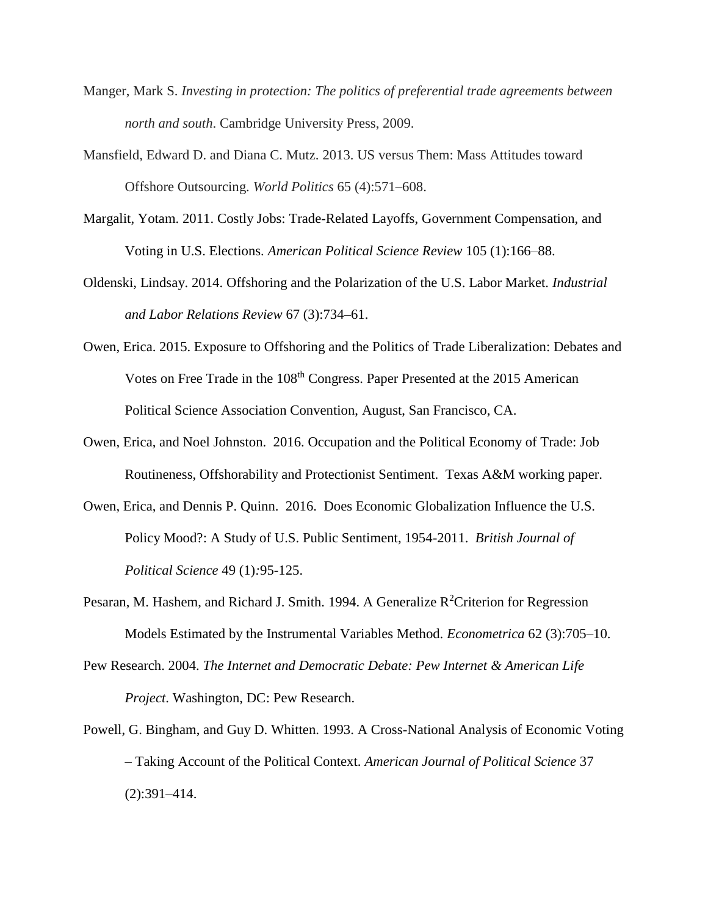Manger, Mark S. *Investing in protection: The politics of preferential trade agreements between north and south*. Cambridge University Press, 2009.

Mansfield, Edward D. and Diana C. Mutz. 2013. US versus Them: Mass Attitudes toward Offshore Outsourcing. *World Politics* 65 (4):571–608.

Margalit, Yotam. 2011. Costly Jobs: Trade-Related Layoffs, Government Compensation, and Voting in U.S. Elections. *American Political Science Review* 105 (1):166–88.

Oldenski, Lindsay. 2014. Offshoring and the Polarization of the U.S. Labor Market. *Industrial and Labor Relations Review* 67 (3):734–61.

Owen, Erica. 2015. Exposure to Offshoring and the Politics of Trade Liberalization: Debates and Votes on Free Trade in the 108th Congress. Paper Presented at the 2015 American Political Science Association Convention, August, San Francisco, CA.

Owen, Erica, and Noel Johnston. 2016. Occupation and the Political Economy of Trade: Job Routineness, Offshorability and Protectionist Sentiment. Texas A&M working paper.

Owen, Erica, and Dennis P. Quinn. 2016. Does Economic Globalization Influence the U.S. Policy Mood?: A Study of U.S. Public Sentiment, 1954-2011. *British Journal of Political Science* 49 (1):95-125.

Pesaran, M. Hashem, and Richard J. Smith. 1994. A Generalize $R^2$Criterion for Regression Models Estimated by the Instrumental Variables Method. *Econometrica* 62 (3):705–10.

Pew Research. 2004. *The Internet and Democratic Debate: Pew Internet & American Life Project*. Washington, DC: Pew Research.

Powell, G. Bingham, and Guy D. Whitten. 1993. A Cross-National Analysis of Economic Voting – Taking Account of the Political Context. *American Journal of Political Science* 37 (2):391–414.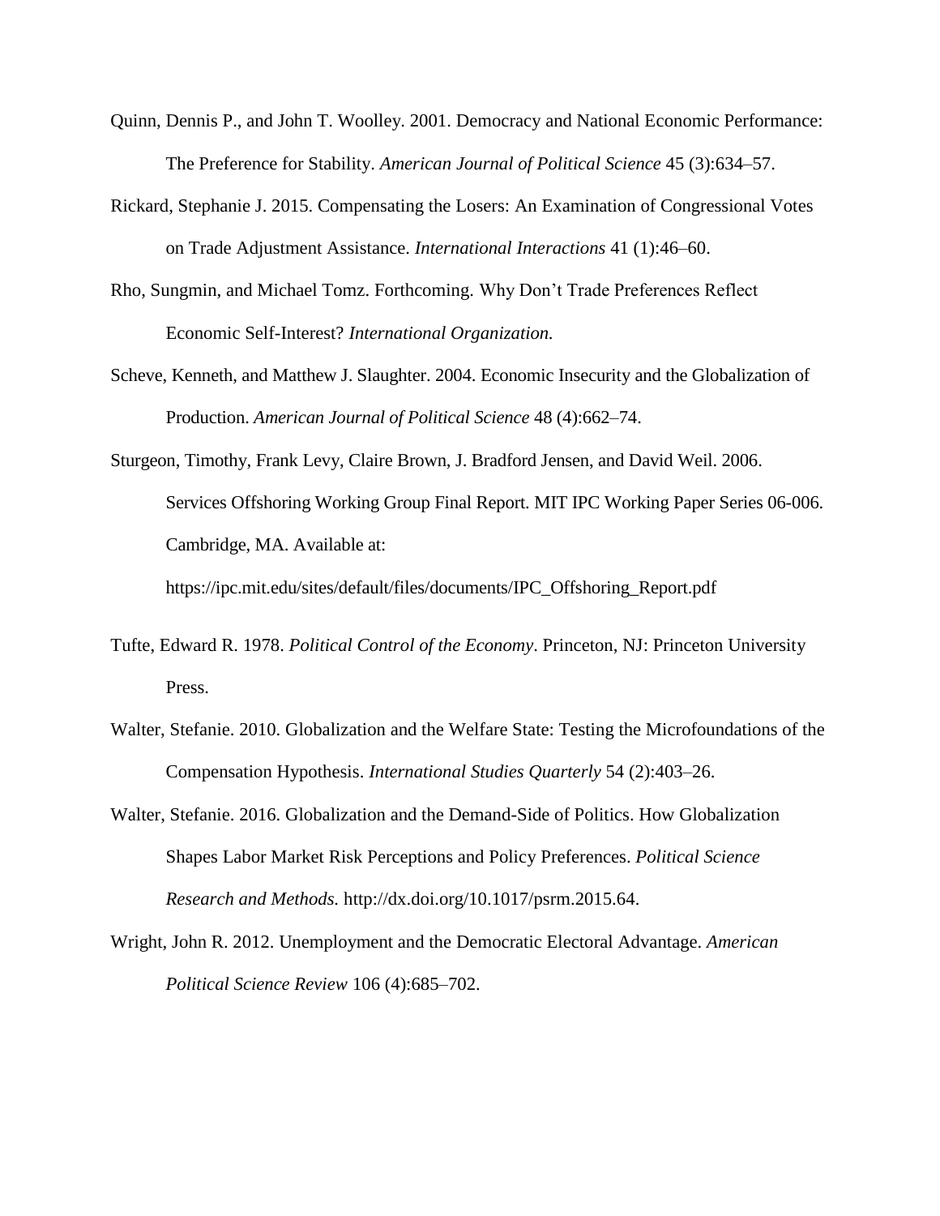Quinn, Dennis P., and John T. Woolley. 2001. Democracy and National Economic Performance: The Preference for Stability. *American Journal of Political Science* 45 (3):634–57.

Rickard, Stephanie J. 2015. Compensating the Losers: An Examination of Congressional Votes on Trade Adjustment Assistance. *International Interactions* 41 (1):46–60.

Rho, Sungmin, and Michael Tomz. Forthcoming. Why Don't Trade Preferences Reflect Economic Self-Interest? *International Organization.*

Scheve, Kenneth, and Matthew J. Slaughter. 2004. Economic Insecurity and the Globalization of Production. *American Journal of Political Science* 48 (4):662–74.

Sturgeon, Timothy, Frank Levy, Claire Brown, J. Bradford Jensen, and David Weil. 2006. Services Offshoring Working Group Final Report. MIT IPC Working Paper Series 06-006. Cambridge, MA. Available at: https://ipc.mit.edu/sites/default/files/documents/IPC_Offshoring_Report.pdf

Tufte, Edward R. 1978. *Political Control of the Economy*. Princeton, NJ: Princeton University Press.

Walter, Stefanie. 2010. Globalization and the Welfare State: Testing the Microfoundations of the Compensation Hypothesis. *International Studies Quarterly* 54 (2):403–26.

Walter, Stefanie. 2016. Globalization and the Demand-Side of Politics. How Globalization Shapes Labor Market Risk Perceptions and Policy Preferences. *Political Science Research and Methods.* http://dx.doi.org/10.1017/psrm.2015.64.

Wright, John R. 2012. Unemployment and the Democratic Electoral Advantage. *American Political Science Review* 106 (4):685–702.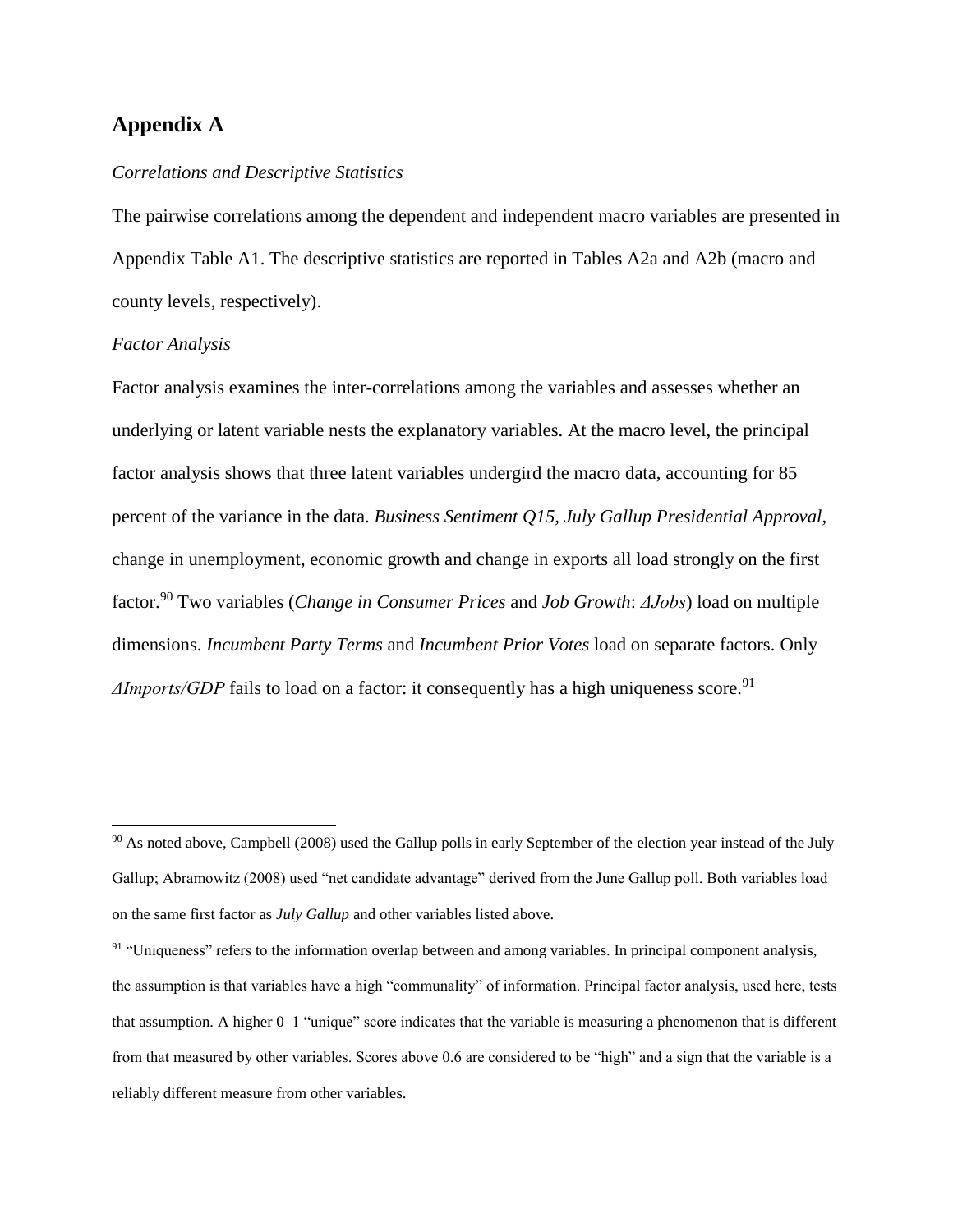# Appendix A

*Correlations and Descriptive Statistics*

The pairwise correlations among the dependent and independent macro variables are presented in Appendix Table A1. The descriptive statistics are reported in Tables A2a and A2b (macro and county levels, respectively).

*Factor Analysis*

Factor analysis examines the inter-correlations among the variables and assesses whether an underlying or latent variable nests the explanatory variables. At the macro level, the principal factor analysis shows that three latent variables undergird the macro data, accounting for 85 percent of the variance in the data. *Business Sentiment Q15, July Gallup Presidential Approval*, change in unemployment, economic growth and change in exports all load strongly on the first factor.[90] Two variables (*Change in Consumer Prices* and *Job Growth*: *ΔJobs*) load on multiple dimensions. *Incumbent Party Terms* and *Incumbent Prior Votes* load on separate factors. Only *ΔImports/GDP* fails to load on a factor: it consequently has a high uniqueness score.[91]

---

[90] As noted above, Campbell (2008) used the Gallup polls in early September of the election year instead of the July Gallup; Abramowitz (2008) used "net candidate advantage" derived from the June Gallup poll. Both variables load on the same first factor as *July Gallup* and other variables listed above.

[91] "Uniqueness" refers to the information overlap between and among variables. In principal component analysis, the assumption is that variables have a high "communality" of information. Principal factor analysis, used here, tests that assumption. A higher 0–1 "unique" score indicates that the variable is measuring a phenomenon that is different from that measured by other variables. Scores above 0.6 are considered to be "high" and a sign that the variable is a reliably different measure from other variables.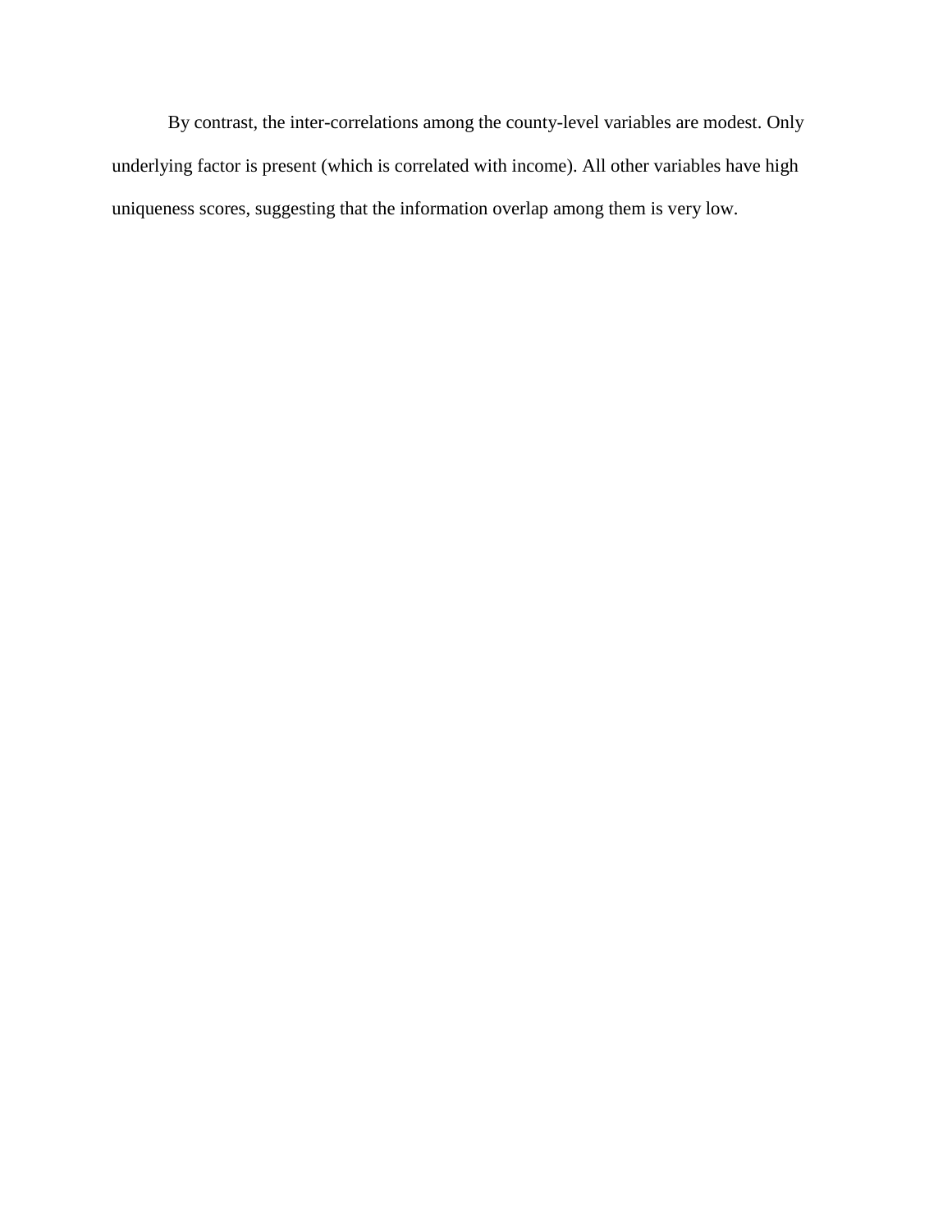By contrast, the inter-correlations among the county-level variables are modest. Only underlying factor is present (which is correlated with income). All other variables have high uniqueness scores, suggesting that the information overlap among them is very low.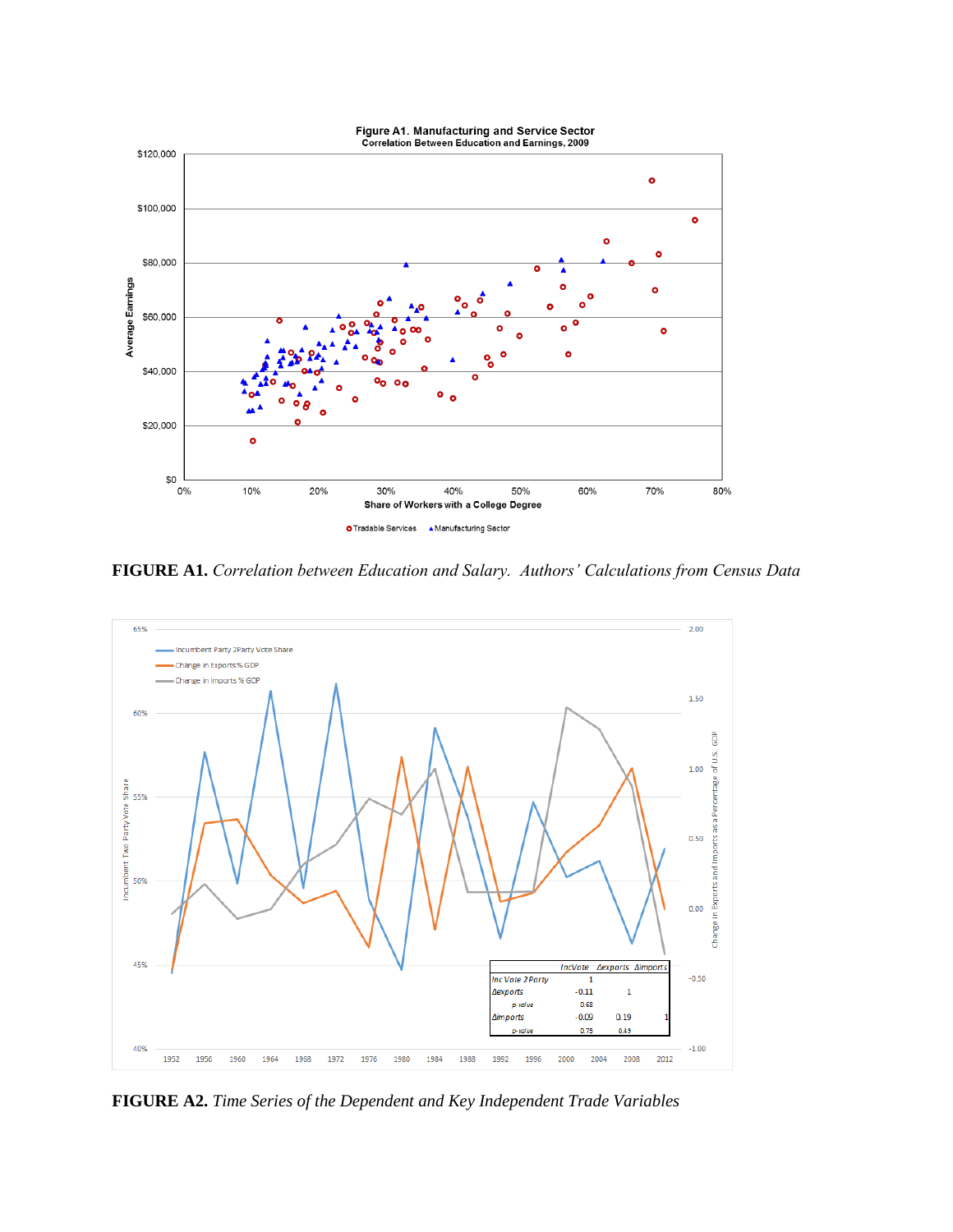Figure A1. Manufacturing and Service Sector
Correlation Between Education and Earnings, 2009

Average Earnings

$120,000
$100,000
$80,000
$60,000
$40,000
$20,000
$0

0% 10% 20% 30% 40% 50% 60% 70% 80%

Share of Workers with a College Degree

Tradable Services    Manufacturing Sector

**FIGURE A1.** *Correlation between Education and Salary. Authors' Calculations from Census Data*

Incumbent Party 2Party Vote Share
Change in Exports % GDP
Change in Imports % GDP

Incumbent Two Party Vote Share

65%
60%
55%
50%
45%
40%

Change in Exports and Imports as a Percentage of U.S. GDP

2.00
1.50
1.00
0.50
0.00
-0.50
-1.00

1952 1956 1960 1964 1968 1972 1976 1980 1984 1988 1992 1996 2000 2004 2008 2012

| | IncVote | Δexports | Δimports |
|---|---|---|---|
| Inc Vote 2Party | 1 | | |
| Δexports | -0.11 | 1 | |
| p-value | 0.68 | | |
| Δimports | -0.09 | 0.19 | 1 |
| p-value | 0.75 | 0.49 | |

**FIGURE A2.** *Time Series of the Dependent and Key Independent Trade Variables*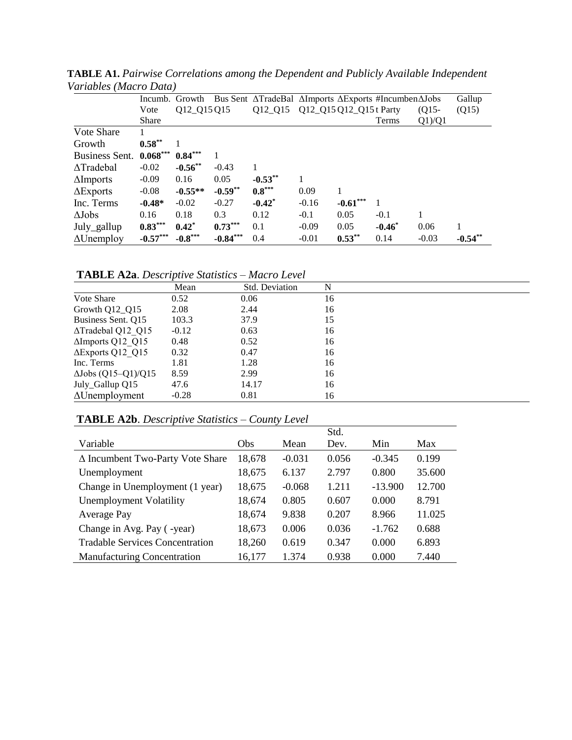**TABLE A1.** *Pairwise Correlations among the Dependent and Publicly Available Independent Variables (Macro Data)*

| | Incumb. Vote Share | Growth Q12_Q15 | Bus Sent Q15 | ΔTradeBal Q12_Q15 | ΔImports Q12_Q15 | ΔExports Q12_Q15 | #Incumbent Party Terms | ΔJobs (Q15-Q1)/Q1 | Gallup (Q15) |
|---|---|---|---|---|---|---|---|---|---|
| Vote Share | 1 | | | | | | | | |
| Growth | **0.58**** | 1 | | | | | | | |
| Business Sent. | **0.068***** | **0.84***** | 1 | | | | | | |
| ΔTradebal | -0.02 | **-0.56**** | -0.43 | 1 | | | | | |
| ΔImports | -0.09 | 0.16 | 0.05 | **-0.53**** | 1 | | | | |
| ΔExports | -0.08 | **-0.55**** | **-0.59**** | **0.8***** | 0.09 | 1 | | | |
| Inc. Terms | **-0.48*** | -0.02 | -0.27 | **-0.42*** | -0.16 | **-0.61***** | 1 | | |
| ΔJobs | 0.16 | 0.18 | 0.3 | 0.12 | -0.1 | 0.05 | -0.1 | 1 | |
| July_gallup | **0.83***** | **0.42*** | **0.73***** | 0.1 | -0.09 | 0.05 | **-0.46*** | 0.06 | 1 |
| ΔUnemploy | **-0.57***** | **-0.8***** | **-0.84***** | 0.4 | -0.01 | **0.53**** | 0.14 | -0.03 | **-0.54**** |

**TABLE A2a**. *Descriptive Statistics – Macro Level*

| | Mean | Std. Deviation | N |
|---|---|---|---|
| Vote Share | 0.52 | 0.06 | 16 |
| Growth Q12_Q15 | 2.08 | 2.44 | 16 |
| Business Sent. Q15 | 103.3 | 37.9 | 15 |
| ΔTradebal Q12_Q15 | -0.12 | 0.63 | 16 |
| ΔImports Q12_Q15 | 0.48 | 0.52 | 16 |
| ΔExports Q12_Q15 | 0.32 | 0.47 | 16 |
| Inc. Terms | 1.81 | 1.28 | 16 |
| ΔJobs (Q15–Q1)/Q15 | 8.59 | 2.99 | 16 |
| July_Gallup Q15 | 47.6 | 14.17 | 16 |
| ΔUnemployment | -0.28 | 0.81 | 16 |

**TABLE A2b**. *Descriptive Statistics – County Level*

| Variable | Obs | Mean | Std. Dev. | Min | Max |
|---|---|---|---|---|---|
| Δ Incumbent Two-Party Vote Share | 18,678 | -0.031 | 0.056 | -0.345 | 0.199 |
| Unemployment | 18,675 | 6.137 | 2.797 | 0.800 | 35.600 |
| Change in Unemployment (1 year) | 18,675 | -0.068 | 1.211 | -13.900 | 12.700 |
| Unemployment Volatility | 18,674 | 0.805 | 0.607 | 0.000 | 8.791 |
| Average Pay | 18,674 | 9.838 | 0.207 | 8.966 | 11.025 |
| Change in Avg. Pay ( -year) | 18,673 | 0.006 | 0.036 | -1.762 | 0.688 |
| Tradable Services Concentration | 18,260 | 0.619 | 0.347 | 0.000 | 6.893 |
| Manufacturing Concentration | 16,177 | 1.374 | 0.938 | 0.000 | 7.440 |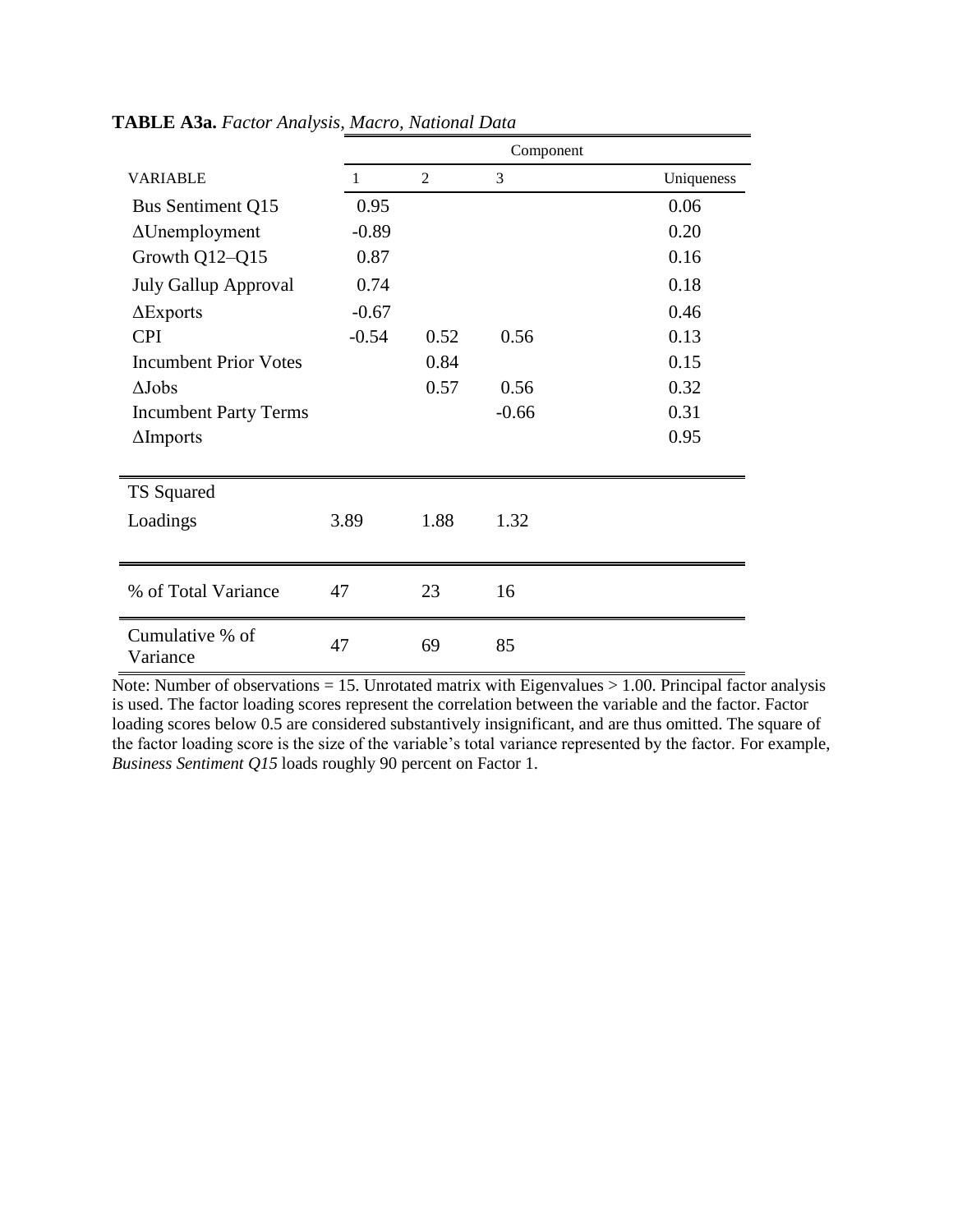**TABLE A3a.** *Factor Analysis, Macro, National Data*

| | Component | | | |
|---|---|---|---|---|
| VARIABLE | 1 | 2 | 3 | Uniqueness |
| Bus Sentiment Q15 | 0.95 | | | 0.06 |
| ΔUnemployment | -0.89 | | | 0.20 |
| Growth Q12–Q15 | 0.87 | | | 0.16 |
| July Gallup Approval | 0.74 | | | 0.18 |
| ΔExports | -0.67 | | | 0.46 |
| CPI | -0.54 | 0.52 | 0.56 | 0.13 |
| Incumbent Prior Votes | | 0.84 | | 0.15 |
| ΔJobs | | 0.57 | 0.56 | 0.32 |
| Incumbent Party Terms | | | -0.66 | 0.31 |
| ΔImports | | | | 0.95 |
| TS Squared Loadings | 3.89 | 1.88 | 1.32 | |
| % of Total Variance | 47 | 23 | 16 | |
| Cumulative % of Variance | 47 | 69 | 85 | |

Note: Number of observations = 15. Unrotated matrix with Eigenvalues > 1.00. Principal factor analysis is used. The factor loading scores represent the correlation between the variable and the factor. Factor loading scores below 0.5 are considered substantively insignificant, and are thus omitted. The square of the factor loading score is the size of the variable's total variance represented by the factor. For example, *Business Sentiment Q15* loads roughly 90 percent on Factor 1.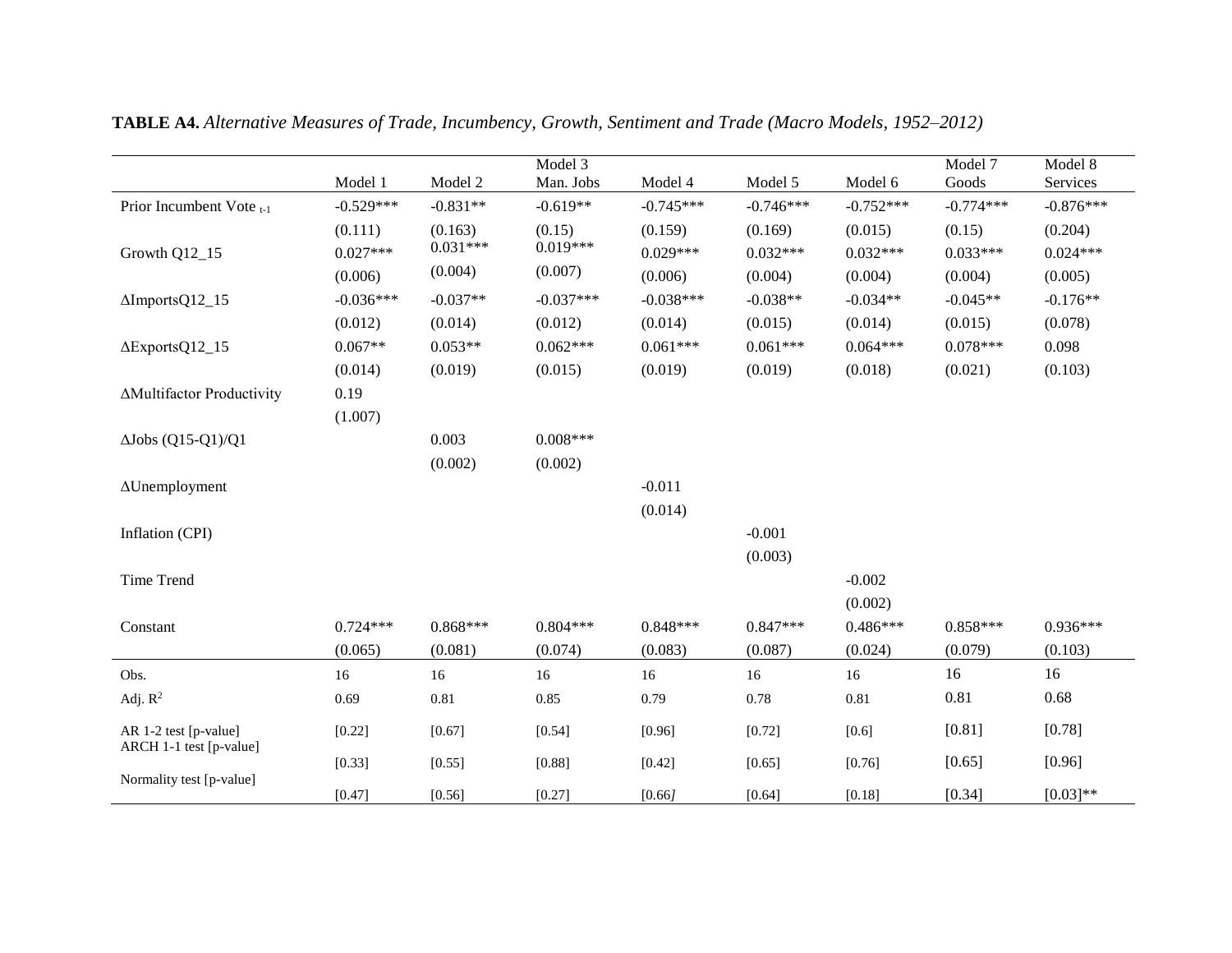**TABLE A4.** *Alternative Measures of Trade, Incumbency, Growth, Sentiment and Trade (Macro Models, 1952–2012)*

| | Model 1 | Model 2 | Model 3 Man. Jobs | Model 4 | Model 5 | Model 6 | Model 7 Goods | Model 8 Services |
|---|---|---|---|---|---|---|---|---|
| Prior Incumbent Vote $_{t-1}$ | -0.529*** | -0.831** | -0.619** | -0.745*** | -0.746*** | -0.752*** | -0.774*** | -0.876*** |
| | (0.111) | (0.163) | (0.15) | (0.159) | (0.169) | (0.015) | (0.15) | (0.204) |
| Growth Q12_15 | 0.027*** | 0.031*** | 0.019*** | 0.029*** | 0.032*** | 0.032*** | 0.033*** | 0.024*** |
| | (0.006) | (0.004) | (0.007) | (0.006) | (0.004) | (0.004) | (0.004) | (0.005) |
| ΔImportsQ12_15 | -0.036*** | -0.037** | -0.037*** | -0.038*** | -0.038** | -0.034** | -0.045** | -0.176** |
| | (0.012) | (0.014) | (0.012) | (0.014) | (0.015) | (0.014) | (0.015) | (0.078) |
| ΔExportsQ12_15 | 0.067** | 0.053** | 0.062*** | 0.061*** | 0.061*** | 0.064*** | 0.078*** | 0.098 |
| | (0.014) | (0.019) | (0.015) | (0.019) | (0.019) | (0.018) | (0.021) | (0.103) |
| ΔMultifactor Productivity | 0.19 | | | | | | | |
| | (1.007) | | | | | | | |
| ΔJobs (Q15-Q1)/Q1 | | 0.003 | 0.008*** | | | | | |
| | | (0.002) | (0.002) | | | | | |
| ΔUnemployment | | | | -0.011 | | | | |
| | | | | (0.014) | | | | |
| Inflation (CPI) | | | | | -0.001 | | | |
| | | | | | (0.003) | | | |
| Time Trend | | | | | | -0.002 | | |
| | | | | | | (0.002) | | |
| Constant | 0.724*** | 0.868*** | 0.804*** | 0.848*** | 0.847*** | 0.486*** | 0.858*** | 0.936*** |
| | (0.065) | (0.081) | (0.074) | (0.083) | (0.087) | (0.024) | (0.079) | (0.103) |
| Obs. | 16 | 16 | 16 | 16 | 16 | 16 | 16 | 16 |
| Adj. $R^2$ | 0.69 | 0.81 | 0.85 | 0.79 | 0.78 | 0.81 | 0.81 | 0.68 |
| AR 1-2 test [p-value] | [0.22] | [0.67] | [0.54] | [0.96] | [0.72] | [0.6] | [0.81] | [0.78] |
| ARCH 1-1 test [p-value] | [0.33] | [0.55] | [0.88] | [0.42] | [0.65] | [0.76] | [0.65] | [0.96] |
| Normality test [p-value] | [0.47] | [0.56] | [0.27] | [0.66] | [0.64] | [0.18] | [0.34] | [0.03]** |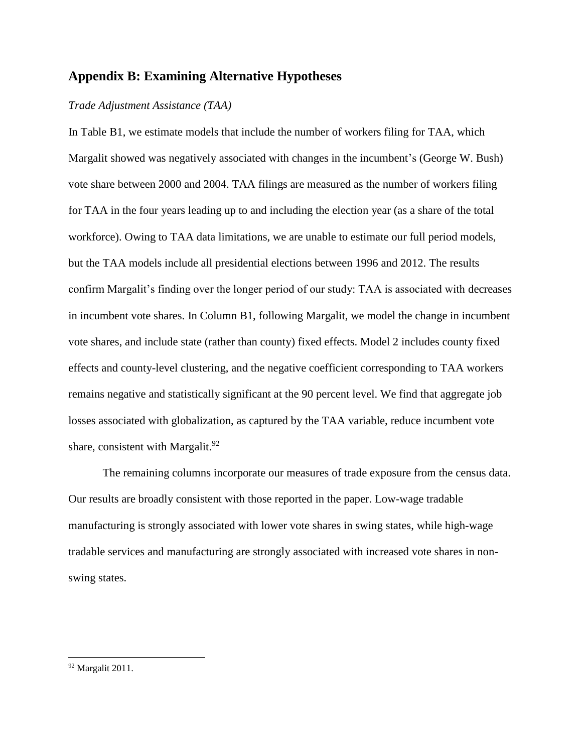## Appendix B: Examining Alternative Hypotheses

*Trade Adjustment Assistance (TAA)*

In Table B1, we estimate models that include the number of workers filing for TAA, which Margalit showed was negatively associated with changes in the incumbent's (George W. Bush) vote share between 2000 and 2004. TAA filings are measured as the number of workers filing for TAA in the four years leading up to and including the election year (as a share of the total workforce). Owing to TAA data limitations, we are unable to estimate our full period models, but the TAA models include all presidential elections between 1996 and 2012. The results confirm Margalit's finding over the longer period of our study: TAA is associated with decreases in incumbent vote shares. In Column B1, following Margalit, we model the change in incumbent vote shares, and include state (rather than county) fixed effects. Model 2 includes county fixed effects and county-level clustering, and the negative coefficient corresponding to TAA workers remains negative and statistically significant at the 90 percent level. We find that aggregate job losses associated with globalization, as captured by the TAA variable, reduce incumbent vote share, consistent with Margalit.[92]

The remaining columns incorporate our measures of trade exposure from the census data. Our results are broadly consistent with those reported in the paper. Low-wage tradable manufacturing is strongly associated with lower vote shares in swing states, while high-wage tradable services and manufacturing are strongly associated with increased vote shares in non-swing states.

---

[92] Margalit 2011.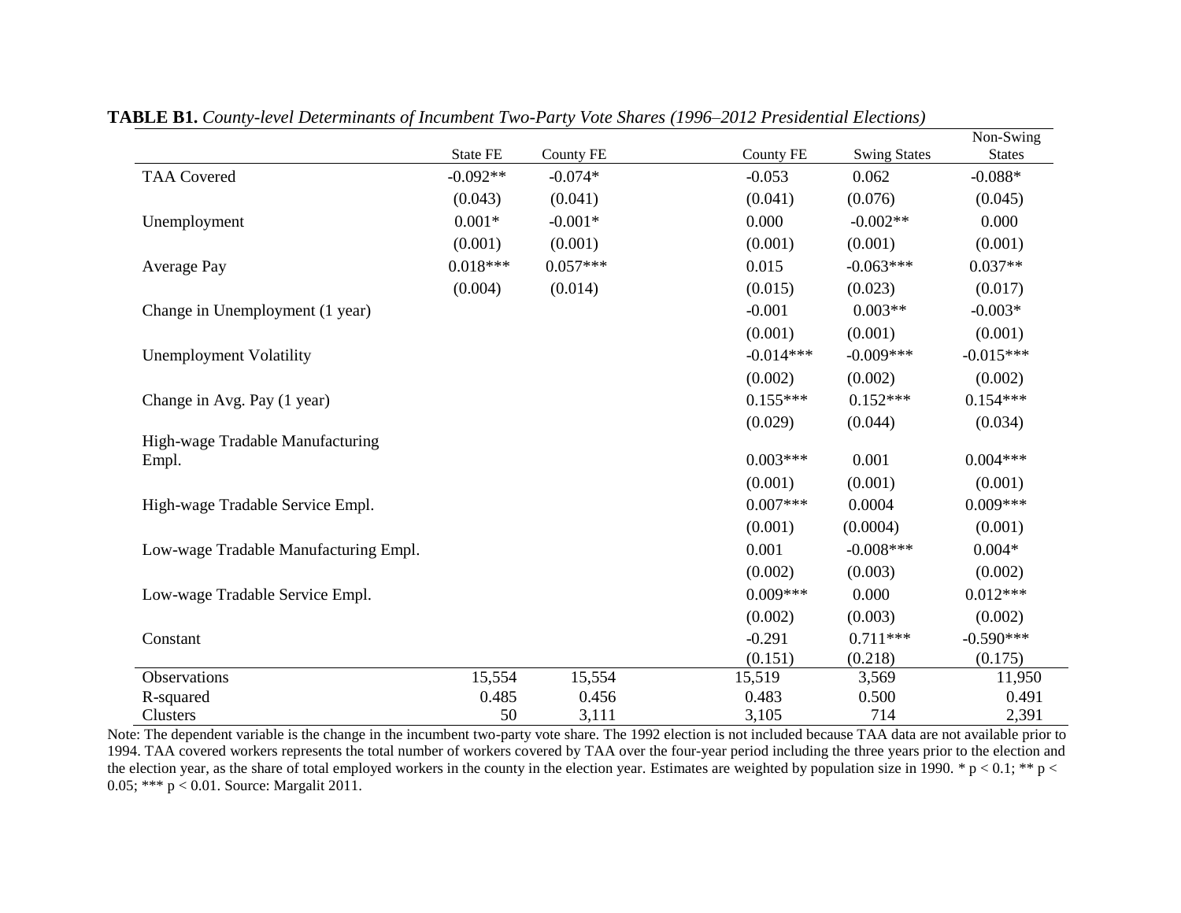**TABLE B1.** *County-level Determinants of Incumbent Two-Party Vote Shares (1996–2012 Presidential Elections)*

| | State FE | County FE | County FE | Swing States | Non-Swing States |
|---|---|---|---|---|---|
| TAA Covered | -0.092** | -0.074* | -0.053 | 0.062 | -0.088* |
| | (0.043) | (0.041) | (0.041) | (0.076) | (0.045) |
| Unemployment | 0.001* | -0.001* | 0.000 | -0.002** | 0.000 |
| | (0.001) | (0.001) | (0.001) | (0.001) | (0.001) |
| Average Pay | 0.018*** | 0.057*** | 0.015 | -0.063*** | 0.037** |
| | (0.004) | (0.014) | (0.015) | (0.023) | (0.017) |
| Change in Unemployment (1 year) | | | -0.001 | 0.003** | -0.003* |
| | | | (0.001) | (0.001) | (0.001) |
| Unemployment Volatility | | | -0.014*** | -0.009*** | -0.015*** |
| | | | (0.002) | (0.002) | (0.002) |
| Change in Avg. Pay (1 year) | | | 0.155*** | 0.152*** | 0.154*** |
| | | | (0.029) | (0.044) | (0.034) |
| High-wage Tradable Manufacturing Empl. | | | 0.003*** | 0.001 | 0.004*** |
| | | | (0.001) | (0.001) | (0.001) |
| High-wage Tradable Service Empl. | | | 0.007*** | 0.0004 | 0.009*** |
| | | | (0.001) | (0.0004) | (0.001) |
| Low-wage Tradable Manufacturing Empl. | | | 0.001 | -0.008*** | 0.004* |
| | | | (0.002) | (0.003) | (0.002) |
| Low-wage Tradable Service Empl. | | | 0.009*** | 0.000 | 0.012*** |
| | | | (0.002) | (0.003) | (0.002) |
| Constant | | | -0.291 | 0.711*** | -0.590*** |
| | | | (0.151) | (0.218) | (0.175) |
| Observations | 15,554 | 15,554 | 15,519 | 3,569 | 11,950 |
| R-squared | 0.485 | 0.456 | 0.483 | 0.500 | 0.491 |
| Clusters | 50 | 3,111 | 3,105 | 714 | 2,391 |

Note: The dependent variable is the change in the incumbent two-party vote share. The 1992 election is not included because TAA data are not available prior to 1994. TAA covered workers represents the total number of workers covered by TAA over the four-year period including the three years prior to the election and the election year, as the share of total employed workers in the county in the election year. Estimates are weighted by population size in 1990. * $p < 0.1$; ** $p < 0.05$; *** $p < 0.01$. Source: Margalit 2011.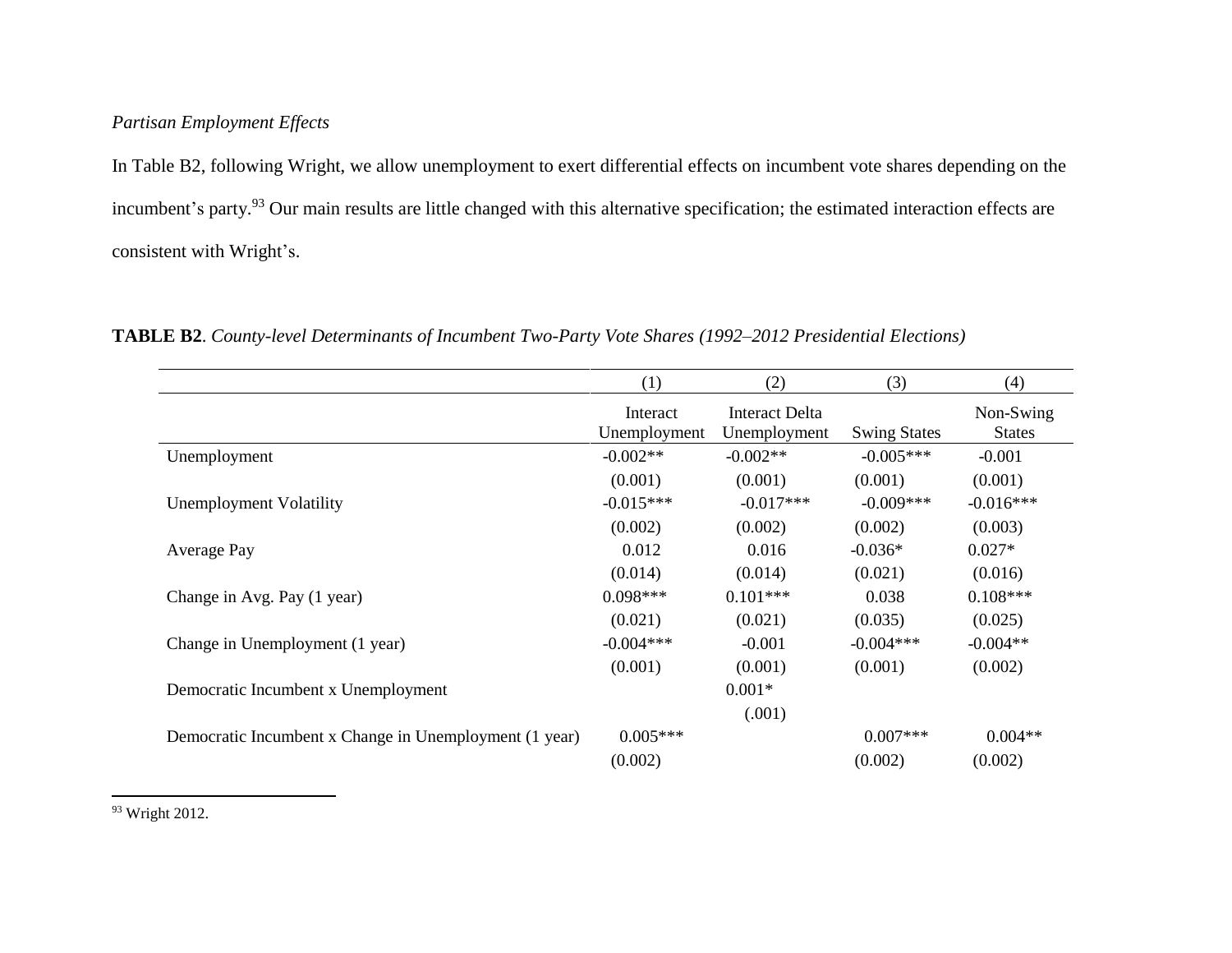*Partisan Employment Effects*

In Table B2, following Wright, we allow unemployment to exert differential effects on incumbent vote shares depending on the incumbent's party.[93] Our main results are little changed with this alternative specification; the estimated interaction effects are consistent with Wright's.

**TABLE B2**. *County-level Determinants of Incumbent Two-Party Vote Shares (1992–2012 Presidential Elections)*

| | (1) | (2) | (3) | (4) |
|---|---|---|---|---|
| | Interact Unemployment | Interact Delta Unemployment | Swing States | Non-Swing States |
| Unemployment | -0.002** | -0.002** | -0.005*** | -0.001 |
| | (0.001) | (0.001) | (0.001) | (0.001) |
| Unemployment Volatility | -0.015*** | -0.017*** | -0.009*** | -0.016*** |
| | (0.002) | (0.002) | (0.002) | (0.003) |
| Average Pay | 0.012 | 0.016 | -0.036* | 0.027* |
| | (0.014) | (0.014) | (0.021) | (0.016) |
| Change in Avg. Pay (1 year) | 0.098*** | 0.101*** | 0.038 | 0.108*** |
| | (0.021) | (0.021) | (0.035) | (0.025) |
| Change in Unemployment (1 year) | -0.004*** | -0.001 | -0.004*** | -0.004** |
| | (0.001) | (0.001) | (0.001) | (0.002) |
| Democratic Incumbent x Unemployment | | 0.001* | | |
| | | (.001) | | |
| Democratic Incumbent x Change in Unemployment (1 year) | 0.005*** | | 0.007*** | 0.004** |
| | (0.002) | | (0.002) | (0.002) |

[93] Wright 2012.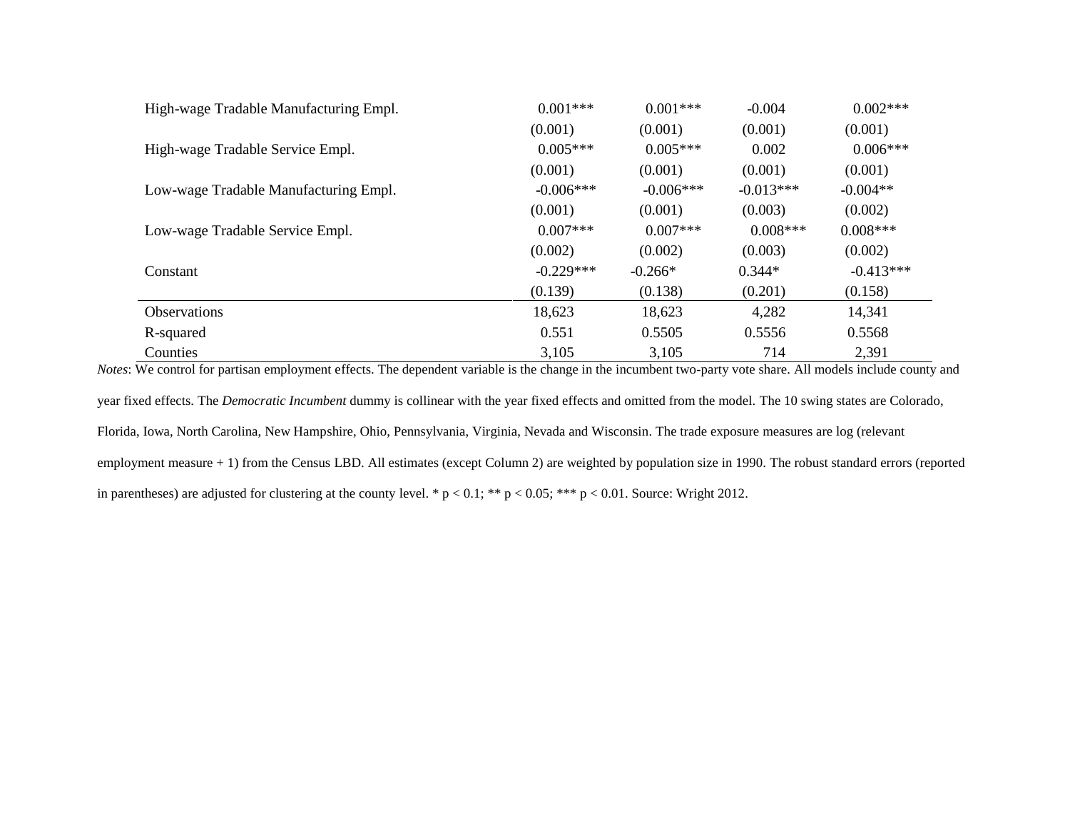| | | | | |
|---|---|---|---|---|
| High-wage Tradable Manufacturing Empl. | 0.001*** | 0.001*** | -0.004 | 0.002*** |
| | (0.001) | (0.001) | (0.001) | (0.001) |
| High-wage Tradable Service Empl. | 0.005*** | 0.005*** | 0.002 | 0.006*** |
| | (0.001) | (0.001) | (0.001) | (0.001) |
| Low-wage Tradable Manufacturing Empl. | -0.006*** | -0.006*** | -0.013*** | -0.004** |
| | (0.001) | (0.001) | (0.003) | (0.002) |
| Low-wage Tradable Service Empl. | 0.007*** | 0.007*** | 0.008*** | 0.008*** |
| | (0.002) | (0.002) | (0.003) | (0.002) |
| Constant | -0.229*** | -0.266* | 0.344* | -0.413*** |
| | (0.139) | (0.138) | (0.201) | (0.158) |
| Observations | 18,623 | 18,623 | 4,282 | 14,341 |
| R-squared | 0.551 | 0.5505 | 0.5556 | 0.5568 |
| Counties | 3,105 | 3,105 | 714 | 2,391 |

*Notes*: We control for partisan employment effects. The dependent variable is the change in the incumbent two-party vote share. All models include county and year fixed effects. The *Democratic Incumbent* dummy is collinear with the year fixed effects and omitted from the model. The 10 swing states are Colorado, Florida, Iowa, North Carolina, New Hampshire, Ohio, Pennsylvania, Virginia, Nevada and Wisconsin. The trade exposure measures are log (relevant employment measure + 1) from the Census LBD. All estimates (except Column 2) are weighted by population size in 1990. The robust standard errors (reported in parentheses) are adjusted for clustering at the county level. * $p < 0.1$; ** $p < 0.05$; *** $p < 0.01$. Source: Wright 2012.